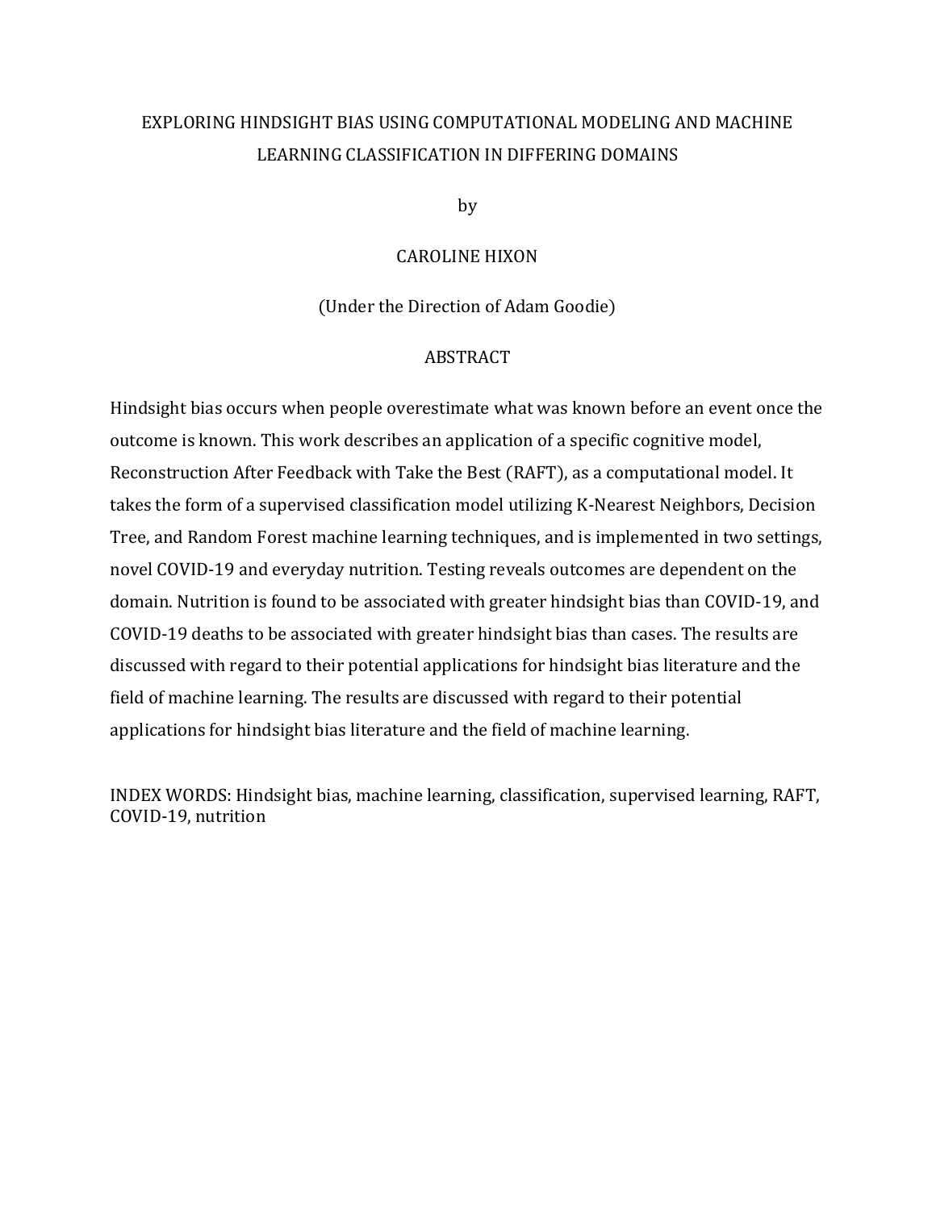# EXPLORING HINDSIGHT BIAS USING COMPUTATIONAL MODELING AND MACHINE LEARNING CLASSIFICATION IN DIFFERING DOMAINS

by

CAROLINE HIXON

(Under the Direction of Adam Goodie)

## ABSTRACT

Hindsight bias occurs when people overestimate what was known before an event once the outcome is known. This work describes an application of a specific cognitive model, Reconstruction After Feedback with Take the Best (RAFT), as a computational model. It takes the form of a supervised classification model utilizing K-Nearest Neighbors, Decision Tree, and Random Forest machine learning techniques, and is implemented in two settings, novel COVID-19 and everyday nutrition. Testing reveals outcomes are dependent on the domain. Nutrition is found to be associated with greater hindsight bias than COVID-19, and COVID-19 deaths to be associated with greater hindsight bias than cases. The results are discussed with regard to their potential applications for hindsight bias literature and the field of machine learning. The results are discussed with regard to their potential applications for hindsight bias literature and the field of machine learning.

INDEX WORDS: Hindsight bias, machine learning, classification, supervised learning, RAFT, COVID-19, nutrition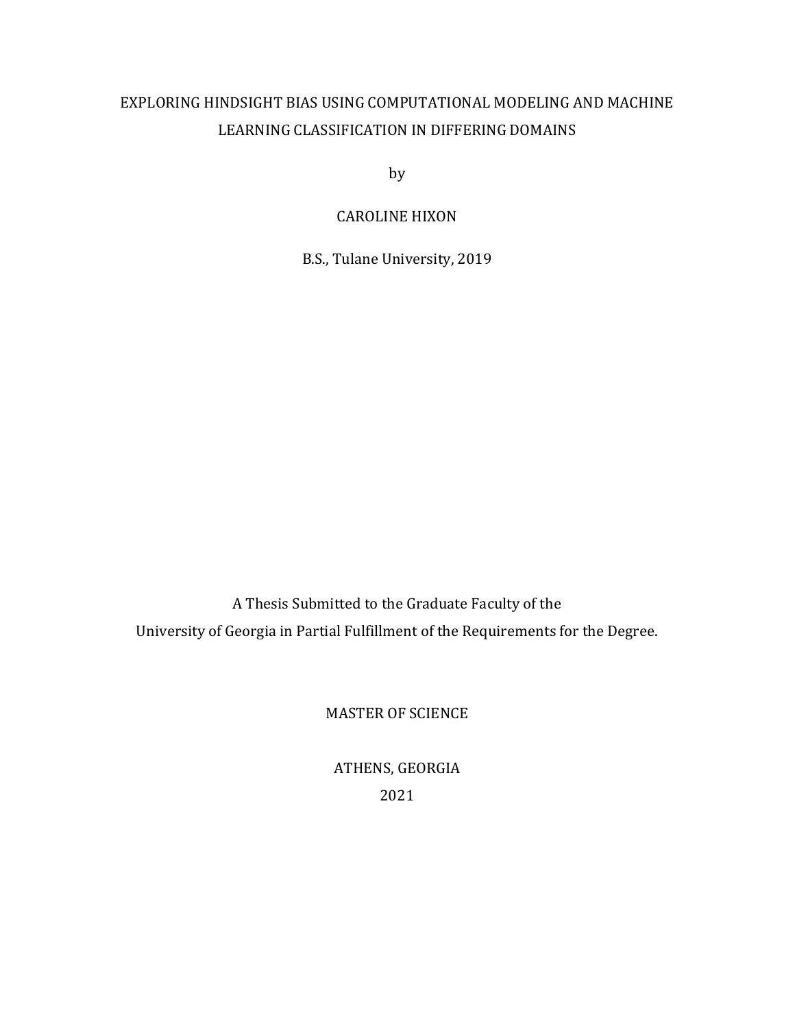EXPLORING HINDSIGHT BIAS USING COMPUTATIONAL MODELING AND MACHINE LEARNING CLASSIFICATION IN DIFFERING DOMAINS

by

CAROLINE HIXON

B.S., Tulane University, 2019

A Thesis Submitted to the Graduate Faculty of the University of Georgia in Partial Fulfillment of the Requirements for the Degree.

MASTER OF SCIENCE

ATHENS, GEORGIA

2021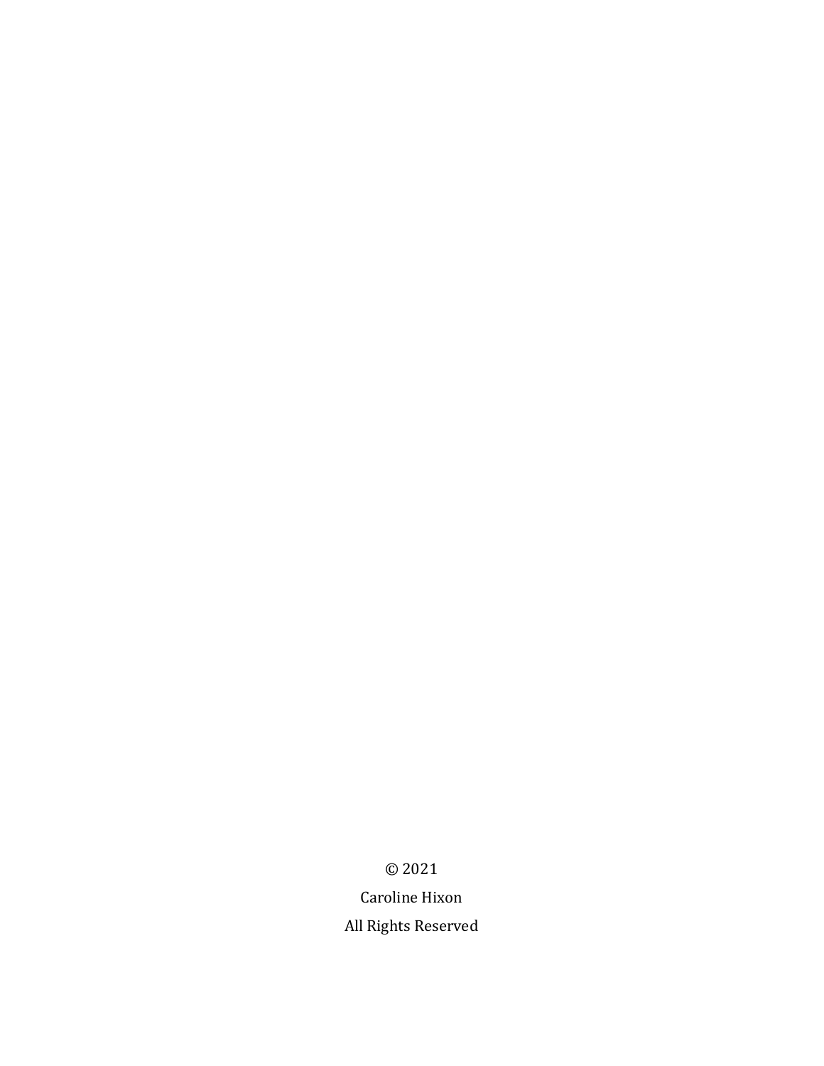© 2021

Caroline Hixon

All Rights Reserved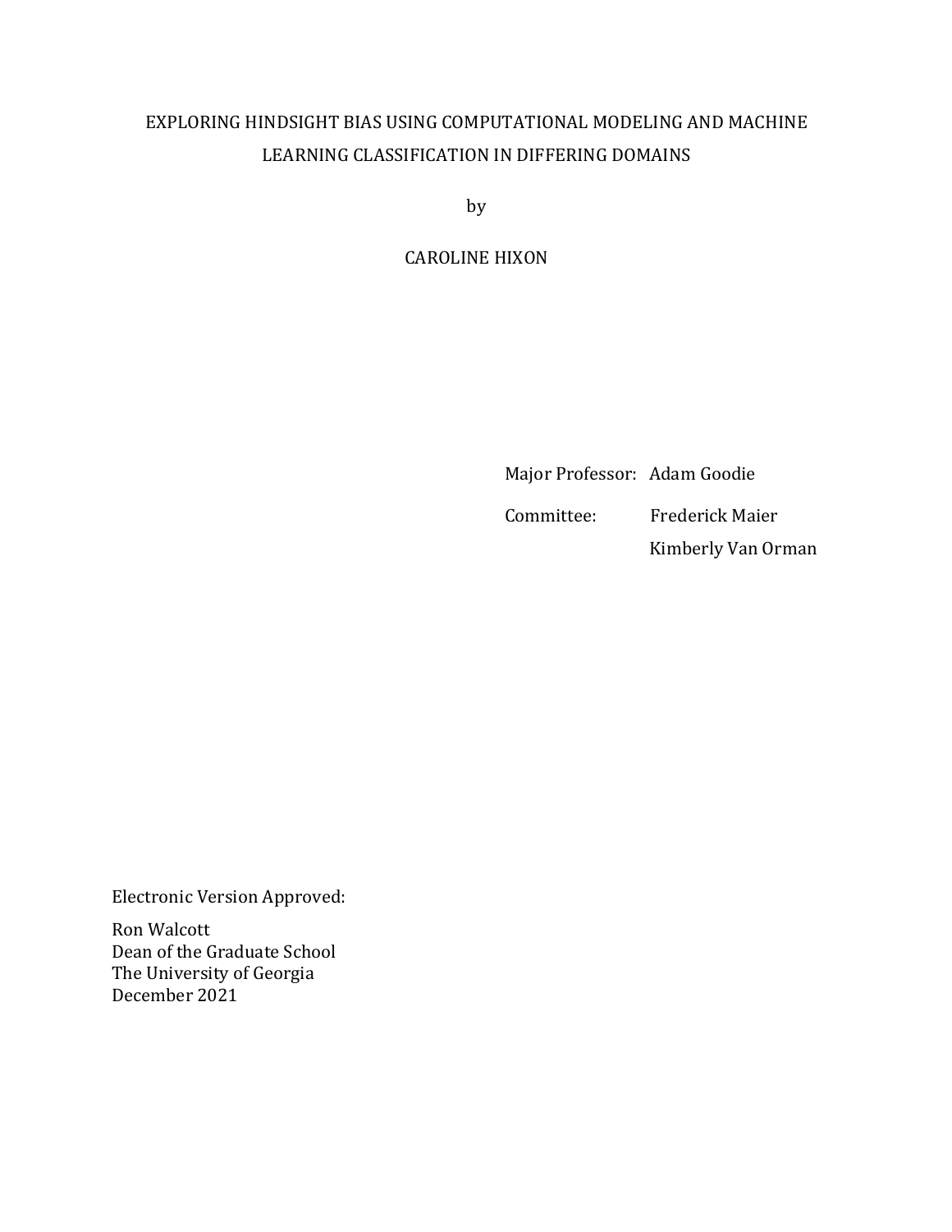EXPLORING HINDSIGHT BIAS USING COMPUTATIONAL MODELING AND MACHINE LEARNING CLASSIFICATION IN DIFFERING DOMAINS

by

CAROLINE HIXON

Major Professor: Adam Goodie

Committee: Frederick Maier
Kimberly Van Orman

Electronic Version Approved:

Ron Walcott
Dean of the Graduate School
The University of Georgia
December 2021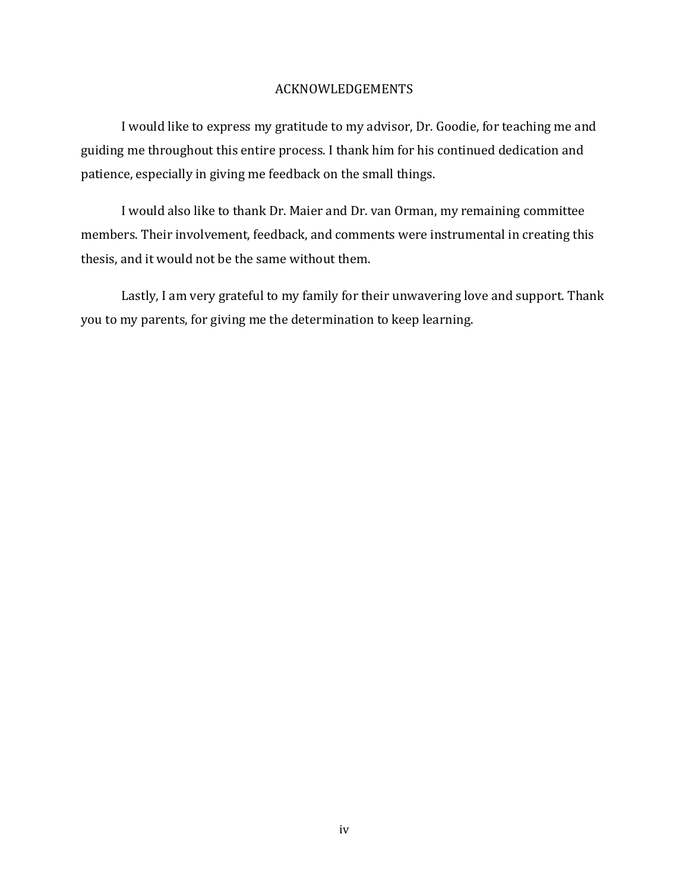# ACKNOWLEDGEMENTS

I would like to express my gratitude to my advisor, Dr. Goodie, for teaching me and guiding me throughout this entire process. I thank him for his continued dedication and patience, especially in giving me feedback on the small things.

I would also like to thank Dr. Maier and Dr. van Orman, my remaining committee members. Their involvement, feedback, and comments were instrumental in creating this thesis, and it would not be the same without them.

Lastly, I am very grateful to my family for their unwavering love and support. Thank you to my parents, for giving me the determination to keep learning.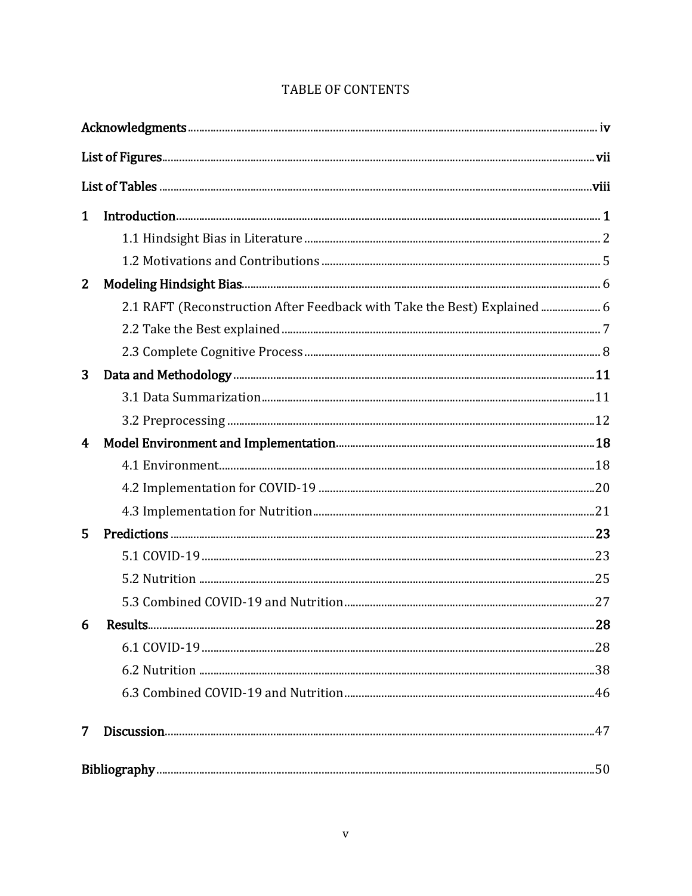# TABLE OF CONTENTS

**Acknowledgments** ........ iv

**List of Figures** ........ vii

**List of Tables** ........ viii

**1 Introduction** ........ 1

- 1.1 Hindsight Bias in Literature ........ 2
- 1.2 Motivations and Contributions ........ 5

**2 Modeling Hindsight Bias** ........ 6

- 2.1 RAFT (Reconstruction After Feedback with Take the Best) Explained ........ 6
- 2.2 Take the Best explained ........ 7
- 2.3 Complete Cognitive Process ........ 8

**3 Data and Methodology** ........ 11

- 3.1 Data Summarization ........ 11
- 3.2 Preprocessing ........ 12

**4 Model Environment and Implementation** ........ 18

- 4.1 Environment ........ 18
- 4.2 Implementation for COVID-19 ........ 20
- 4.3 Implementation for Nutrition ........ 21

**5 Predictions** ........ 23

- 5.1 COVID-19 ........ 23
- 5.2 Nutrition ........ 25
- 5.3 Combined COVID-19 and Nutrition ........ 27

**6 Results** ........ 28

- 6.1 COVID-19 ........ 28
- 6.2 Nutrition ........ 38
- 6.3 Combined COVID-19 and Nutrition ........ 46

**7 Discussion** ........ 47

**Bibliography** ........ 50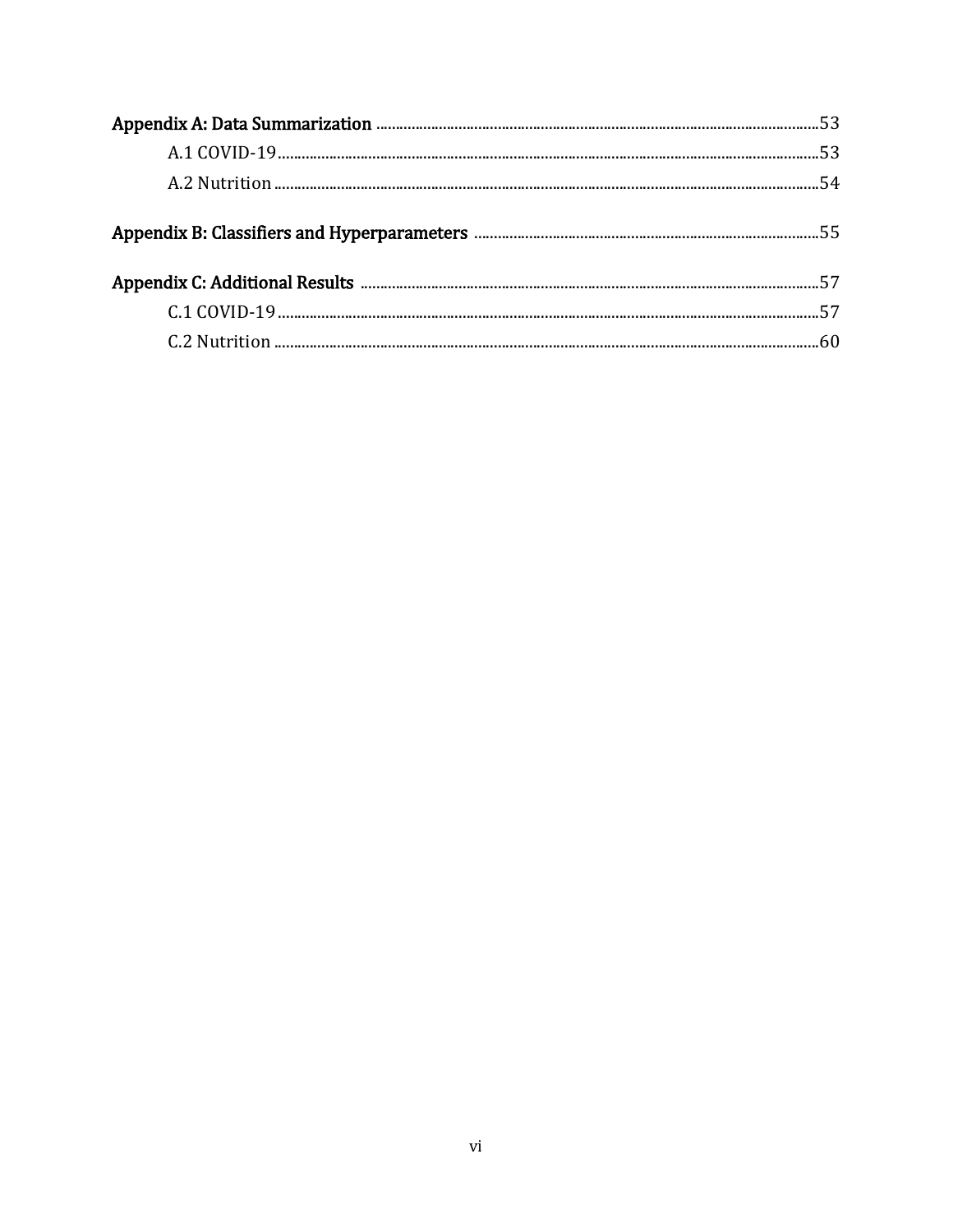**Appendix A: Data Summarization** ........................................................................................................ 53

A.1 COVID-19 ........................................................................................................................................ 53

A.2 Nutrition ......................................................................................................................................... 54

**Appendix B: Classifiers and Hyperparameters** ............................................................................ 55

**Appendix C: Additional Results** ...................................................................................................... 57

C.1 COVID-19 ........................................................................................................................................ 57

C.2 Nutrition ......................................................................................................................................... 60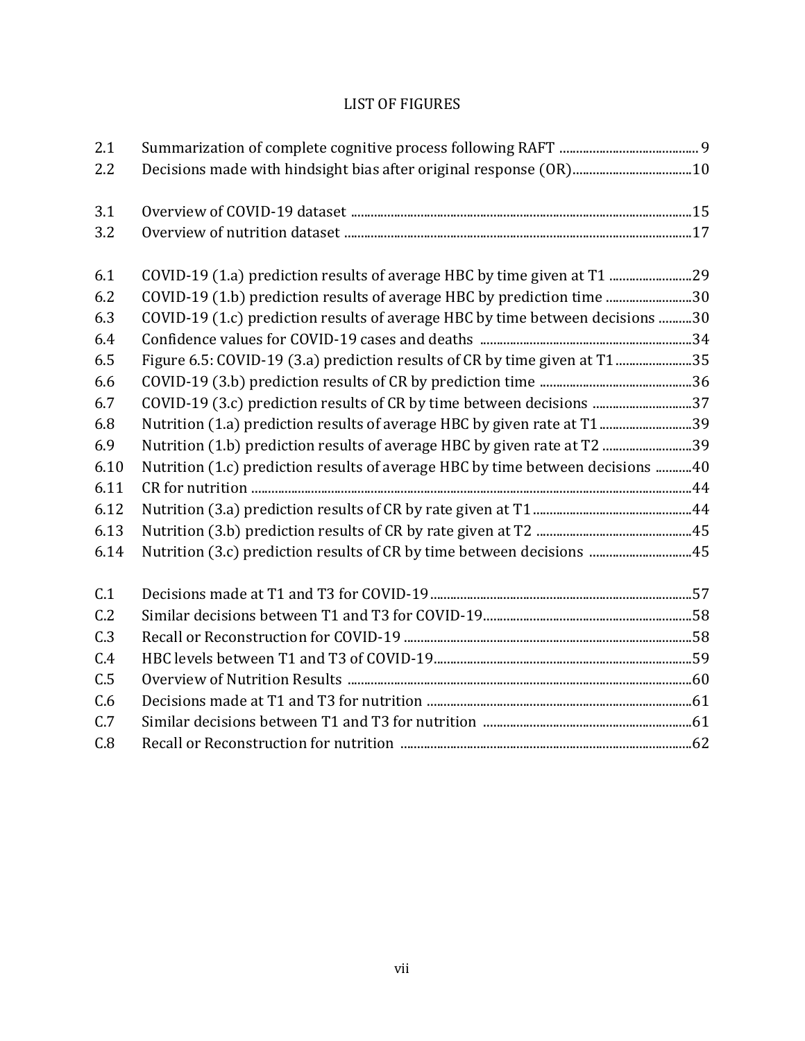# LIST OF FIGURES

| | | |
|---|---|---|
| 2.1 | Summarization of complete cognitive process following RAFT | 9 |
| 2.2 | Decisions made with hindsight bias after original response (OR) | 10 |
| | | |
| 3.1 | Overview of COVID-19 dataset | 15 |
| 3.2 | Overview of nutrition dataset | 17 |
| | | |
| 6.1 | COVID-19 (1.a) prediction results of average HBC by time given at T1 | 29 |
| 6.2 | COVID-19 (1.b) prediction results of average HBC by prediction time | 30 |
| 6.3 | COVID-19 (1.c) prediction results of average HBC by time between decisions | 30 |
| 6.4 | Confidence values for COVID-19 cases and deaths | 34 |
| 6.5 | Figure 6.5: COVID-19 (3.a) prediction results of CR by time given at T1 | 35 |
| 6.6 | COVID-19 (3.b) prediction results of CR by prediction time | 36 |
| 6.7 | COVID-19 (3.c) prediction results of CR by time between decisions | 37 |
| 6.8 | Nutrition (1.a) prediction results of average HBC by given rate at T1 | 39 |
| 6.9 | Nutrition (1.b) prediction results of average HBC by given rate at T2 | 39 |
| 6.10 | Nutrition (1.c) prediction results of average HBC by time between decisions | 40 |
| 6.11 | CR for nutrition | 44 |
| 6.12 | Nutrition (3.a) prediction results of CR by rate given at T1 | 44 |
| 6.13 | Nutrition (3.b) prediction results of CR by rate given at T2 | 45 |
| 6.14 | Nutrition (3.c) prediction results of CR by time between decisions | 45 |
| | | |
| C.1 | Decisions made at T1 and T3 for COVID-19 | 57 |
| C.2 | Similar decisions between T1 and T3 for COVID-19 | 58 |
| C.3 | Recall or Reconstruction for COVID-19 | 58 |
| C.4 | HBC levels between T1 and T3 of COVID-19 | 59 |
| C.5 | Overview of Nutrition Results | 60 |
| C.6 | Decisions made at T1 and T3 for nutrition | 61 |
| C.7 | Similar decisions between T1 and T3 for nutrition | 61 |
| C.8 | Recall or Reconstruction for nutrition | 62 |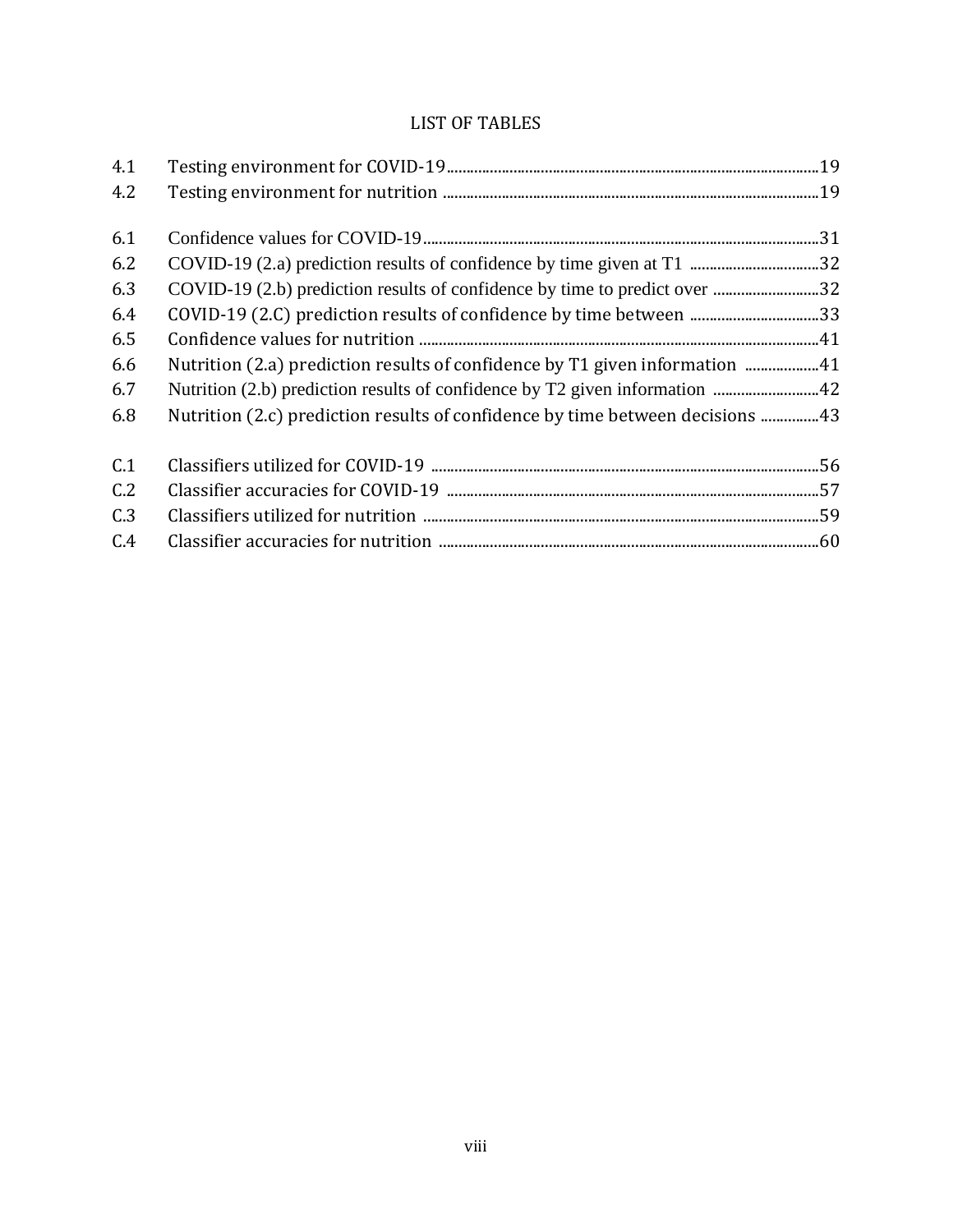# LIST OF TABLES

| | | |
|---|---|---|
| 4.1 | Testing environment for COVID-19 | 19 |
| 4.2 | Testing environment for nutrition | 19 |
| 6.1 | Confidence values for COVID-19 | 31 |
| 6.2 | COVID-19 (2.a) prediction results of confidence by time given at T1 | 32 |
| 6.3 | COVID-19 (2.b) prediction results of confidence by time to predict over | 32 |
| 6.4 | COVID-19 (2.C) prediction results of confidence by time between | 33 |
| 6.5 | Confidence values for nutrition | 41 |
| 6.6 | Nutrition (2.a) prediction results of confidence by T1 given information | 41 |
| 6.7 | Nutrition (2.b) prediction results of confidence by T2 given information | 42 |
| 6.8 | Nutrition (2.c) prediction results of confidence by time between decisions | 43 |
| C.1 | Classifiers utilized for COVID-19 | 56 |
| C.2 | Classifier accuracies for COVID-19 | 57 |
| C.3 | Classifiers utilized for nutrition | 59 |
| C.4 | Classifier accuracies for nutrition | 60 |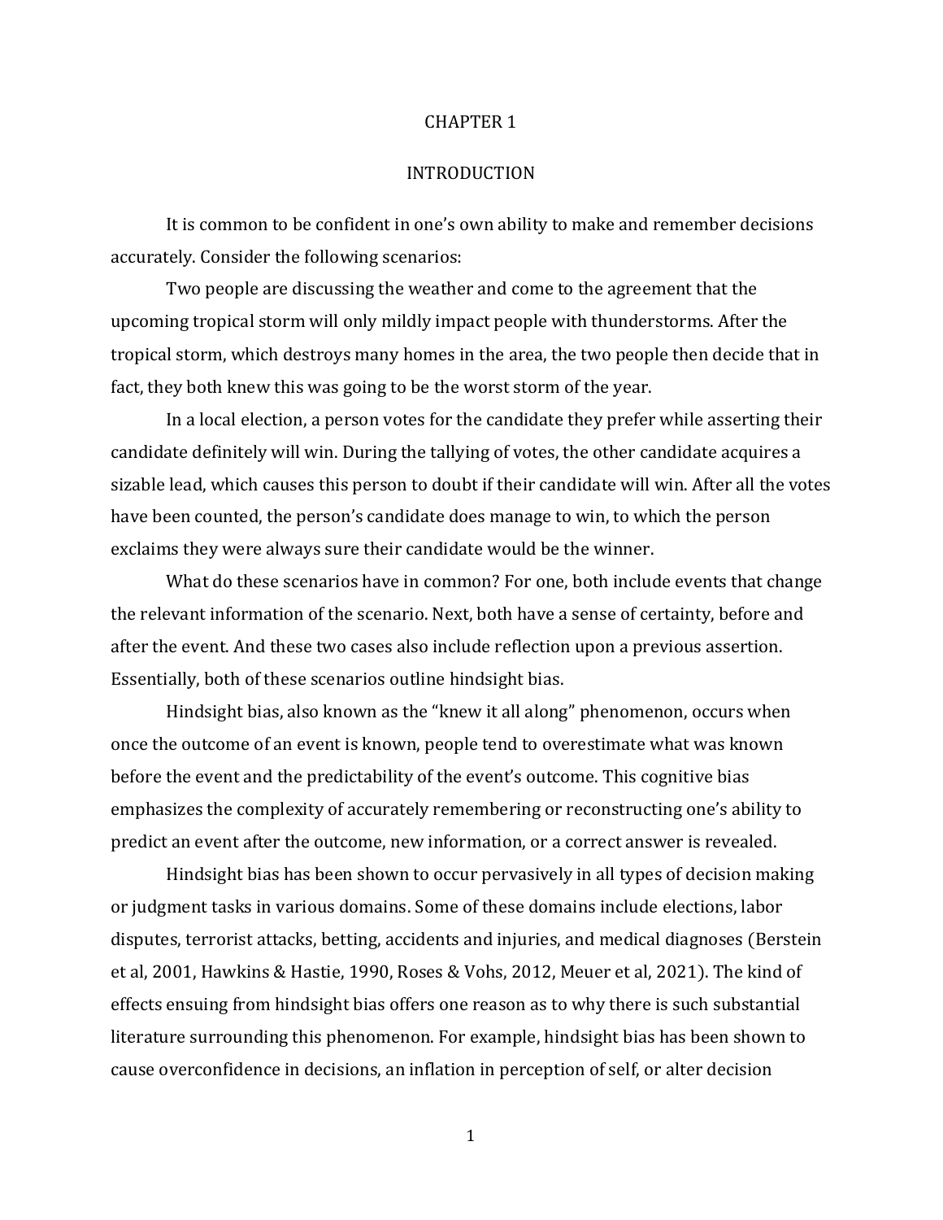# CHAPTER 1

## INTRODUCTION

It is common to be confident in one's own ability to make and remember decisions accurately. Consider the following scenarios:

Two people are discussing the weather and come to the agreement that the upcoming tropical storm will only mildly impact people with thunderstorms. After the tropical storm, which destroys many homes in the area, the two people then decide that in fact, they both knew this was going to be the worst storm of the year.

In a local election, a person votes for the candidate they prefer while asserting their candidate definitely will win. During the tallying of votes, the other candidate acquires a sizable lead, which causes this person to doubt if their candidate will win. After all the votes have been counted, the person's candidate does manage to win, to which the person exclaims they were always sure their candidate would be the winner.

What do these scenarios have in common? For one, both include events that change the relevant information of the scenario. Next, both have a sense of certainty, before and after the event. And these two cases also include reflection upon a previous assertion. Essentially, both of these scenarios outline hindsight bias.

Hindsight bias, also known as the "knew it all along" phenomenon, occurs when once the outcome of an event is known, people tend to overestimate what was known before the event and the predictability of the event's outcome. This cognitive bias emphasizes the complexity of accurately remembering or reconstructing one's ability to predict an event after the outcome, new information, or a correct answer is revealed.

Hindsight bias has been shown to occur pervasively in all types of decision making or judgment tasks in various domains. Some of these domains include elections, labor disputes, terrorist attacks, betting, accidents and injuries, and medical diagnoses (Berstein et al, 2001, Hawkins & Hastie, 1990, Roses & Vohs, 2012, Meuer et al, 2021). The kind of effects ensuing from hindsight bias offers one reason as to why there is such substantial literature surrounding this phenomenon. For example, hindsight bias has been shown to cause overconfidence in decisions, an inflation in perception of self, or alter decision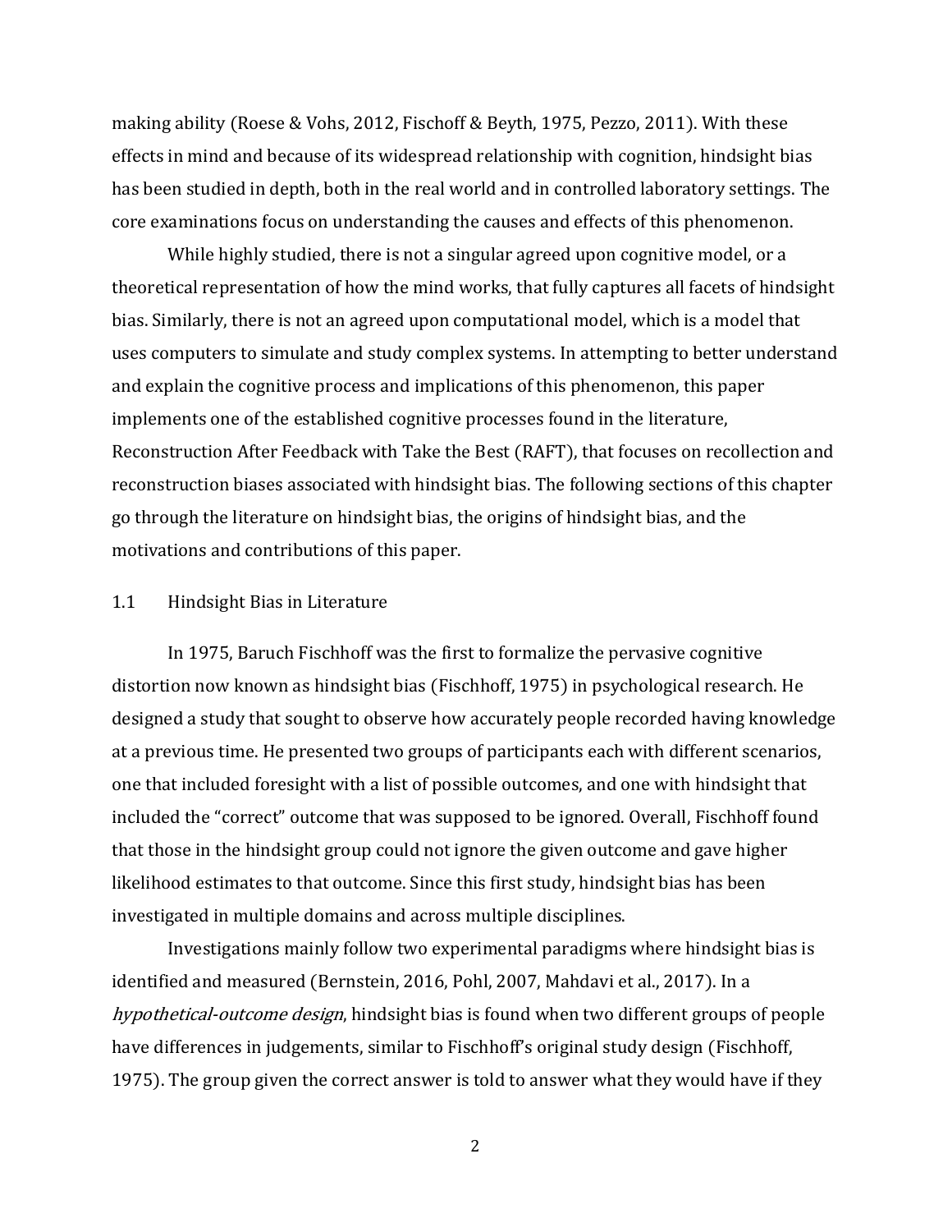making ability (Roese & Vohs, 2012, Fischoff & Beyth, 1975, Pezzo, 2011). With these effects in mind and because of its widespread relationship with cognition, hindsight bias has been studied in depth, both in the real world and in controlled laboratory settings. The core examinations focus on understanding the causes and effects of this phenomenon.

While highly studied, there is not a singular agreed upon cognitive model, or a theoretical representation of how the mind works, that fully captures all facets of hindsight bias. Similarly, there is not an agreed upon computational model, which is a model that uses computers to simulate and study complex systems. In attempting to better understand and explain the cognitive process and implications of this phenomenon, this paper implements one of the established cognitive processes found in the literature, Reconstruction After Feedback with Take the Best (RAFT), that focuses on recollection and reconstruction biases associated with hindsight bias. The following sections of this chapter go through the literature on hindsight bias, the origins of hindsight bias, and the motivations and contributions of this paper.

## 1.1 Hindsight Bias in Literature

In 1975, Baruch Fischhoff was the first to formalize the pervasive cognitive distortion now known as hindsight bias (Fischhoff, 1975) in psychological research. He designed a study that sought to observe how accurately people recorded having knowledge at a previous time. He presented two groups of participants each with different scenarios, one that included foresight with a list of possible outcomes, and one with hindsight that included the "correct" outcome that was supposed to be ignored. Overall, Fischhoff found that those in the hindsight group could not ignore the given outcome and gave higher likelihood estimates to that outcome. Since this first study, hindsight bias has been investigated in multiple domains and across multiple disciplines.

Investigations mainly follow two experimental paradigms where hindsight bias is identified and measured (Bernstein, 2016, Pohl, 2007, Mahdavi et al., 2017). In a *hypothetical-outcome design*, hindsight bias is found when two different groups of people have differences in judgements, similar to Fischhoff's original study design (Fischhoff, 1975). The group given the correct answer is told to answer what they would have if they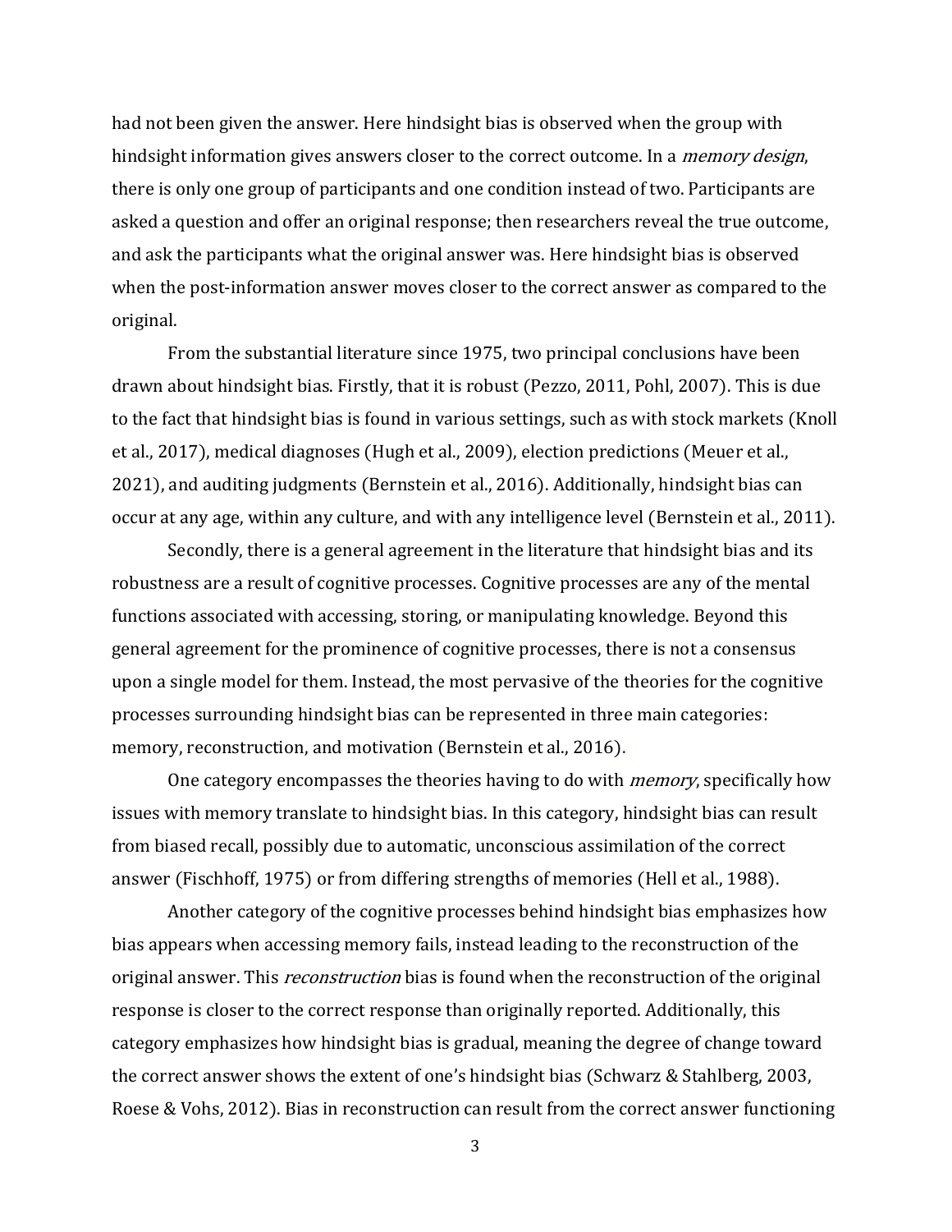had not been given the answer. Here hindsight bias is observed when the group with hindsight information gives answers closer to the correct outcome. In a *memory design*, there is only one group of participants and one condition instead of two. Participants are asked a question and offer an original response; then researchers reveal the true outcome, and ask the participants what the original answer was. Here hindsight bias is observed when the post-information answer moves closer to the correct answer as compared to the original.

From the substantial literature since 1975, two principal conclusions have been drawn about hindsight bias. Firstly, that it is robust (Pezzo, 2011, Pohl, 2007). This is due to the fact that hindsight bias is found in various settings, such as with stock markets (Knoll et al., 2017), medical diagnoses (Hugh et al., 2009), election predictions (Meuer et al., 2021), and auditing judgments (Bernstein et al., 2016). Additionally, hindsight bias can occur at any age, within any culture, and with any intelligence level (Bernstein et al., 2011).

Secondly, there is a general agreement in the literature that hindsight bias and its robustness are a result of cognitive processes. Cognitive processes are any of the mental functions associated with accessing, storing, or manipulating knowledge. Beyond this general agreement for the prominence of cognitive processes, there is not a consensus upon a single model for them. Instead, the most pervasive of the theories for the cognitive processes surrounding hindsight bias can be represented in three main categories: memory, reconstruction, and motivation (Bernstein et al., 2016).

One category encompasses the theories having to do with *memory*, specifically how issues with memory translate to hindsight bias. In this category, hindsight bias can result from biased recall, possibly due to automatic, unconscious assimilation of the correct answer (Fischhoff, 1975) or from differing strengths of memories (Hell et al., 1988).

Another category of the cognitive processes behind hindsight bias emphasizes how bias appears when accessing memory fails, instead leading to the reconstruction of the original answer. This *reconstruction* bias is found when the reconstruction of the original response is closer to the correct response than originally reported. Additionally, this category emphasizes how hindsight bias is gradual, meaning the degree of change toward the correct answer shows the extent of one's hindsight bias (Schwarz & Stahlberg, 2003, Roese & Vohs, 2012). Bias in reconstruction can result from the correct answer functioning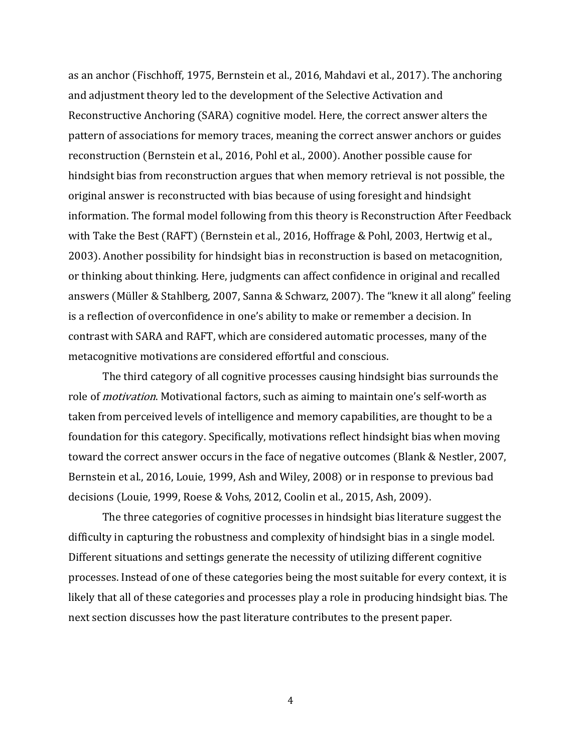as an anchor (Fischhoff, 1975, Bernstein et al., 2016, Mahdavi et al., 2017). The anchoring and adjustment theory led to the development of the Selective Activation and Reconstructive Anchoring (SARA) cognitive model. Here, the correct answer alters the pattern of associations for memory traces, meaning the correct answer anchors or guides reconstruction (Bernstein et al., 2016, Pohl et al., 2000). Another possible cause for hindsight bias from reconstruction argues that when memory retrieval is not possible, the original answer is reconstructed with bias because of using foresight and hindsight information. The formal model following from this theory is Reconstruction After Feedback with Take the Best (RAFT) (Bernstein et al., 2016, Hoffrage & Pohl, 2003, Hertwig et al., 2003). Another possibility for hindsight bias in reconstruction is based on metacognition, or thinking about thinking. Here, judgments can affect confidence in original and recalled answers (Müller & Stahlberg, 2007, Sanna & Schwarz, 2007). The "knew it all along" feeling is a reflection of overconfidence in one's ability to make or remember a decision. In contrast with SARA and RAFT, which are considered automatic processes, many of the metacognitive motivations are considered effortful and conscious.

The third category of all cognitive processes causing hindsight bias surrounds the role of *motivation*. Motivational factors, such as aiming to maintain one's self-worth as taken from perceived levels of intelligence and memory capabilities, are thought to be a foundation for this category. Specifically, motivations reflect hindsight bias when moving toward the correct answer occurs in the face of negative outcomes (Blank & Nestler, 2007, Bernstein et al., 2016, Louie, 1999, Ash and Wiley, 2008) or in response to previous bad decisions (Louie, 1999, Roese & Vohs, 2012, Coolin et al., 2015, Ash, 2009).

The three categories of cognitive processes in hindsight bias literature suggest the difficulty in capturing the robustness and complexity of hindsight bias in a single model. Different situations and settings generate the necessity of utilizing different cognitive processes. Instead of one of these categories being the most suitable for every context, it is likely that all of these categories and processes play a role in producing hindsight bias. The next section discusses how the past literature contributes to the present paper.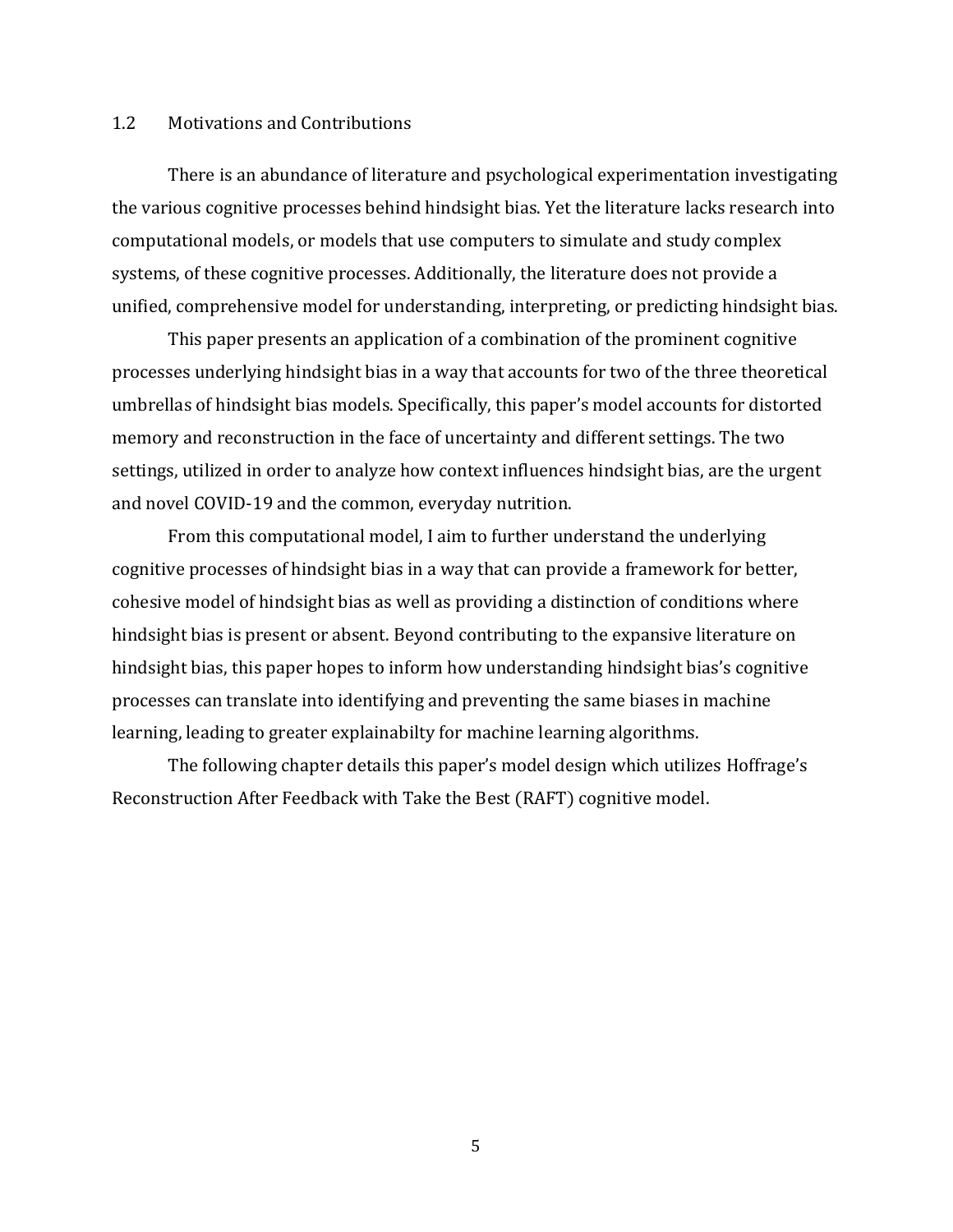## 1.2 Motivations and Contributions

There is an abundance of literature and psychological experimentation investigating the various cognitive processes behind hindsight bias. Yet the literature lacks research into computational models, or models that use computers to simulate and study complex systems, of these cognitive processes. Additionally, the literature does not provide a unified, comprehensive model for understanding, interpreting, or predicting hindsight bias.

This paper presents an application of a combination of the prominent cognitive processes underlying hindsight bias in a way that accounts for two of the three theoretical umbrellas of hindsight bias models. Specifically, this paper's model accounts for distorted memory and reconstruction in the face of uncertainty and different settings. The two settings, utilized in order to analyze how context influences hindsight bias, are the urgent and novel COVID-19 and the common, everyday nutrition.

From this computational model, I aim to further understand the underlying cognitive processes of hindsight bias in a way that can provide a framework for better, cohesive model of hindsight bias as well as providing a distinction of conditions where hindsight bias is present or absent. Beyond contributing to the expansive literature on hindsight bias, this paper hopes to inform how understanding hindsight bias's cognitive processes can translate into identifying and preventing the same biases in machine learning, leading to greater explainabilty for machine learning algorithms.

The following chapter details this paper's model design which utilizes Hoffrage's Reconstruction After Feedback with Take the Best (RAFT) cognitive model.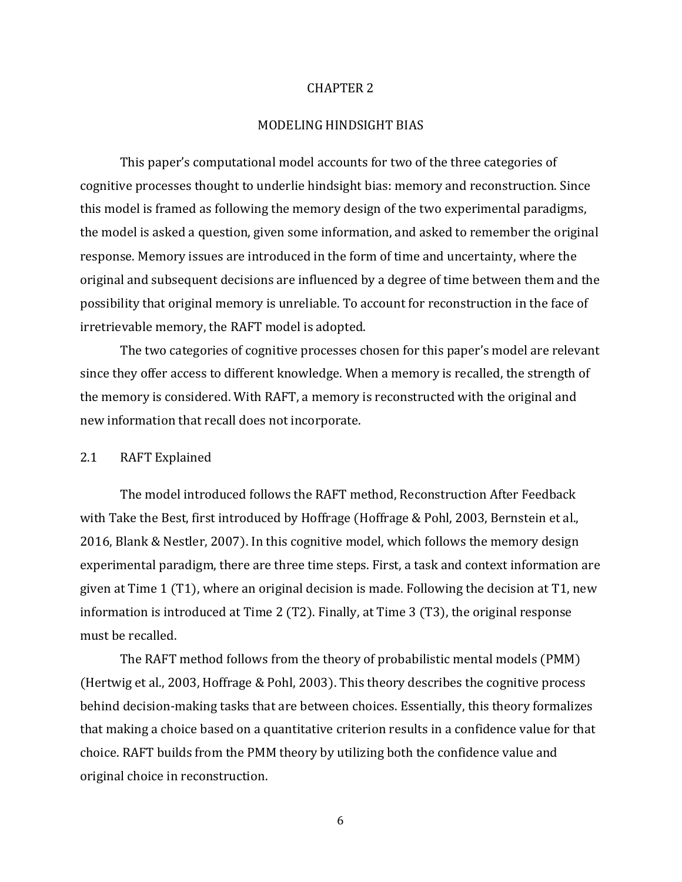# CHAPTER 2

# MODELING HINDSIGHT BIAS

This paper's computational model accounts for two of the three categories of cognitive processes thought to underlie hindsight bias: memory and reconstruction. Since this model is framed as following the memory design of the two experimental paradigms, the model is asked a question, given some information, and asked to remember the original response. Memory issues are introduced in the form of time and uncertainty, where the original and subsequent decisions are influenced by a degree of time between them and the possibility that original memory is unreliable. To account for reconstruction in the face of irretrievable memory, the RAFT model is adopted.

The two categories of cognitive processes chosen for this paper's model are relevant since they offer access to different knowledge. When a memory is recalled, the strength of the memory is considered. With RAFT, a memory is reconstructed with the original and new information that recall does not incorporate.

## 2.1 RAFT Explained

The model introduced follows the RAFT method, Reconstruction After Feedback with Take the Best, first introduced by Hoffrage (Hoffrage & Pohl, 2003, Bernstein et al., 2016, Blank & Nestler, 2007). In this cognitive model, which follows the memory design experimental paradigm, there are three time steps. First, a task and context information are given at Time 1 (T1), where an original decision is made. Following the decision at T1, new information is introduced at Time 2 (T2). Finally, at Time 3 (T3), the original response must be recalled.

The RAFT method follows from the theory of probabilistic mental models (PMM) (Hertwig et al., 2003, Hoffrage & Pohl, 2003). This theory describes the cognitive process behind decision-making tasks that are between choices. Essentially, this theory formalizes that making a choice based on a quantitative criterion results in a confidence value for that choice. RAFT builds from the PMM theory by utilizing both the confidence value and original choice in reconstruction.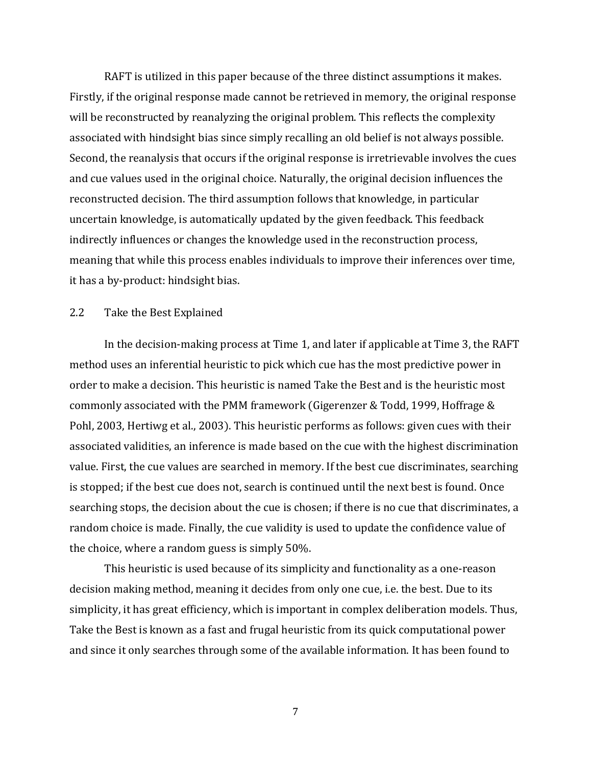RAFT is utilized in this paper because of the three distinct assumptions it makes. Firstly, if the original response made cannot be retrieved in memory, the original response will be reconstructed by reanalyzing the original problem. This reflects the complexity associated with hindsight bias since simply recalling an old belief is not always possible. Second, the reanalysis that occurs if the original response is irretrievable involves the cues and cue values used in the original choice. Naturally, the original decision influences the reconstructed decision. The third assumption follows that knowledge, in particular uncertain knowledge, is automatically updated by the given feedback. This feedback indirectly influences or changes the knowledge used in the reconstruction process, meaning that while this process enables individuals to improve their inferences over time, it has a by-product: hindsight bias.

## 2.2 Take the Best Explained

In the decision-making process at Time 1, and later if applicable at Time 3, the RAFT method uses an inferential heuristic to pick which cue has the most predictive power in order to make a decision. This heuristic is named Take the Best and is the heuristic most commonly associated with the PMM framework (Gigerenzer & Todd, 1999, Hoffrage & Pohl, 2003, Hertiwg et al., 2003). This heuristic performs as follows: given cues with their associated validities, an inference is made based on the cue with the highest discrimination value. First, the cue values are searched in memory. If the best cue discriminates, searching is stopped; if the best cue does not, search is continued until the next best is found. Once searching stops, the decision about the cue is chosen; if there is no cue that discriminates, a random choice is made. Finally, the cue validity is used to update the confidence value of the choice, where a random guess is simply 50%.

This heuristic is used because of its simplicity and functionality as a one-reason decision making method, meaning it decides from only one cue, i.e. the best. Due to its simplicity, it has great efficiency, which is important in complex deliberation models. Thus, Take the Best is known as a fast and frugal heuristic from its quick computational power and since it only searches through some of the available information. It has been found to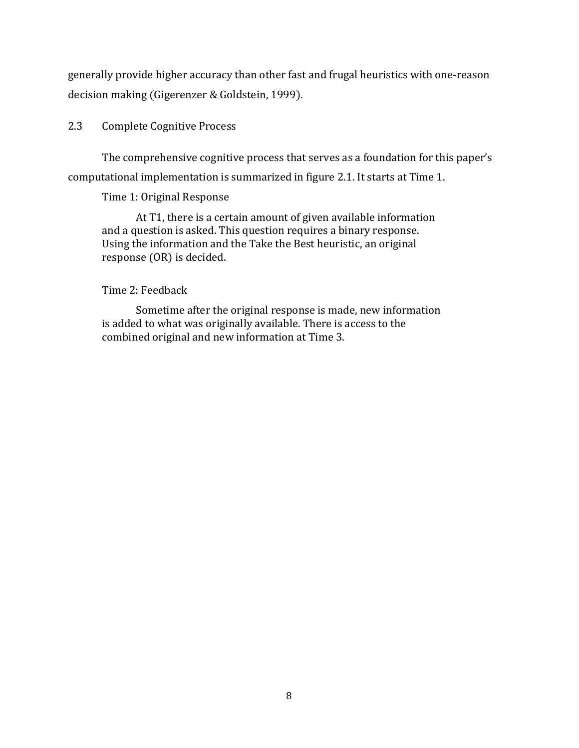generally provide higher accuracy than other fast and frugal heuristics with one-reason decision making (Gigerenzer & Goldstein, 1999).

## 2.3 Complete Cognitive Process

The comprehensive cognitive process that serves as a foundation for this paper's computational implementation is summarized in figure 2.1. It starts at Time 1.

Time 1: Original Response

> At T1, there is a certain amount of given available information and a question is asked. This question requires a binary response. Using the information and the Take the Best heuristic, an original response (OR) is decided.

Time 2: Feedback

> Sometime after the original response is made, new information is added to what was originally available. There is access to the combined original and new information at Time 3.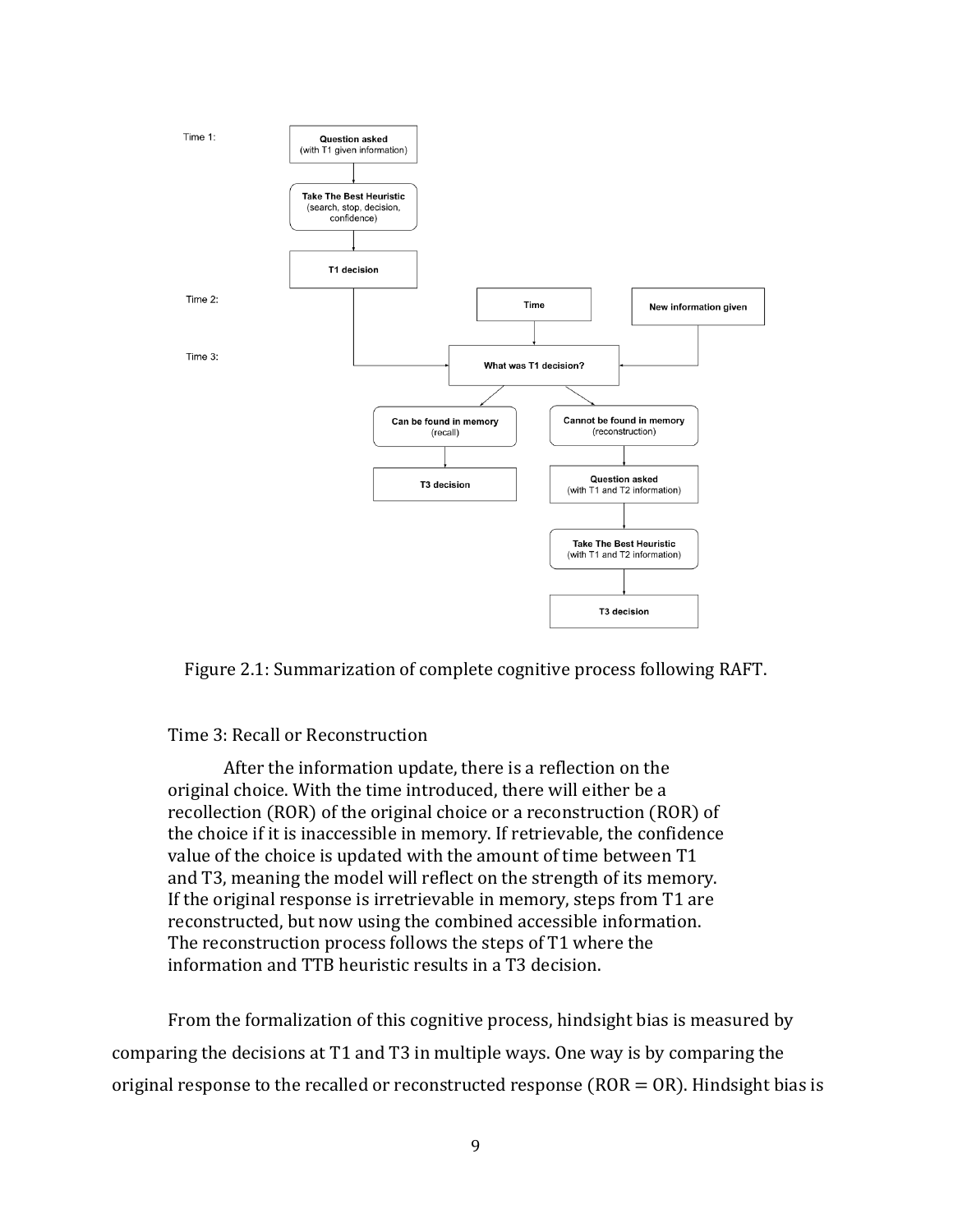Figure 2.1: Summarization of complete cognitive process following RAFT.

Time 3: Recall or Reconstruction

After the information update, there is a reflection on the original choice. With the time introduced, there will either be a recollection (ROR) of the original choice or a reconstruction (ROR) of the choice if it is inaccessible in memory. If retrievable, the confidence value of the choice is updated with the amount of time between T1 and T3, meaning the model will reflect on the strength of its memory. If the original response is irretrievable in memory, steps from T1 are reconstructed, but now using the combined accessible information. The reconstruction process follows the steps of T1 where the information and TTB heuristic results in a T3 decision.

From the formalization of this cognitive process, hindsight bias is measured by comparing the decisions at T1 and T3 in multiple ways. One way is by comparing the original response to the recalled or reconstructed response (ROR = OR). Hindsight bias is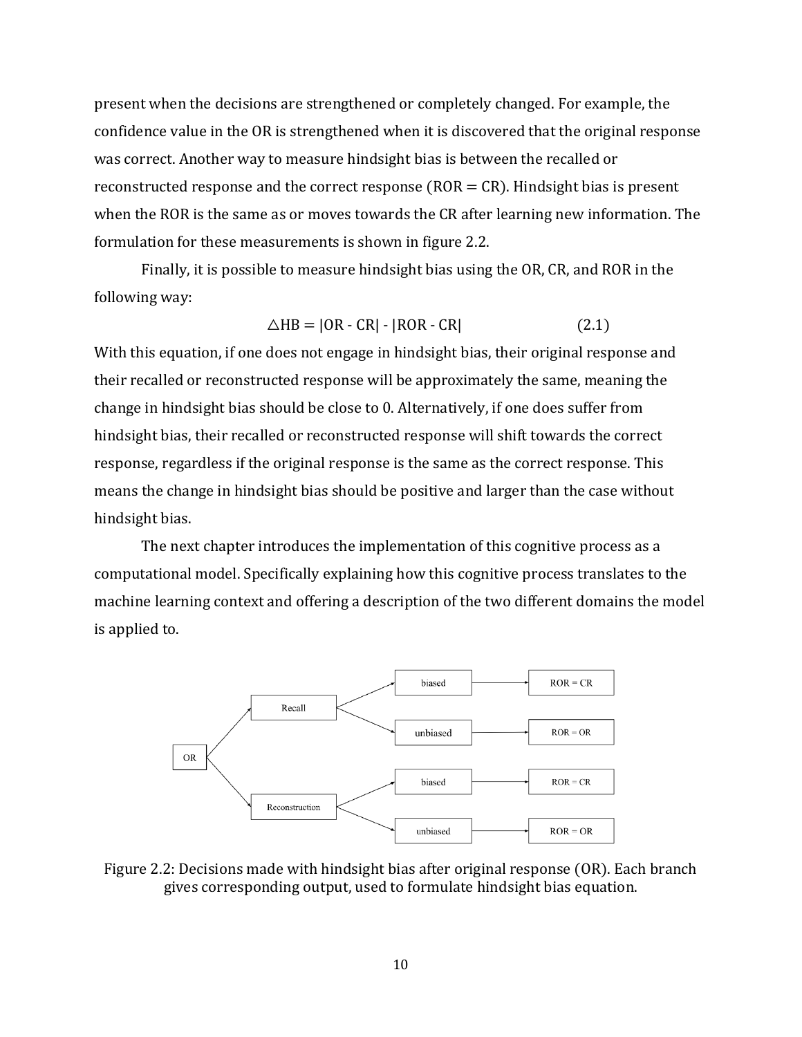present when the decisions are strengthened or completely changed. For example, the confidence value in the OR is strengthened when it is discovered that the original response was correct. Another way to measure hindsight bias is between the recalled or reconstructed response and the correct response (ROR = CR). Hindsight bias is present when the ROR is the same as or moves towards the CR after learning new information. The formulation for these measurements is shown in figure 2.2.

Finally, it is possible to measure hindsight bias using the OR, CR, and ROR in the following way:

$$\triangle HB = |OR - CR| - |ROR - CR| \tag{2.1}$$

With this equation, if one does not engage in hindsight bias, their original response and their recalled or reconstructed response will be approximately the same, meaning the change in hindsight bias should be close to 0. Alternatively, if one does suffer from hindsight bias, their recalled or reconstructed response will shift towards the correct response, regardless if the original response is the same as the correct response. This means the change in hindsight bias should be positive and larger than the case without hindsight bias.

The next chapter introduces the implementation of this cognitive process as a computational model. Specifically explaining how this cognitive process translates to the machine learning context and offering a description of the two different domains the model is applied to.

Figure 2.2: Decisions made with hindsight bias after original response (OR). Each branch gives corresponding output, used to formulate hindsight bias equation.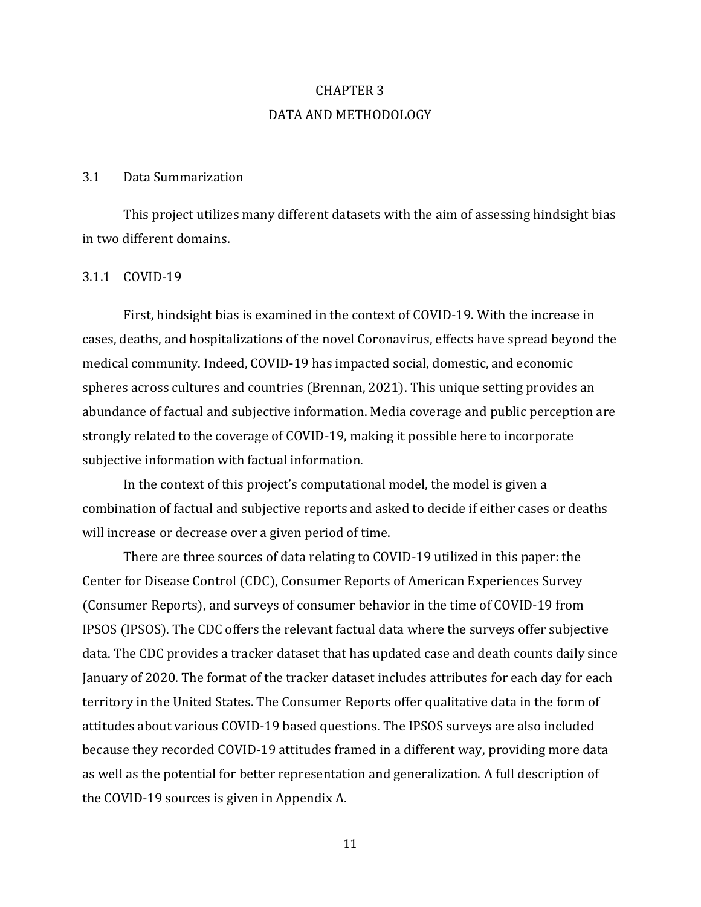# CHAPTER 3
# DATA AND METHODOLOGY

## 3.1 Data Summarization

This project utilizes many different datasets with the aim of assessing hindsight bias in two different domains.

### 3.1.1 COVID-19

First, hindsight bias is examined in the context of COVID-19. With the increase in cases, deaths, and hospitalizations of the novel Coronavirus, effects have spread beyond the medical community. Indeed, COVID-19 has impacted social, domestic, and economic spheres across cultures and countries (Brennan, 2021). This unique setting provides an abundance of factual and subjective information. Media coverage and public perception are strongly related to the coverage of COVID-19, making it possible here to incorporate subjective information with factual information.

In the context of this project's computational model, the model is given a combination of factual and subjective reports and asked to decide if either cases or deaths will increase or decrease over a given period of time.

There are three sources of data relating to COVID-19 utilized in this paper: the Center for Disease Control (CDC), Consumer Reports of American Experiences Survey (Consumer Reports), and surveys of consumer behavior in the time of COVID-19 from IPSOS (IPSOS). The CDC offers the relevant factual data where the surveys offer subjective data. The CDC provides a tracker dataset that has updated case and death counts daily since January of 2020. The format of the tracker dataset includes attributes for each day for each territory in the United States. The Consumer Reports offer qualitative data in the form of attitudes about various COVID-19 based questions. The IPSOS surveys are also included because they recorded COVID-19 attitudes framed in a different way, providing more data as well as the potential for better representation and generalization. A full description of the COVID-19 sources is given in Appendix A.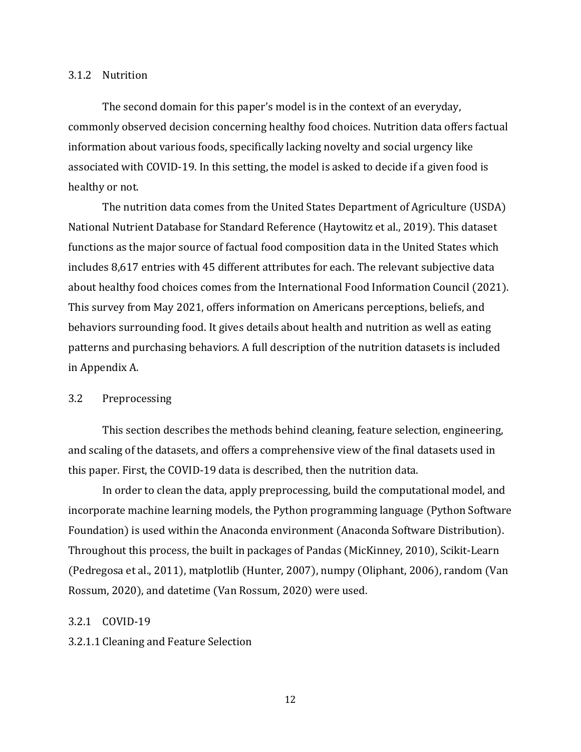### 3.1.2 Nutrition

The second domain for this paper's model is in the context of an everyday, commonly observed decision concerning healthy food choices. Nutrition data offers factual information about various foods, specifically lacking novelty and social urgency like associated with COVID-19. In this setting, the model is asked to decide if a given food is healthy or not.

The nutrition data comes from the United States Department of Agriculture (USDA) National Nutrient Database for Standard Reference (Haytowitz et al., 2019). This dataset functions as the major source of factual food composition data in the United States which includes 8,617 entries with 45 different attributes for each. The relevant subjective data about healthy food choices comes from the International Food Information Council (2021). This survey from May 2021, offers information on Americans perceptions, beliefs, and behaviors surrounding food. It gives details about health and nutrition as well as eating patterns and purchasing behaviors. A full description of the nutrition datasets is included in Appendix A.

## 3.2 Preprocessing

This section describes the methods behind cleaning, feature selection, engineering, and scaling of the datasets, and offers a comprehensive view of the final datasets used in this paper. First, the COVID-19 data is described, then the nutrition data.

In order to clean the data, apply preprocessing, build the computational model, and incorporate machine learning models, the Python programming language (Python Software Foundation) is used within the Anaconda environment (Anaconda Software Distribution). Throughout this process, the built in packages of Pandas (MicKinney, 2010), Scikit-Learn (Pedregosa et al., 2011), matplotlib (Hunter, 2007), numpy (Oliphant, 2006), random (Van Rossum, 2020), and datetime (Van Rossum, 2020) were used.

### 3.2.1 COVID-19

#### 3.2.1.1 Cleaning and Feature Selection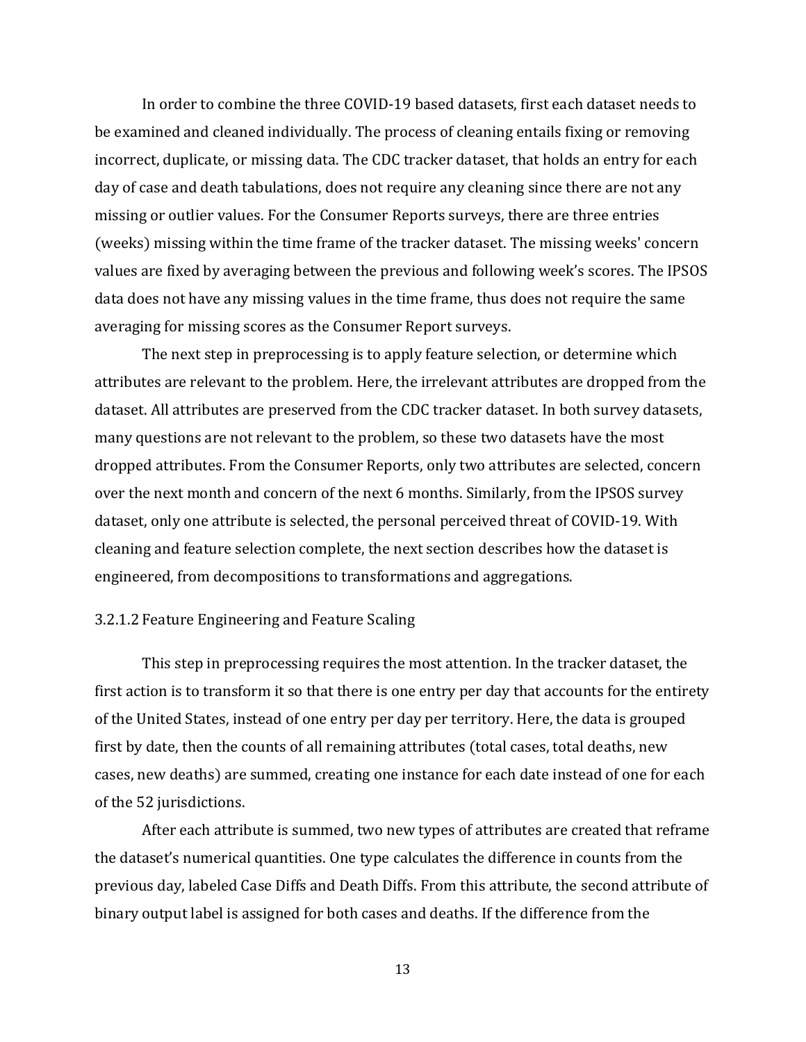In order to combine the three COVID-19 based datasets, first each dataset needs to be examined and cleaned individually. The process of cleaning entails fixing or removing incorrect, duplicate, or missing data. The CDC tracker dataset, that holds an entry for each day of case and death tabulations, does not require any cleaning since there are not any missing or outlier values. For the Consumer Reports surveys, there are three entries (weeks) missing within the time frame of the tracker dataset. The missing weeks' concern values are fixed by averaging between the previous and following week's scores. The IPSOS data does not have any missing values in the time frame, thus does not require the same averaging for missing scores as the Consumer Report surveys.

The next step in preprocessing is to apply feature selection, or determine which attributes are relevant to the problem. Here, the irrelevant attributes are dropped from the dataset. All attributes are preserved from the CDC tracker dataset. In both survey datasets, many questions are not relevant to the problem, so these two datasets have the most dropped attributes. From the Consumer Reports, only two attributes are selected, concern over the next month and concern of the next 6 months. Similarly, from the IPSOS survey dataset, only one attribute is selected, the personal perceived threat of COVID-19. With cleaning and feature selection complete, the next section describes how the dataset is engineered, from decompositions to transformations and aggregations.

#### 3.2.1.2 Feature Engineering and Feature Scaling

This step in preprocessing requires the most attention. In the tracker dataset, the first action is to transform it so that there is one entry per day that accounts for the entirety of the United States, instead of one entry per day per territory. Here, the data is grouped first by date, then the counts of all remaining attributes (total cases, total deaths, new cases, new deaths) are summed, creating one instance for each date instead of one for each of the 52 jurisdictions.

After each attribute is summed, two new types of attributes are created that reframe the dataset's numerical quantities. One type calculates the difference in counts from the previous day, labeled Case Diffs and Death Diffs. From this attribute, the second attribute of binary output label is assigned for both cases and deaths. If the difference from the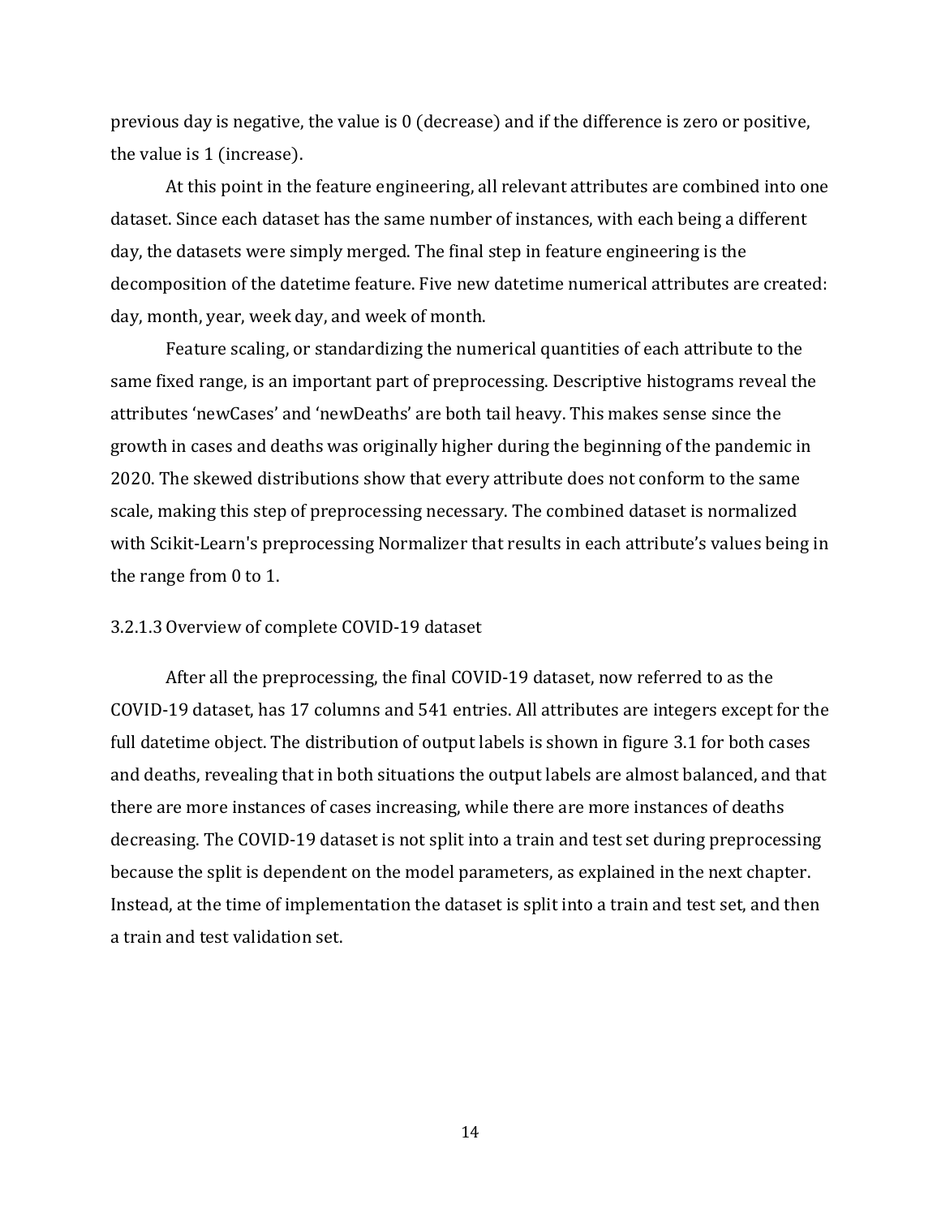previous day is negative, the value is 0 (decrease) and if the difference is zero or positive, the value is 1 (increase).

At this point in the feature engineering, all relevant attributes are combined into one dataset. Since each dataset has the same number of instances, with each being a different day, the datasets were simply merged. The final step in feature engineering is the decomposition of the datetime feature. Five new datetime numerical attributes are created: day, month, year, week day, and week of month.

Feature scaling, or standardizing the numerical quantities of each attribute to the same fixed range, is an important part of preprocessing. Descriptive histograms reveal the attributes 'newCases' and 'newDeaths' are both tail heavy. This makes sense since the growth in cases and deaths was originally higher during the beginning of the pandemic in 2020. The skewed distributions show that every attribute does not conform to the same scale, making this step of preprocessing necessary. The combined dataset is normalized with Scikit-Learn's preprocessing Normalizer that results in each attribute's values being in the range from 0 to 1.

#### 3.2.1.3 Overview of complete COVID-19 dataset

After all the preprocessing, the final COVID-19 dataset, now referred to as the COVID-19 dataset, has 17 columns and 541 entries. All attributes are integers except for the full datetime object. The distribution of output labels is shown in figure 3.1 for both cases and deaths, revealing that in both situations the output labels are almost balanced, and that there are more instances of cases increasing, while there are more instances of deaths decreasing. The COVID-19 dataset is not split into a train and test set during preprocessing because the split is dependent on the model parameters, as explained in the next chapter. Instead, at the time of implementation the dataset is split into a train and test set, and then a train and test validation set.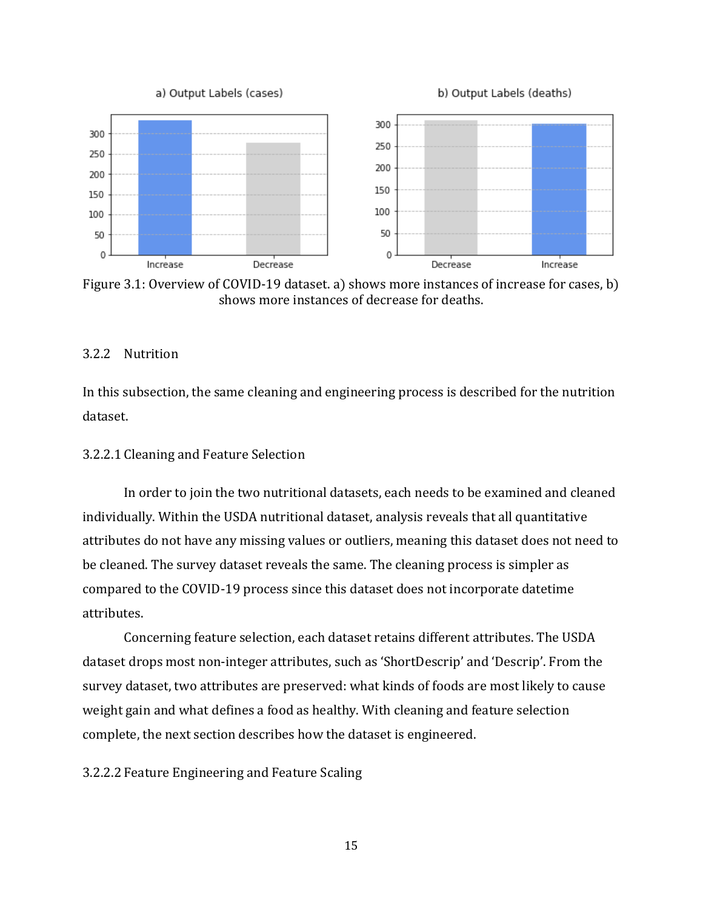Figure 3.1: Overview of COVID-19 dataset. a) shows more instances of increase for cases, b) shows more instances of decrease for deaths.

### 3.2.2 Nutrition

In this subsection, the same cleaning and engineering process is described for the nutrition dataset.

#### 3.2.2.1 Cleaning and Feature Selection

In order to join the two nutritional datasets, each needs to be examined and cleaned individually. Within the USDA nutritional dataset, analysis reveals that all quantitative attributes do not have any missing values or outliers, meaning this dataset does not need to be cleaned. The survey dataset reveals the same. The cleaning process is simpler as compared to the COVID-19 process since this dataset does not incorporate datetime attributes.

Concerning feature selection, each dataset retains different attributes. The USDA dataset drops most non-integer attributes, such as 'ShortDescrip' and 'Descrip'. From the survey dataset, two attributes are preserved: what kinds of foods are most likely to cause weight gain and what defines a food as healthy. With cleaning and feature selection complete, the next section describes how the dataset is engineered.

#### 3.2.2.2 Feature Engineering and Feature Scaling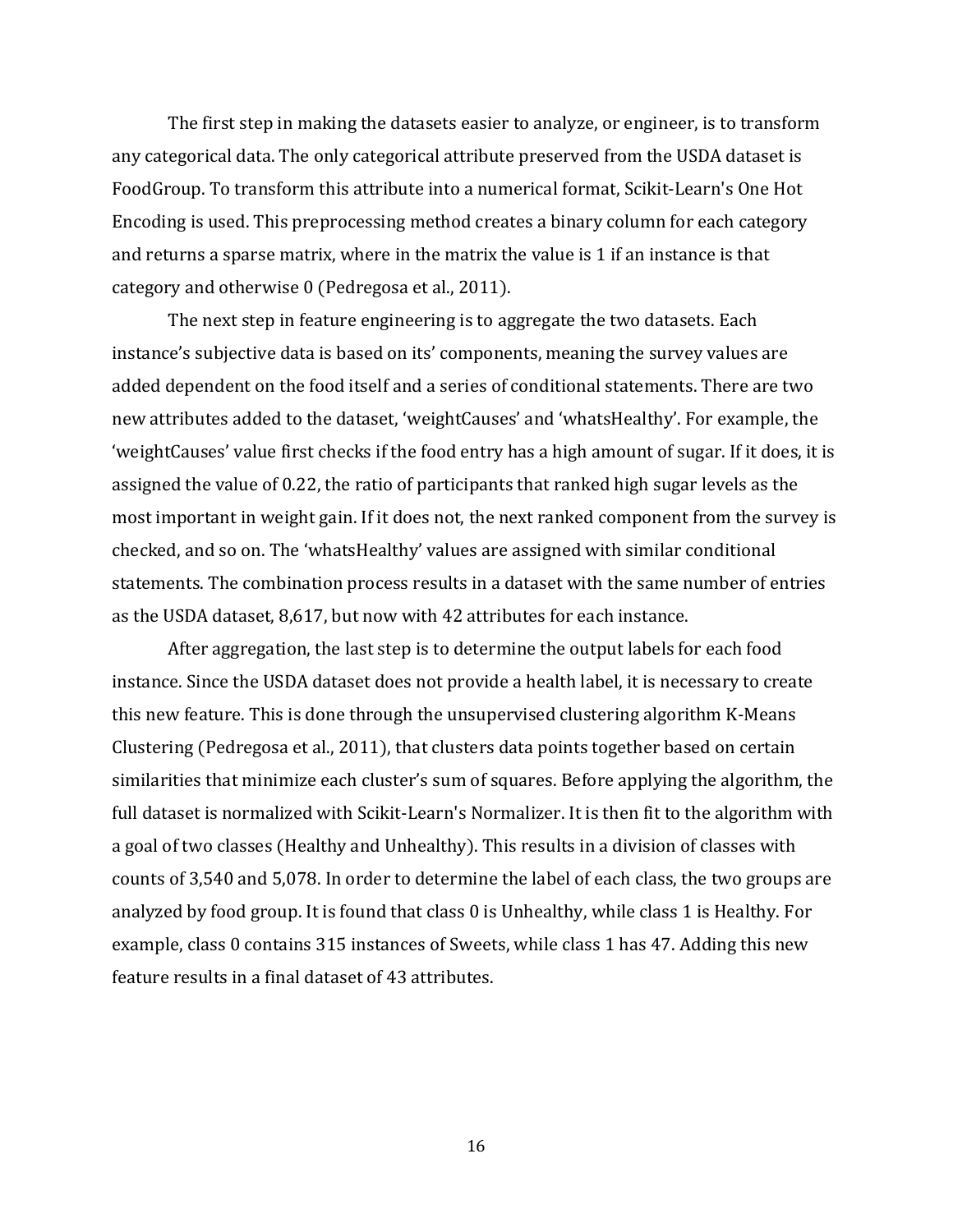The first step in making the datasets easier to analyze, or engineer, is to transform any categorical data. The only categorical attribute preserved from the USDA dataset is FoodGroup. To transform this attribute into a numerical format, Scikit-Learn's One Hot Encoding is used. This preprocessing method creates a binary column for each category and returns a sparse matrix, where in the matrix the value is 1 if an instance is that category and otherwise 0 (Pedregosa et al., 2011).

The next step in feature engineering is to aggregate the two datasets. Each instance's subjective data is based on its' components, meaning the survey values are added dependent on the food itself and a series of conditional statements. There are two new attributes added to the dataset, 'weightCauses' and 'whatsHealthy'. For example, the 'weightCauses' value first checks if the food entry has a high amount of sugar. If it does, it is assigned the value of 0.22, the ratio of participants that ranked high sugar levels as the most important in weight gain. If it does not, the next ranked component from the survey is checked, and so on. The 'whatsHealthy' values are assigned with similar conditional statements. The combination process results in a dataset with the same number of entries as the USDA dataset, 8,617, but now with 42 attributes for each instance.

After aggregation, the last step is to determine the output labels for each food instance. Since the USDA dataset does not provide a health label, it is necessary to create this new feature. This is done through the unsupervised clustering algorithm K-Means Clustering (Pedregosa et al., 2011), that clusters data points together based on certain similarities that minimize each cluster's sum of squares. Before applying the algorithm, the full dataset is normalized with Scikit-Learn's Normalizer. It is then fit to the algorithm with a goal of two classes (Healthy and Unhealthy). This results in a division of classes with counts of 3,540 and 5,078. In order to determine the label of each class, the two groups are analyzed by food group. It is found that class 0 is Unhealthy, while class 1 is Healthy. For example, class 0 contains 315 instances of Sweets, while class 1 has 47. Adding this new feature results in a final dataset of 43 attributes.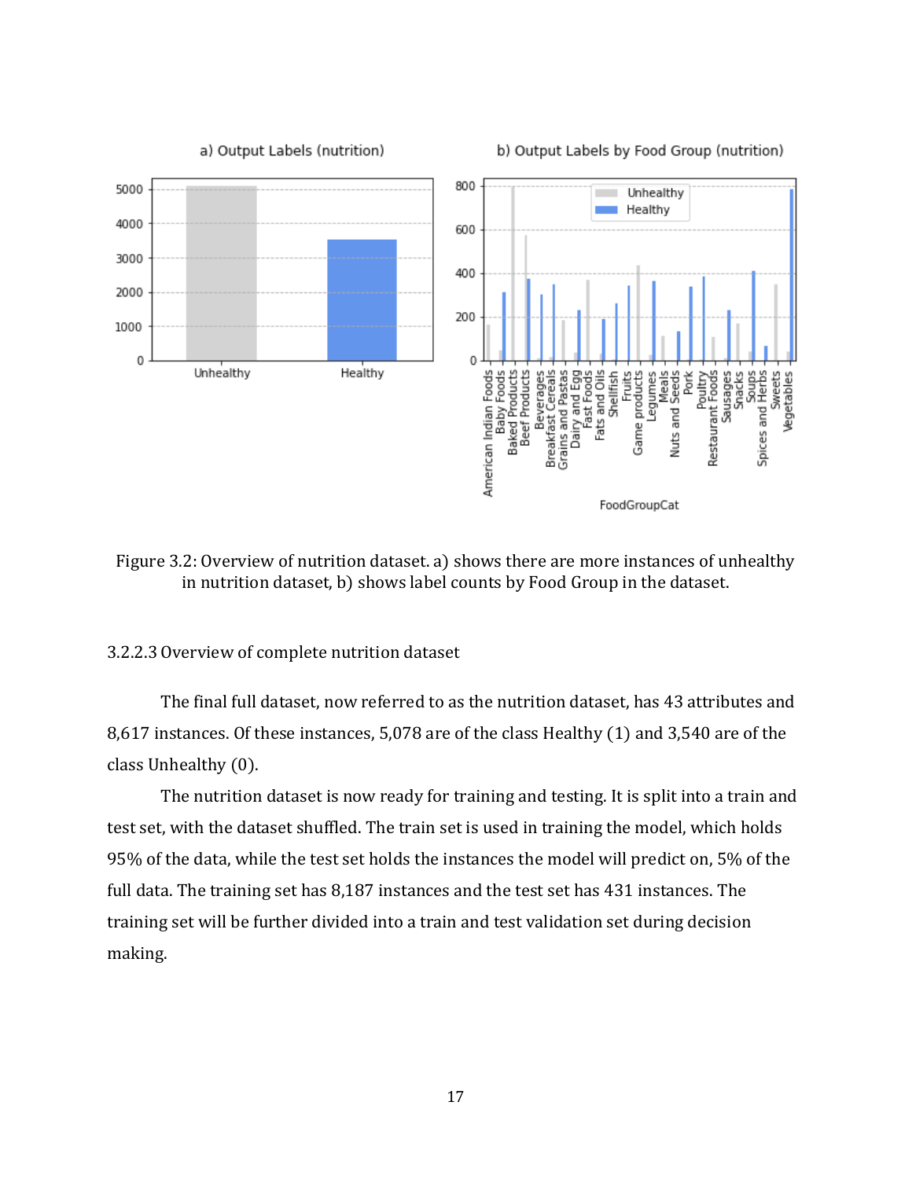Figure 3.2: Overview of nutrition dataset. a) shows there are more instances of unhealthy in nutrition dataset, b) shows label counts by Food Group in the dataset.

3.2.2.3 Overview of complete nutrition dataset

The final full dataset, now referred to as the nutrition dataset, has 43 attributes and 8,617 instances. Of these instances, 5,078 are of the class Healthy (1) and 3,540 are of the class Unhealthy (0).

The nutrition dataset is now ready for training and testing. It is split into a train and test set, with the dataset shuffled. The train set is used in training the model, which holds 95% of the data, while the test set holds the instances the model will predict on, 5% of the full data. The training set has 8,187 instances and the test set has 431 instances. The training set will be further divided into a train and test validation set during decision making.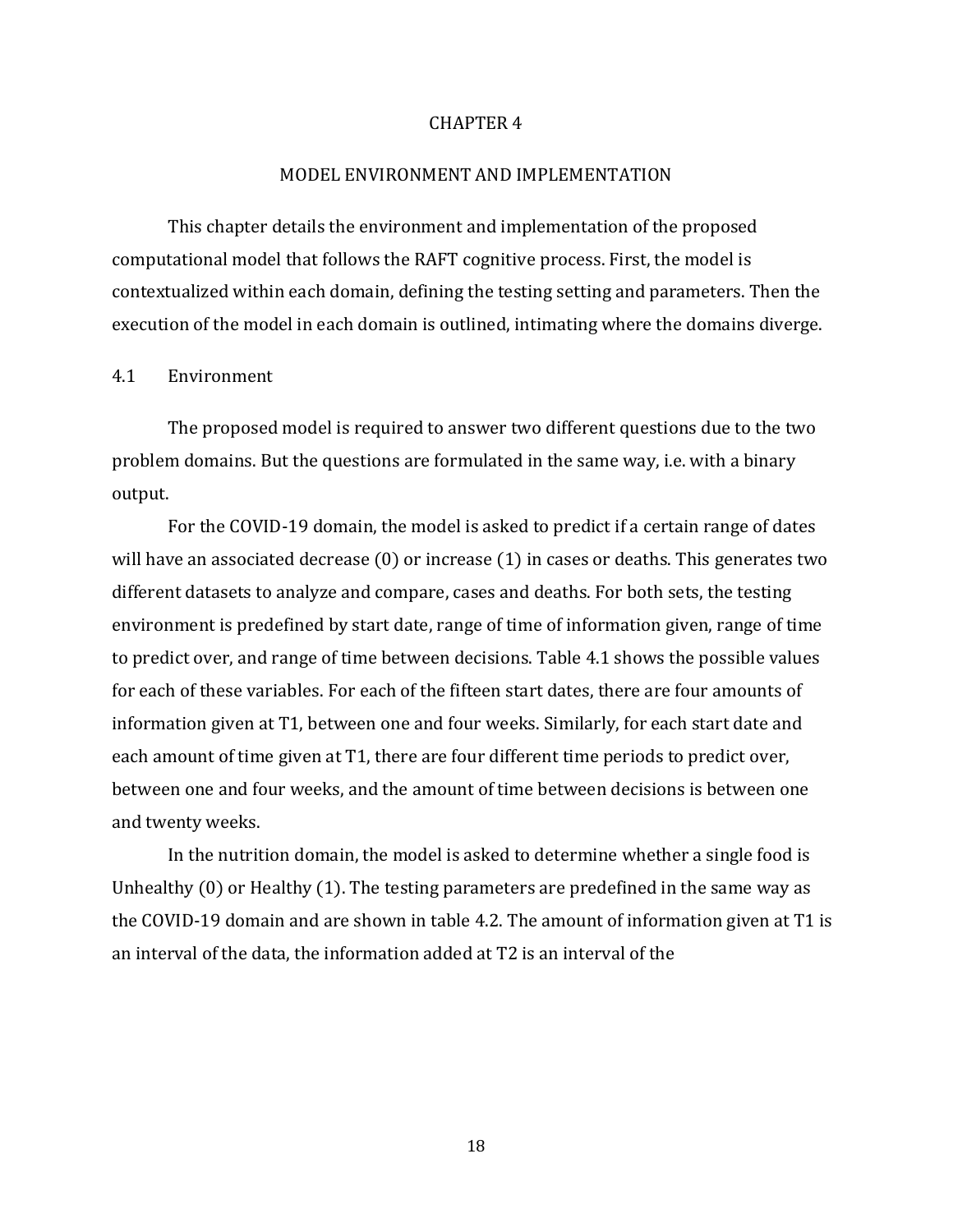# CHAPTER 4

## MODEL ENVIRONMENT AND IMPLEMENTATION

This chapter details the environment and implementation of the proposed computational model that follows the RAFT cognitive process. First, the model is contextualized within each domain, defining the testing setting and parameters. Then the execution of the model in each domain is outlined, intimating where the domains diverge.

### 4.1 Environment

The proposed model is required to answer two different questions due to the two problem domains. But the questions are formulated in the same way, i.e. with a binary output.

For the COVID-19 domain, the model is asked to predict if a certain range of dates will have an associated decrease (0) or increase (1) in cases or deaths. This generates two different datasets to analyze and compare, cases and deaths. For both sets, the testing environment is predefined by start date, range of time of information given, range of time to predict over, and range of time between decisions. Table 4.1 shows the possible values for each of these variables. For each of the fifteen start dates, there are four amounts of information given at T1, between one and four weeks. Similarly, for each start date and each amount of time given at T1, there are four different time periods to predict over, between one and four weeks, and the amount of time between decisions is between one and twenty weeks.

In the nutrition domain, the model is asked to determine whether a single food is Unhealthy (0) or Healthy (1). The testing parameters are predefined in the same way as the COVID-19 domain and are shown in table 4.2. The amount of information given at T1 is an interval of the data, the information added at T2 is an interval of the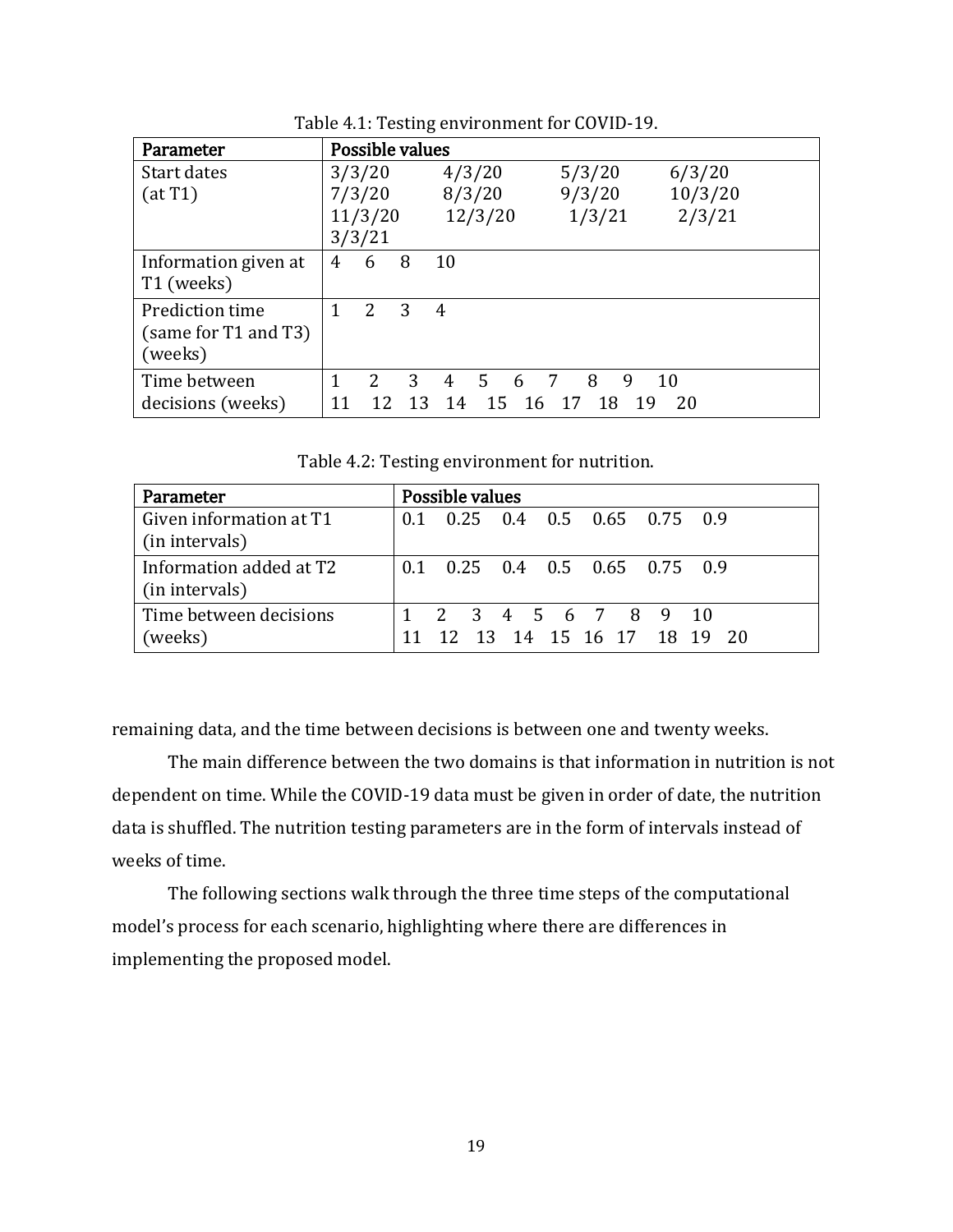Table 4.1: Testing environment for COVID-19.

| Parameter | Possible values |
|---|---|
| Start dates (at T1) | 3/3/20 4/3/20 5/3/20 6/3/20 7/3/20 8/3/20 9/3/20 10/3/20 11/3/20 12/3/20 1/3/21 2/3/21 3/3/21 |
| Information given at T1 (weeks) | 4 6 8 10 |
| Prediction time (same for T1 and T3) (weeks) | 1 2 3 4 |
| Time between decisions (weeks) | 1 2 3 4 5 6 7 8 9 10 11 12 13 14 15 16 17 18 19 20 |

Table 4.2: Testing environment for nutrition.

| Parameter | Possible values |
|---|---|
| Given information at T1 (in intervals) | 0.1 0.25 0.4 0.5 0.65 0.75 0.9 |
| Information added at T2 (in intervals) | 0.1 0.25 0.4 0.5 0.65 0.75 0.9 |
| Time between decisions (weeks) | 1 2 3 4 5 6 7 8 9 10 11 12 13 14 15 16 17 18 19 20 |

remaining data, and the time between decisions is between one and twenty weeks.

The main difference between the two domains is that information in nutrition is not dependent on time. While the COVID-19 data must be given in order of date, the nutrition data is shuffled. The nutrition testing parameters are in the form of intervals instead of weeks of time.

The following sections walk through the three time steps of the computational model's process for each scenario, highlighting where there are differences in implementing the proposed model.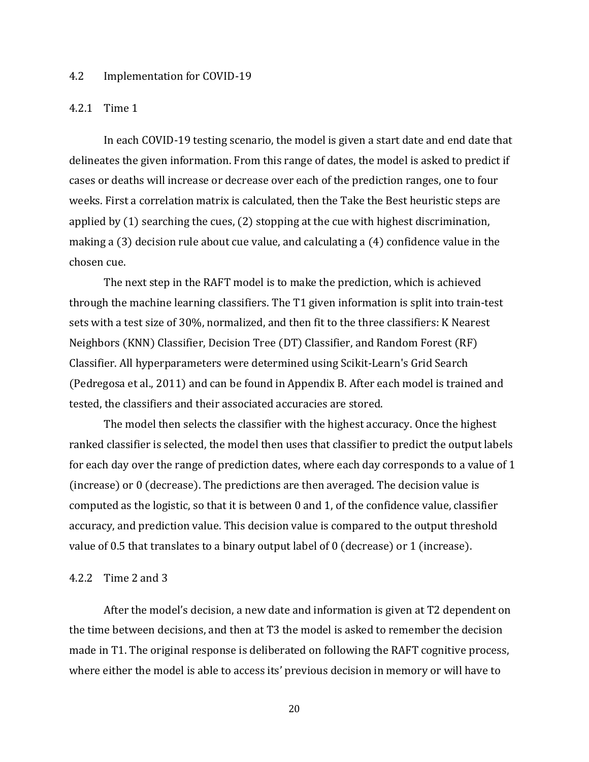## 4.2 Implementation for COVID-19

### 4.2.1 Time 1

In each COVID-19 testing scenario, the model is given a start date and end date that delineates the given information. From this range of dates, the model is asked to predict if cases or deaths will increase or decrease over each of the prediction ranges, one to four weeks. First a correlation matrix is calculated, then the Take the Best heuristic steps are applied by (1) searching the cues, (2) stopping at the cue with highest discrimination, making a (3) decision rule about cue value, and calculating a (4) confidence value in the chosen cue.

The next step in the RAFT model is to make the prediction, which is achieved through the machine learning classifiers. The T1 given information is split into train-test sets with a test size of 30%, normalized, and then fit to the three classifiers: K Nearest Neighbors (KNN) Classifier, Decision Tree (DT) Classifier, and Random Forest (RF) Classifier. All hyperparameters were determined using Scikit-Learn's Grid Search (Pedregosa et al., 2011) and can be found in Appendix B. After each model is trained and tested, the classifiers and their associated accuracies are stored.

The model then selects the classifier with the highest accuracy. Once the highest ranked classifier is selected, the model then uses that classifier to predict the output labels for each day over the range of prediction dates, where each day corresponds to a value of 1 (increase) or 0 (decrease). The predictions are then averaged. The decision value is computed as the logistic, so that it is between 0 and 1, of the confidence value, classifier accuracy, and prediction value. This decision value is compared to the output threshold value of 0.5 that translates to a binary output label of 0 (decrease) or 1 (increase).

### 4.2.2 Time 2 and 3

After the model's decision, a new date and information is given at T2 dependent on the time between decisions, and then at T3 the model is asked to remember the decision made in T1. The original response is deliberated on following the RAFT cognitive process, where either the model is able to access its' previous decision in memory or will have to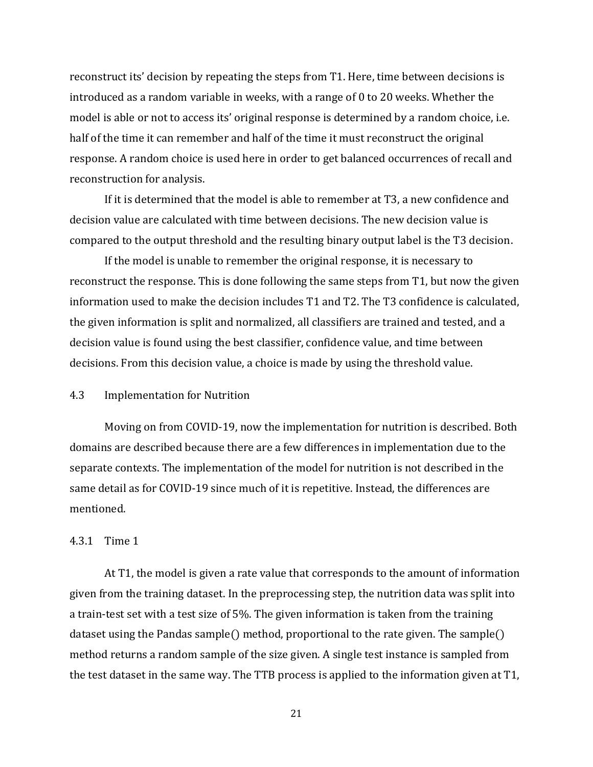reconstruct its' decision by repeating the steps from T1. Here, time between decisions is introduced as a random variable in weeks, with a range of 0 to 20 weeks. Whether the model is able or not to access its' original response is determined by a random choice, i.e. half of the time it can remember and half of the time it must reconstruct the original response. A random choice is used here in order to get balanced occurrences of recall and reconstruction for analysis.

If it is determined that the model is able to remember at T3, a new confidence and decision value are calculated with time between decisions. The new decision value is compared to the output threshold and the resulting binary output label is the T3 decision.

If the model is unable to remember the original response, it is necessary to reconstruct the response. This is done following the same steps from T1, but now the given information used to make the decision includes T1 and T2. The T3 confidence is calculated, the given information is split and normalized, all classifiers are trained and tested, and a decision value is found using the best classifier, confidence value, and time between decisions. From this decision value, a choice is made by using the threshold value.

### 4.3 Implementation for Nutrition

Moving on from COVID-19, now the implementation for nutrition is described. Both domains are described because there are a few differences in implementation due to the separate contexts. The implementation of the model for nutrition is not described in the same detail as for COVID-19 since much of it is repetitive. Instead, the differences are mentioned.

#### 4.3.1 Time 1

At T1, the model is given a rate value that corresponds to the amount of information given from the training dataset. In the preprocessing step, the nutrition data was split into a train-test set with a test size of 5%. The given information is taken from the training dataset using the Pandas sample() method, proportional to the rate given. The sample() method returns a random sample of the size given. A single test instance is sampled from the test dataset in the same way. The TTB process is applied to the information given at T1,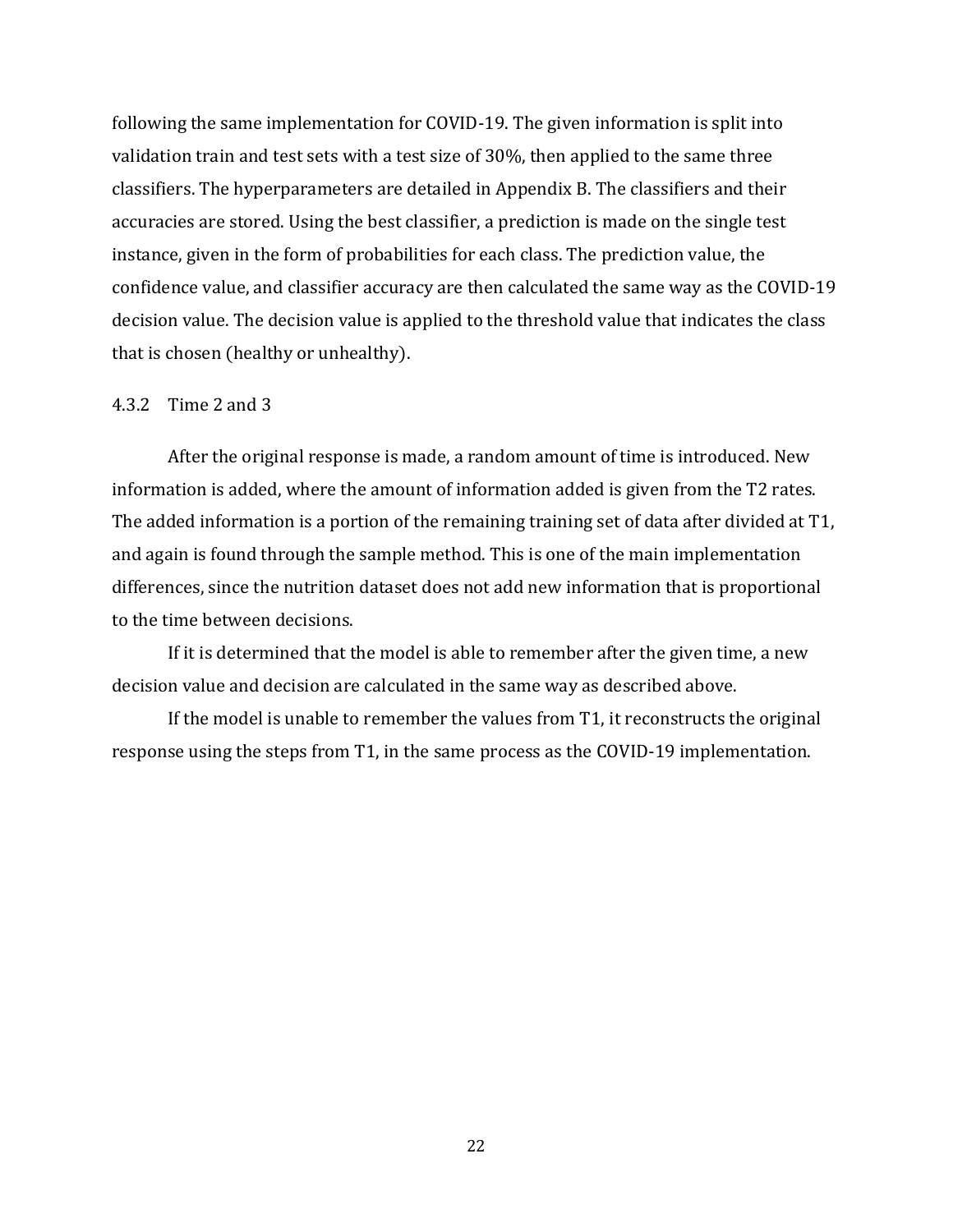following the same implementation for COVID-19. The given information is split into validation train and test sets with a test size of 30%, then applied to the same three classifiers. The hyperparameters are detailed in Appendix B. The classifiers and their accuracies are stored. Using the best classifier, a prediction is made on the single test instance, given in the form of probabilities for each class. The prediction value, the confidence value, and classifier accuracy are then calculated the same way as the COVID-19 decision value. The decision value is applied to the threshold value that indicates the class that is chosen (healthy or unhealthy).

### 4.3.2 Time 2 and 3

After the original response is made, a random amount of time is introduced. New information is added, where the amount of information added is given from the T2 rates. The added information is a portion of the remaining training set of data after divided at T1, and again is found through the sample method. This is one of the main implementation differences, since the nutrition dataset does not add new information that is proportional to the time between decisions.

If it is determined that the model is able to remember after the given time, a new decision value and decision are calculated in the same way as described above.

If the model is unable to remember the values from T1, it reconstructs the original response using the steps from T1, in the same process as the COVID-19 implementation.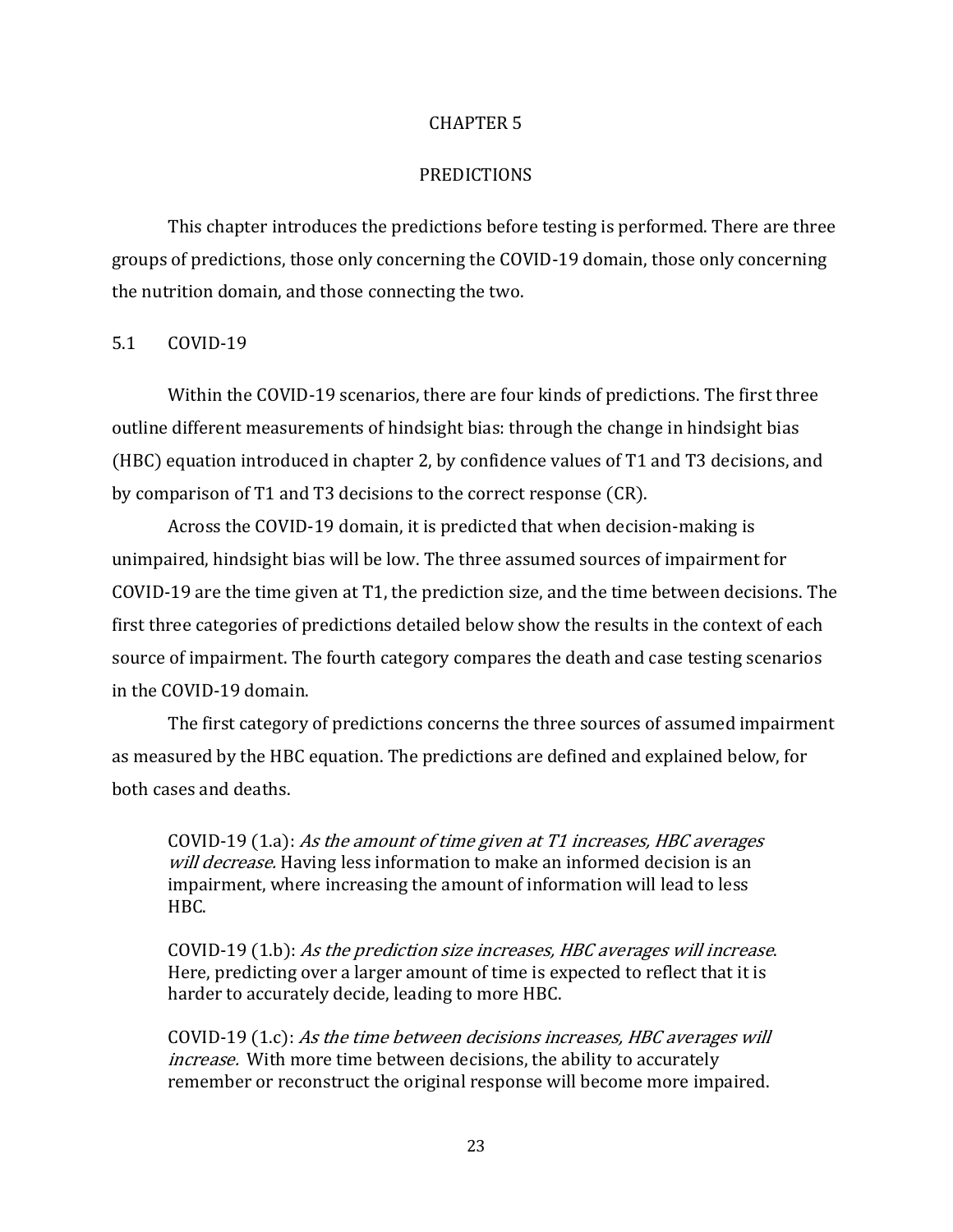# CHAPTER 5

# PREDICTIONS

This chapter introduces the predictions before testing is performed. There are three groups of predictions, those only concerning the COVID-19 domain, those only concerning the nutrition domain, and those connecting the two.

## 5.1 COVID-19

Within the COVID-19 scenarios, there are four kinds of predictions. The first three outline different measurements of hindsight bias: through the change in hindsight bias (HBC) equation introduced in chapter 2, by confidence values of T1 and T3 decisions, and by comparison of T1 and T3 decisions to the correct response (CR).

Across the COVID-19 domain, it is predicted that when decision-making is unimpaired, hindsight bias will be low. The three assumed sources of impairment for COVID-19 are the time given at T1, the prediction size, and the time between decisions. The first three categories of predictions detailed below show the results in the context of each source of impairment. The fourth category compares the death and case testing scenarios in the COVID-19 domain.

The first category of predictions concerns the three sources of assumed impairment as measured by the HBC equation. The predictions are defined and explained below, for both cases and deaths.

> COVID-19 (1.a): *As the amount of time given at T1 increases, HBC averages will decrease.* Having less information to make an informed decision is an impairment, where increasing the amount of information will lead to less HBC.
>
> COVID-19 (1.b): *As the prediction size increases, HBC averages will increase*. Here, predicting over a larger amount of time is expected to reflect that it is harder to accurately decide, leading to more HBC.
>
> COVID-19 (1.c): *As the time between decisions increases, HBC averages will increase.* With more time between decisions, the ability to accurately remember or reconstruct the original response will become more impaired.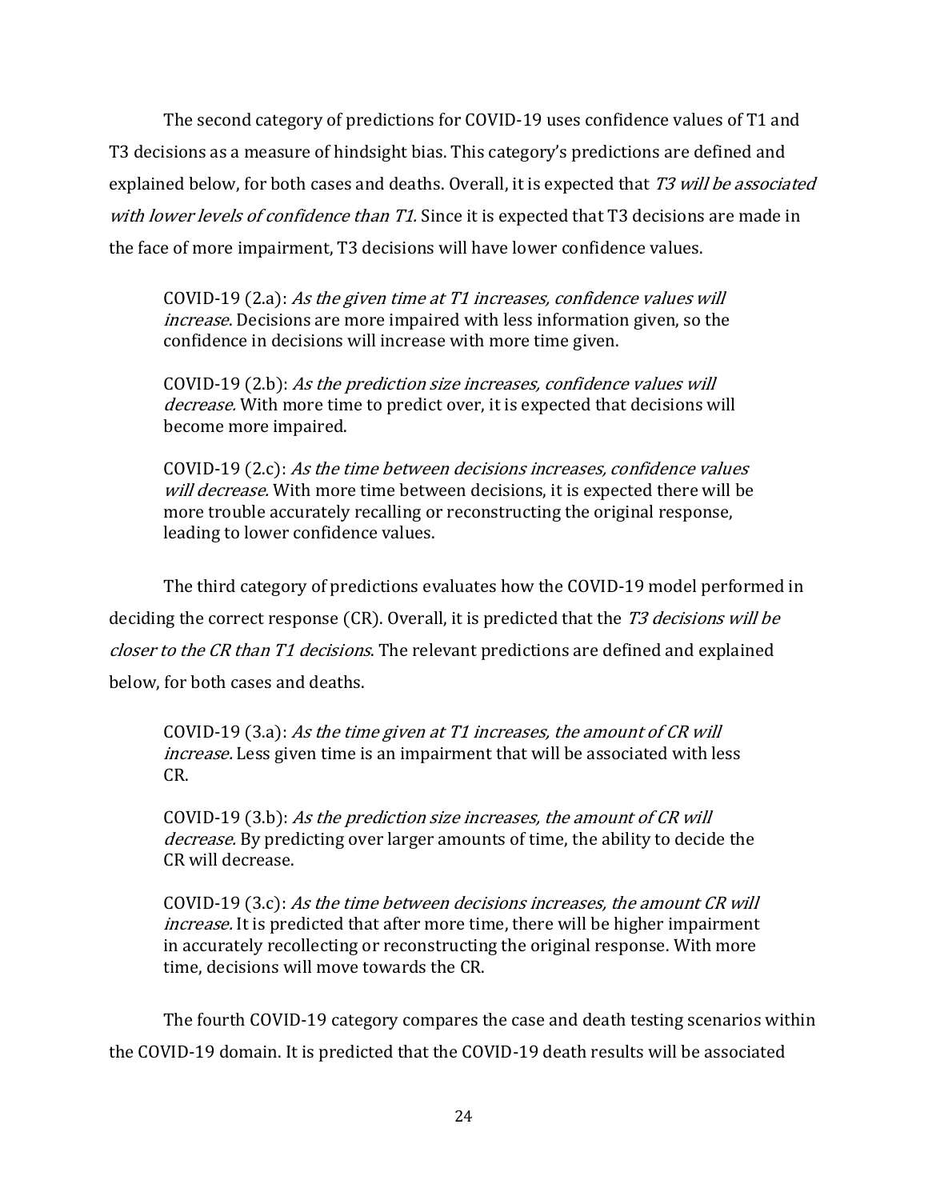The second category of predictions for COVID-19 uses confidence values of T1 and T3 decisions as a measure of hindsight bias. This category's predictions are defined and explained below, for both cases and deaths. Overall, it is expected that *T3 will be associated with lower levels of confidence than T1.* Since it is expected that T3 decisions are made in the face of more impairment, T3 decisions will have lower confidence values.

> COVID-19 (2.a): *As the given time at T1 increases, confidence values will increase*. Decisions are more impaired with less information given, so the confidence in decisions will increase with more time given.
>
> COVID-19 (2.b): *As the prediction size increases, confidence values will decrease.* With more time to predict over, it is expected that decisions will become more impaired.
>
> COVID-19 (2.c): *As the time between decisions increases, confidence values will decrease.* With more time between decisions, it is expected there will be more trouble accurately recalling or reconstructing the original response, leading to lower confidence values.

The third category of predictions evaluates how the COVID-19 model performed in deciding the correct response (CR). Overall, it is predicted that the *T3 decisions will be closer to the CR than T1 decisions*. The relevant predictions are defined and explained below, for both cases and deaths.

> COVID-19 (3.a): *As the time given at T1 increases, the amount of CR will increase.* Less given time is an impairment that will be associated with less CR.
>
> COVID-19 (3.b): *As the prediction size increases, the amount of CR will decrease.* By predicting over larger amounts of time, the ability to decide the CR will decrease.
>
> COVID-19 (3.c): *As the time between decisions increases, the amount CR will increase.* It is predicted that after more time, there will be higher impairment in accurately recollecting or reconstructing the original response. With more time, decisions will move towards the CR.

The fourth COVID-19 category compares the case and death testing scenarios within the COVID-19 domain. It is predicted that the COVID-19 death results will be associated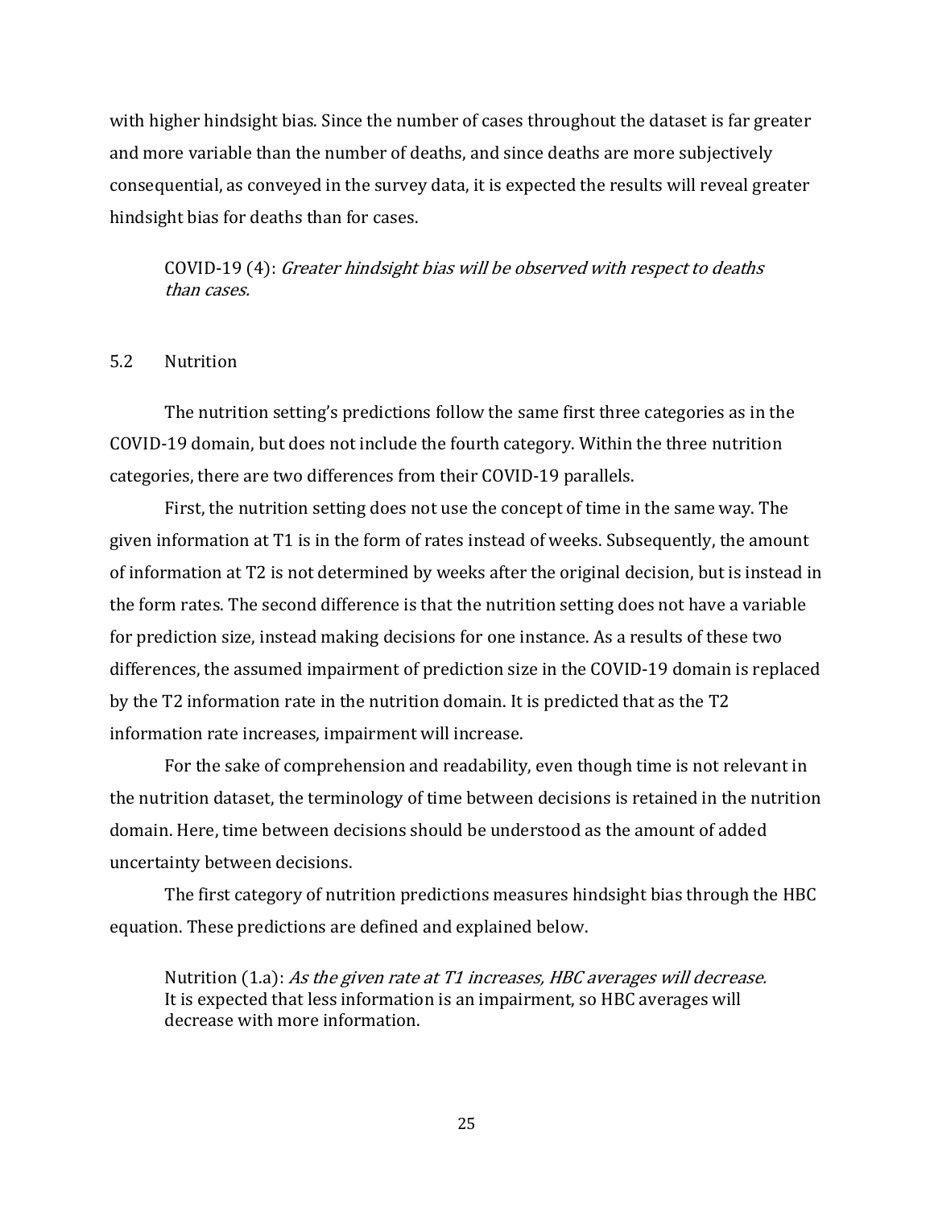with higher hindsight bias. Since the number of cases throughout the dataset is far greater and more variable than the number of deaths, and since deaths are more subjectively consequential, as conveyed in the survey data, it is expected the results will reveal greater hindsight bias for deaths than for cases.

> COVID-19 (4): *Greater hindsight bias will be observed with respect to deaths than cases.*

## 5.2 Nutrition

The nutrition setting's predictions follow the same first three categories as in the COVID-19 domain, but does not include the fourth category. Within the three nutrition categories, there are two differences from their COVID-19 parallels.

First, the nutrition setting does not use the concept of time in the same way. The given information at T1 is in the form of rates instead of weeks. Subsequently, the amount of information at T2 is not determined by weeks after the original decision, but is instead in the form rates. The second difference is that the nutrition setting does not have a variable for prediction size, instead making decisions for one instance. As a results of these two differences, the assumed impairment of prediction size in the COVID-19 domain is replaced by the T2 information rate in the nutrition domain. It is predicted that as the T2 information rate increases, impairment will increase.

For the sake of comprehension and readability, even though time is not relevant in the nutrition dataset, the terminology of time between decisions is retained in the nutrition domain. Here, time between decisions should be understood as the amount of added uncertainty between decisions.

The first category of nutrition predictions measures hindsight bias through the HBC equation. These predictions are defined and explained below.

> Nutrition (1.a): *As the given rate at T1 increases, HBC averages will decrease.* It is expected that less information is an impairment, so HBC averages will decrease with more information.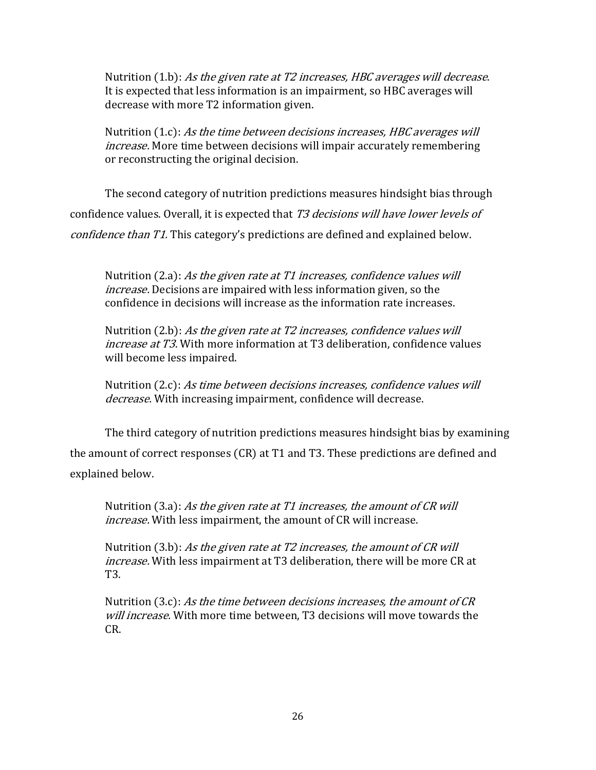Nutrition (1.b): *As the given rate at T2 increases, HBC averages will decrease*. It is expected that less information is an impairment, so HBC averages will decrease with more T2 information given.

Nutrition (1.c): *As the time between decisions increases, HBC averages will increase.* More time between decisions will impair accurately remembering or reconstructing the original decision.

The second category of nutrition predictions measures hindsight bias through confidence values. Overall, it is expected that *T3 decisions will have lower levels of confidence than T1.* This category's predictions are defined and explained below.

Nutrition (2.a): *As the given rate at T1 increases, confidence values will increase.* Decisions are impaired with less information given, so the confidence in decisions will increase as the information rate increases.

Nutrition (2.b): *As the given rate at T2 increases, confidence values will increase at T3*. With more information at T3 deliberation, confidence values will become less impaired.

Nutrition (2.c): *As time between decisions increases, confidence values will decrease.* With increasing impairment, confidence will decrease.

The third category of nutrition predictions measures hindsight bias by examining the amount of correct responses (CR) at T1 and T3. These predictions are defined and explained below.

Nutrition (3.a): *As the given rate at T1 increases, the amount of CR will increase.* With less impairment, the amount of CR will increase.

Nutrition (3.b): *As the given rate at T2 increases, the amount of CR will increase.* With less impairment at T3 deliberation, there will be more CR at T3.

Nutrition (3.c): *As the time between decisions increases, the amount of CR will increase.* With more time between, T3 decisions will move towards the CR.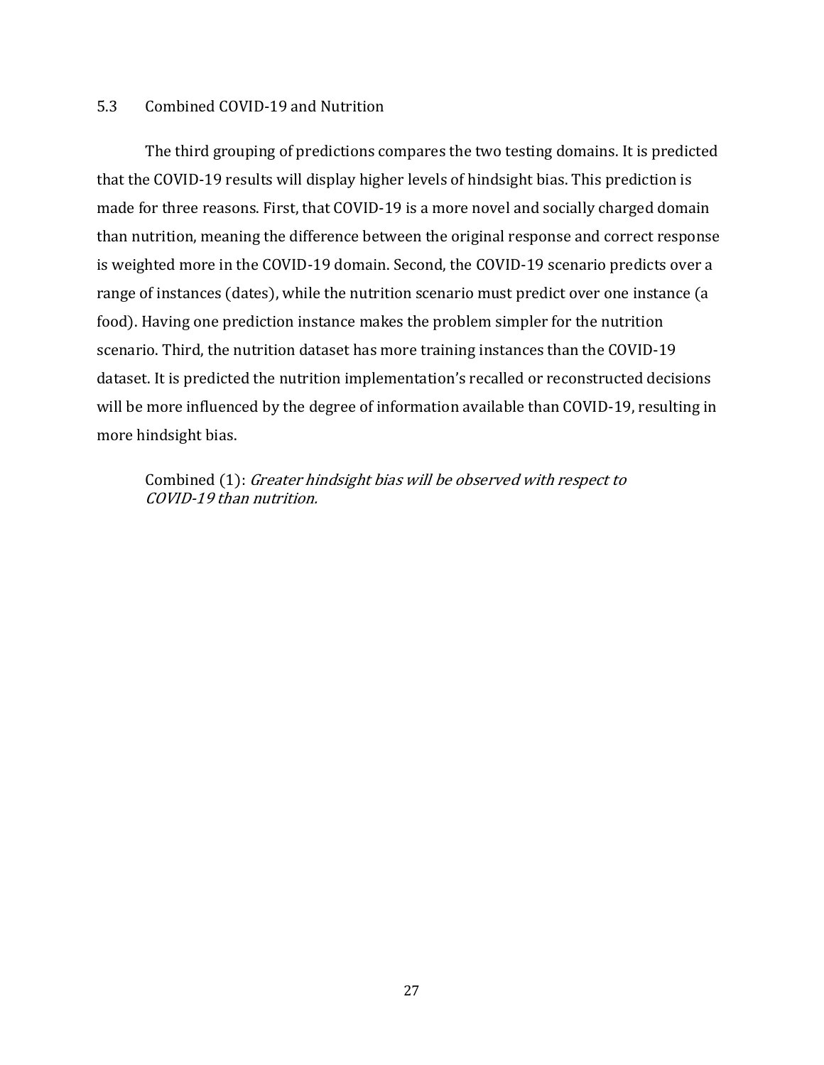### 5.3 Combined COVID-19 and Nutrition

The third grouping of predictions compares the two testing domains. It is predicted that the COVID-19 results will display higher levels of hindsight bias. This prediction is made for three reasons. First, that COVID-19 is a more novel and socially charged domain than nutrition, meaning the difference between the original response and correct response is weighted more in the COVID-19 domain. Second, the COVID-19 scenario predicts over a range of instances (dates), while the nutrition scenario must predict over one instance (a food). Having one prediction instance makes the problem simpler for the nutrition scenario. Third, the nutrition dataset has more training instances than the COVID-19 dataset. It is predicted the nutrition implementation's recalled or reconstructed decisions will be more influenced by the degree of information available than COVID-19, resulting in more hindsight bias.

> Combined (1): *Greater hindsight bias will be observed with respect to COVID-19 than nutrition.*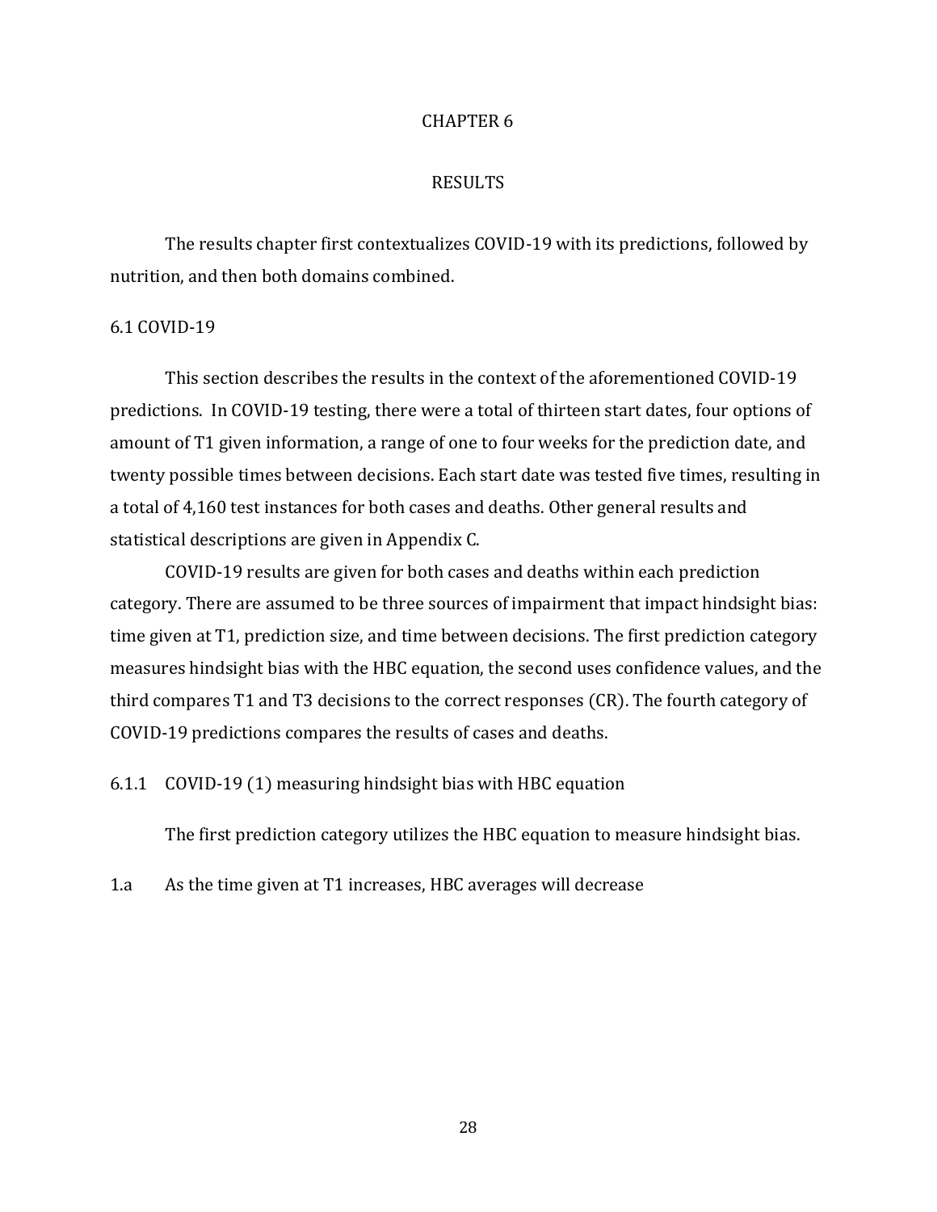# CHAPTER 6

# RESULTS

The results chapter first contextualizes COVID-19 with its predictions, followed by nutrition, and then both domains combined.

## 6.1 COVID-19

This section describes the results in the context of the aforementioned COVID-19 predictions. In COVID-19 testing, there were a total of thirteen start dates, four options of amount of T1 given information, a range of one to four weeks for the prediction date, and twenty possible times between decisions. Each start date was tested five times, resulting in a total of 4,160 test instances for both cases and deaths. Other general results and statistical descriptions are given in Appendix C.

COVID-19 results are given for both cases and deaths within each prediction category. There are assumed to be three sources of impairment that impact hindsight bias: time given at T1, prediction size, and time between decisions. The first prediction category measures hindsight bias with the HBC equation, the second uses confidence values, and the third compares T1 and T3 decisions to the correct responses (CR). The fourth category of COVID-19 predictions compares the results of cases and deaths.

### 6.1.1 COVID-19 (1) measuring hindsight bias with HBC equation

The first prediction category utilizes the HBC equation to measure hindsight bias.

1.a As the time given at T1 increases, HBC averages will decrease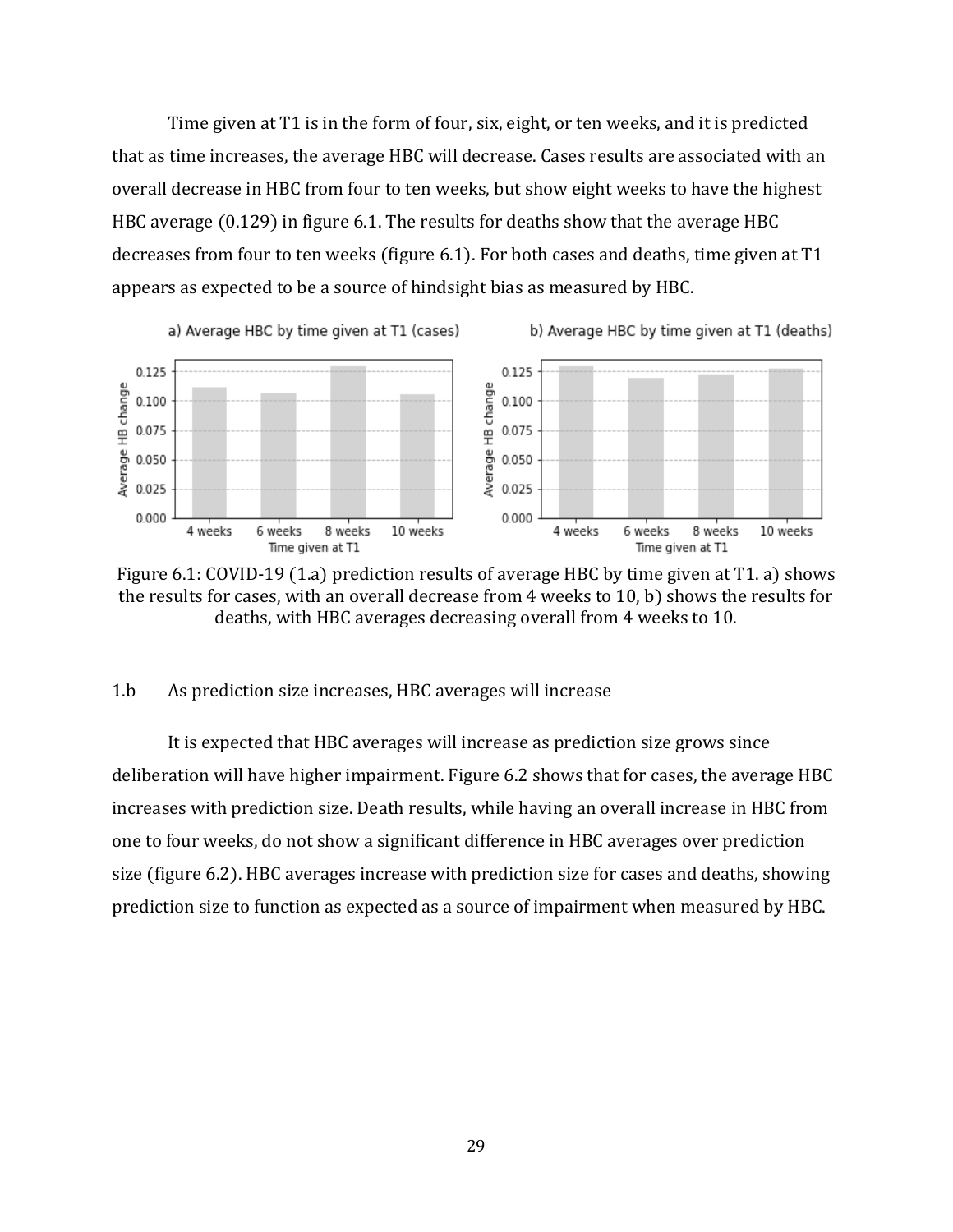Time given at T1 is in the form of four, six, eight, or ten weeks, and it is predicted that as time increases, the average HBC will decrease. Cases results are associated with an overall decrease in HBC from four to ten weeks, but show eight weeks to have the highest HBC average (0.129) in figure 6.1. The results for deaths show that the average HBC decreases from four to ten weeks (figure 6.1). For both cases and deaths, time given at T1 appears as expected to be a source of hindsight bias as measured by HBC.

Figure 6.1: COVID-19 (1.a) prediction results of average HBC by time given at T1. a) shows the results for cases, with an overall decrease from 4 weeks to 10, b) shows the results for deaths, with HBC averages decreasing overall from 4 weeks to 10.

1.b As prediction size increases, HBC averages will increase

It is expected that HBC averages will increase as prediction size grows since deliberation will have higher impairment. Figure 6.2 shows that for cases, the average HBC increases with prediction size. Death results, while having an overall increase in HBC from one to four weeks, do not show a significant difference in HBC averages over prediction size (figure 6.2). HBC averages increase with prediction size for cases and deaths, showing prediction size to function as expected as a source of impairment when measured by HBC.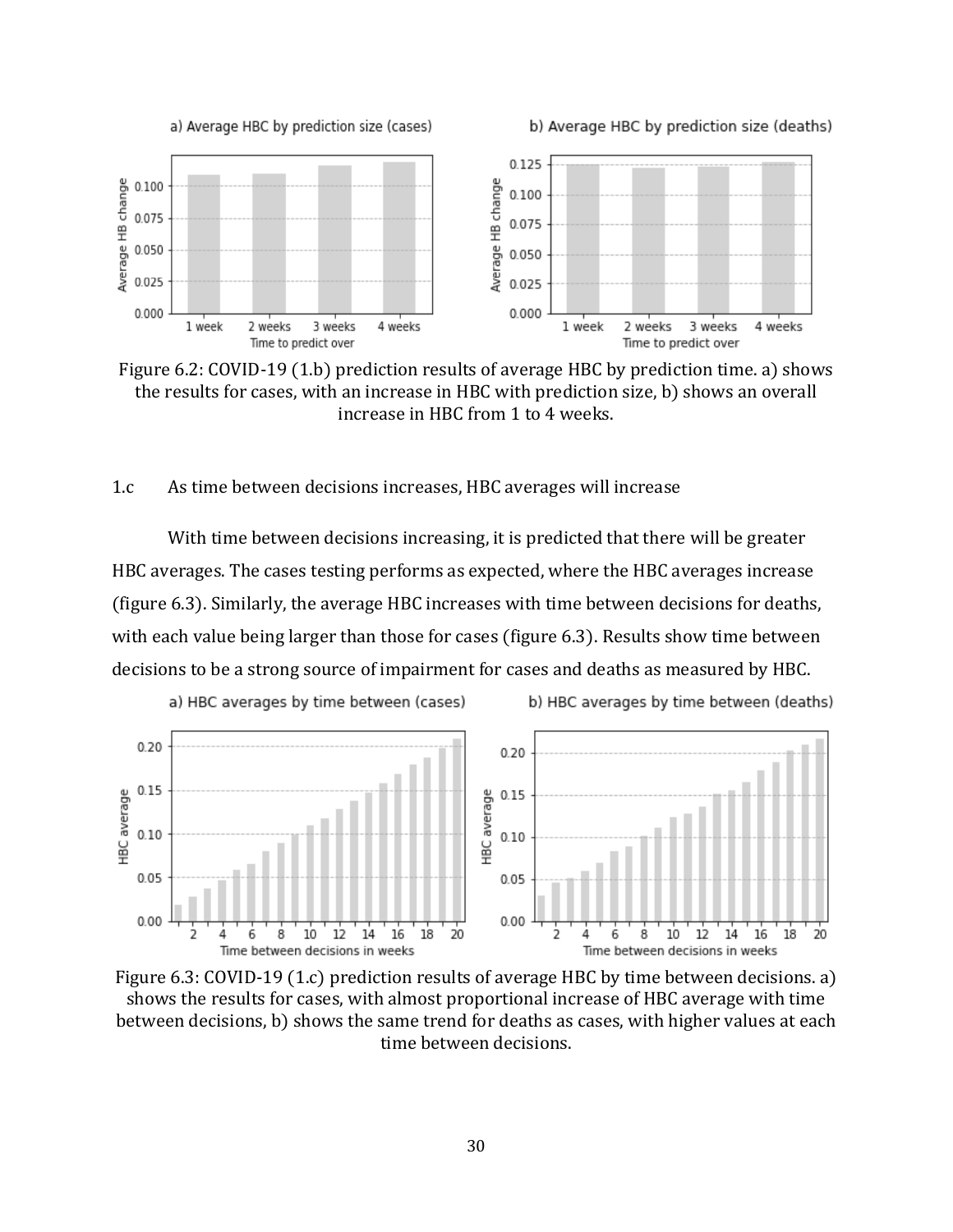Figure 6.2: COVID-19 (1.b) prediction results of average HBC by prediction time. a) shows the results for cases, with an increase in HBC with prediction size, b) shows an overall increase in HBC from 1 to 4 weeks.

1.c As time between decisions increases, HBC averages will increase

With time between decisions increasing, it is predicted that there will be greater HBC averages. The cases testing performs as expected, where the HBC averages increase (figure 6.3). Similarly, the average HBC increases with time between decisions for deaths, with each value being larger than those for cases (figure 6.3). Results show time between decisions to be a strong source of impairment for cases and deaths as measured by HBC.

Figure 6.3: COVID-19 (1.c) prediction results of average HBC by time between decisions. a) shows the results for cases, with almost proportional increase of HBC average with time between decisions, b) shows the same trend for deaths as cases, with higher values at each time between decisions.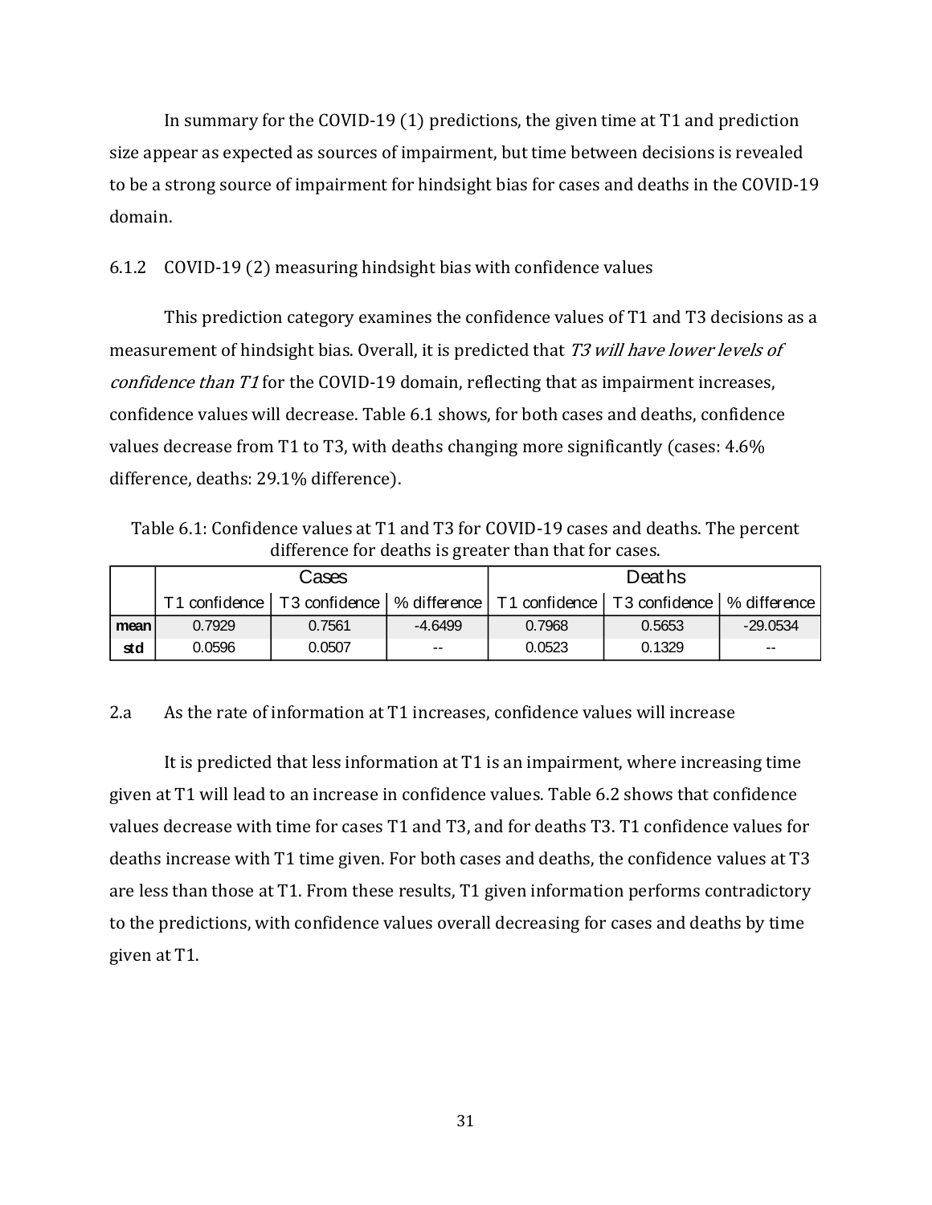In summary for the COVID-19 (1) predictions, the given time at T1 and prediction size appear as expected as sources of impairment, but time between decisions is revealed to be a strong source of impairment for hindsight bias for cases and deaths in the COVID-19 domain.

### 6.1.2 COVID-19 (2) measuring hindsight bias with confidence values

This prediction category examines the confidence values of T1 and T3 decisions as a measurement of hindsight bias. Overall, it is predicted that *T3 will have lower levels of confidence than T1* for the COVID-19 domain, reflecting that as impairment increases, confidence values will decrease. Table 6.1 shows, for both cases and deaths, confidence values decrease from T1 to T3, with deaths changing more significantly (cases: 4.6% difference, deaths: 29.1% difference).

Table 6.1: Confidence values at T1 and T3 for COVID-19 cases and deaths. The percent difference for deaths is greater than that for cases.

| | Cases | | | Deaths | | |
|---|---|---|---|---|---|---|
| | T1 confidence | T3 confidence | % difference | T1 confidence | T3 confidence | % difference |
| **mean** | 0.7929 | 0.7561 | -4.6499 | 0.7968 | 0.5653 | -29.0534 |
| **std** | 0.0596 | 0.0507 | -- | 0.0523 | 0.1329 | -- |

2.a As the rate of information at T1 increases, confidence values will increase

It is predicted that less information at T1 is an impairment, where increasing time given at T1 will lead to an increase in confidence values. Table 6.2 shows that confidence values decrease with time for cases T1 and T3, and for deaths T3. T1 confidence values for deaths increase with T1 time given. For both cases and deaths, the confidence values at T3 are less than those at T1. From these results, T1 given information performs contradictory to the predictions, with confidence values overall decreasing for cases and deaths by time given at T1.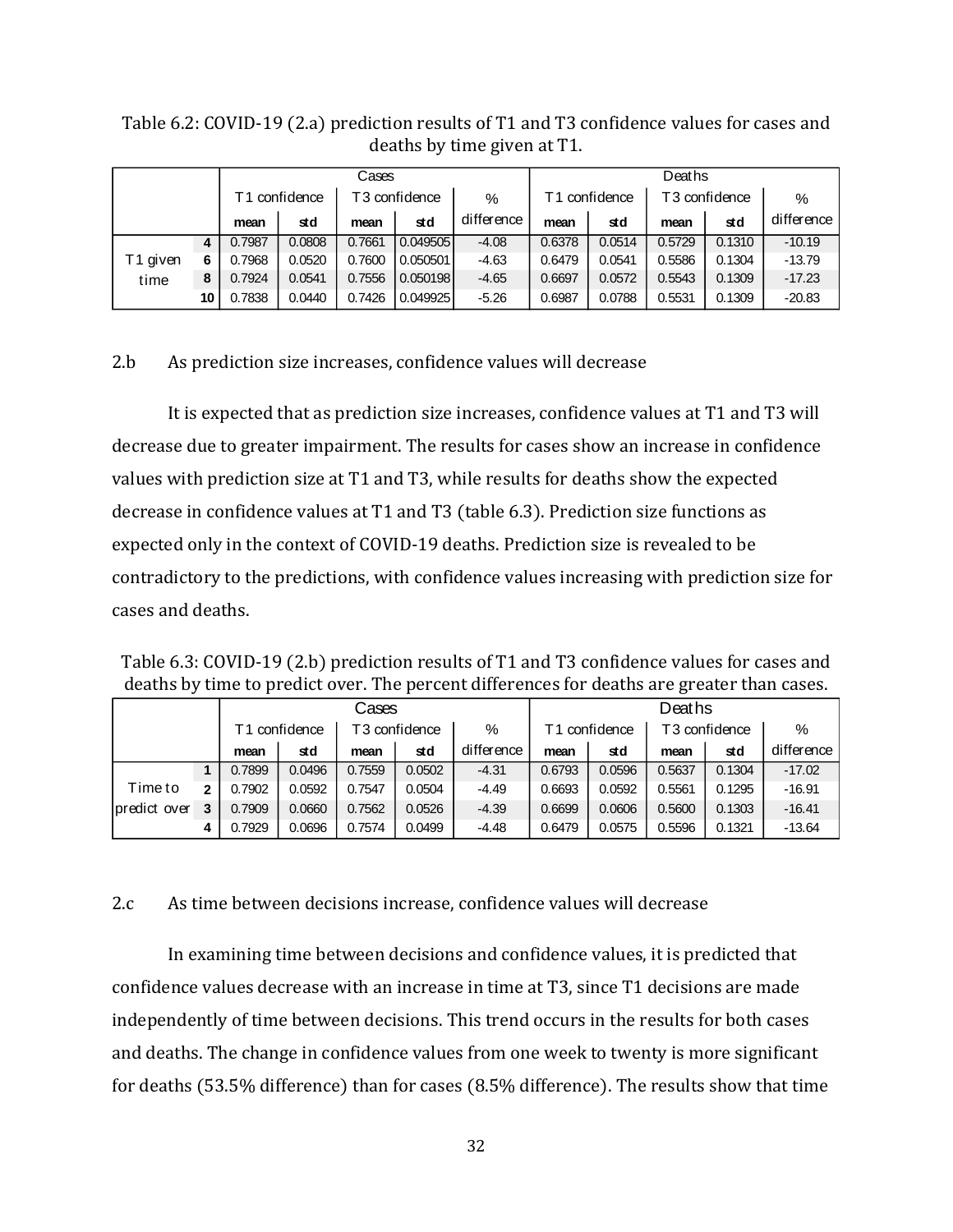Table 6.2: COVID-19 (2.a) prediction results of T1 and T3 confidence values for cases and deaths by time given at T1.

| | | Cases | | | | | Deaths | | | | |
|---|---|---|---|---|---|---|---|---|---|---|---|
| | | T1 confidence | | T3 confidence | | % difference | T1 confidence | | T3 confidence | | % difference |
| | | mean | std | mean | std | | mean | std | mean | std | |
| T1 given time | 4 | 0.7987 | 0.0808 | 0.7661 | 0.049505 | -4.08 | 0.6378 | 0.0514 | 0.5729 | 0.1310 | -10.19 |
| | 6 | 0.7968 | 0.0520 | 0.7600 | 0.050501 | -4.63 | 0.6479 | 0.0541 | 0.5586 | 0.1304 | -13.79 |
| | 8 | 0.7924 | 0.0541 | 0.7556 | 0.050198 | -4.65 | 0.6697 | 0.0572 | 0.5543 | 0.1309 | -17.23 |
| | 10 | 0.7838 | 0.0440 | 0.7426 | 0.049925 | -5.26 | 0.6987 | 0.0788 | 0.5531 | 0.1309 | -20.83 |

## 2.b As prediction size increases, confidence values will decrease

It is expected that as prediction size increases, confidence values at T1 and T3 will decrease due to greater impairment. The results for cases show an increase in confidence values with prediction size at T1 and T3, while results for deaths show the expected decrease in confidence values at T1 and T3 (table 6.3). Prediction size functions as expected only in the context of COVID-19 deaths. Prediction size is revealed to be contradictory to the predictions, with confidence values increasing with prediction size for cases and deaths.

Table 6.3: COVID-19 (2.b) prediction results of T1 and T3 confidence values for cases and deaths by time to predict over. The percent differences for deaths are greater than cases.

| | | Cases | | | | | Deaths | | | | |
|---|---|---|---|---|---|---|---|---|---|---|---|
| | | T1 confidence | | T3 confidence | | % difference | T1 confidence | | T3 confidence | | % difference |
| | | mean | std | mean | std | | mean | std | mean | std | |
| Time to predict over | 1 | 0.7899 | 0.0496 | 0.7559 | 0.0502 | -4.31 | 0.6793 | 0.0596 | 0.5637 | 0.1304 | -17.02 |
| | 2 | 0.7902 | 0.0592 | 0.7547 | 0.0504 | -4.49 | 0.6693 | 0.0592 | 0.5561 | 0.1295 | -16.91 |
| | 3 | 0.7909 | 0.0660 | 0.7562 | 0.0526 | -4.39 | 0.6699 | 0.0606 | 0.5600 | 0.1303 | -16.41 |
| | 4 | 0.7929 | 0.0696 | 0.7574 | 0.0499 | -4.48 | 0.6479 | 0.0575 | 0.5596 | 0.1321 | -13.64 |

## 2.c As time between decisions increase, confidence values will decrease

In examining time between decisions and confidence values, it is predicted that confidence values decrease with an increase in time at T3, since T1 decisions are made independently of time between decisions. This trend occurs in the results for both cases and deaths. The change in confidence values from one week to twenty is more significant for deaths (53.5% difference) than for cases (8.5% difference). The results show that time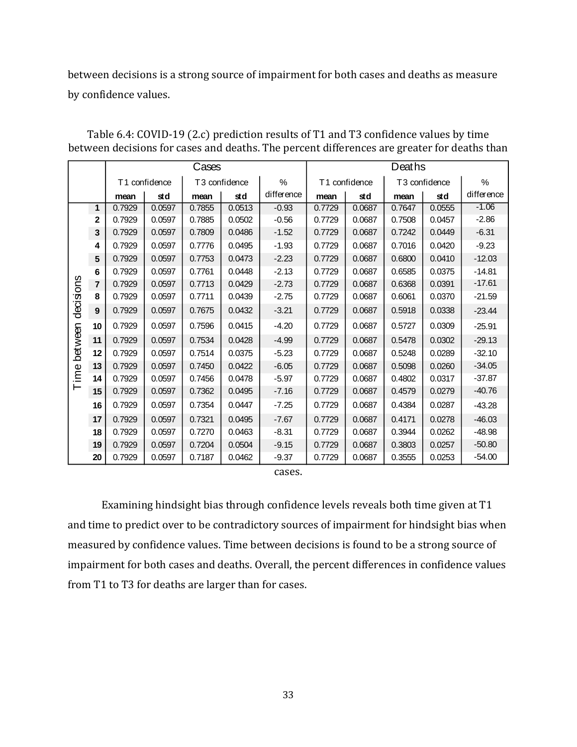between decisions is a strong source of impairment for both cases and deaths as measure by confidence values.

Table 6.4: COVID-19 (2.c) prediction results of T1 and T3 confidence values by time between decisions for cases and deaths. The percent differences are greater for deaths than cases.

| Time between decisions | Cases | | | | | Deaths | | | | |
|---|---|---|---|---|---|---|---|---|---|---|
| | T1 confidence | | T3 confidence | | % difference | T1 confidence | | T3 confidence | | % difference |
| | mean | std | mean | std | | mean | std | mean | std | |
| 1 | 0.7929 | 0.0597 | 0.7855 | 0.0513 | -0.93 | 0.7729 | 0.0687 | 0.7647 | 0.0555 | -1.06 |
| 2 | 0.7929 | 0.0597 | 0.7885 | 0.0502 | -0.56 | 0.7729 | 0.0687 | 0.7508 | 0.0457 | -2.86 |
| 3 | 0.7929 | 0.0597 | 0.7809 | 0.0486 | -1.52 | 0.7729 | 0.0687 | 0.7242 | 0.0449 | -6.31 |
| 4 | 0.7929 | 0.0597 | 0.7776 | 0.0495 | -1.93 | 0.7729 | 0.0687 | 0.7016 | 0.0420 | -9.23 |
| 5 | 0.7929 | 0.0597 | 0.7753 | 0.0473 | -2.23 | 0.7729 | 0.0687 | 0.6800 | 0.0410 | -12.03 |
| 6 | 0.7929 | 0.0597 | 0.7761 | 0.0448 | -2.13 | 0.7729 | 0.0687 | 0.6585 | 0.0375 | -14.81 |
| 7 | 0.7929 | 0.0597 | 0.7713 | 0.0429 | -2.73 | 0.7729 | 0.0687 | 0.6368 | 0.0391 | -17.61 |
| 8 | 0.7929 | 0.0597 | 0.7711 | 0.0439 | -2.75 | 0.7729 | 0.0687 | 0.6061 | 0.0370 | -21.59 |
| 9 | 0.7929 | 0.0597 | 0.7675 | 0.0432 | -3.21 | 0.7729 | 0.0687 | 0.5918 | 0.0338 | -23.44 |
| 10 | 0.7929 | 0.0597 | 0.7596 | 0.0415 | -4.20 | 0.7729 | 0.0687 | 0.5727 | 0.0309 | -25.91 |
| 11 | 0.7929 | 0.0597 | 0.7534 | 0.0428 | -4.99 | 0.7729 | 0.0687 | 0.5478 | 0.0302 | -29.13 |
| 12 | 0.7929 | 0.0597 | 0.7514 | 0.0375 | -5.23 | 0.7729 | 0.0687 | 0.5248 | 0.0289 | -32.10 |
| 13 | 0.7929 | 0.0597 | 0.7450 | 0.0422 | -6.05 | 0.7729 | 0.0687 | 0.5098 | 0.0260 | -34.05 |
| 14 | 0.7929 | 0.0597 | 0.7456 | 0.0478 | -5.97 | 0.7729 | 0.0687 | 0.4802 | 0.0317 | -37.87 |
| 15 | 0.7929 | 0.0597 | 0.7362 | 0.0495 | -7.16 | 0.7729 | 0.0687 | 0.4579 | 0.0279 | -40.76 |
| 16 | 0.7929 | 0.0597 | 0.7354 | 0.0447 | -7.25 | 0.7729 | 0.0687 | 0.4384 | 0.0287 | -43.28 |
| 17 | 0.7929 | 0.0597 | 0.7321 | 0.0495 | -7.67 | 0.7729 | 0.0687 | 0.4171 | 0.0278 | -46.03 |
| 18 | 0.7929 | 0.0597 | 0.7270 | 0.0463 | -8.31 | 0.7729 | 0.0687 | 0.3944 | 0.0262 | -48.98 |
| 19 | 0.7929 | 0.0597 | 0.7204 | 0.0504 | -9.15 | 0.7729 | 0.0687 | 0.3803 | 0.0257 | -50.80 |
| 20 | 0.7929 | 0.0597 | 0.7187 | 0.0462 | -9.37 | 0.7729 | 0.0687 | 0.3555 | 0.0253 | -54.00 |

Examining hindsight bias through confidence levels reveals both time given at T1 and time to predict over to be contradictory sources of impairment for hindsight bias when measured by confidence values. Time between decisions is found to be a strong source of impairment for both cases and deaths. Overall, the percent differences in confidence values from T1 to T3 for deaths are larger than for cases.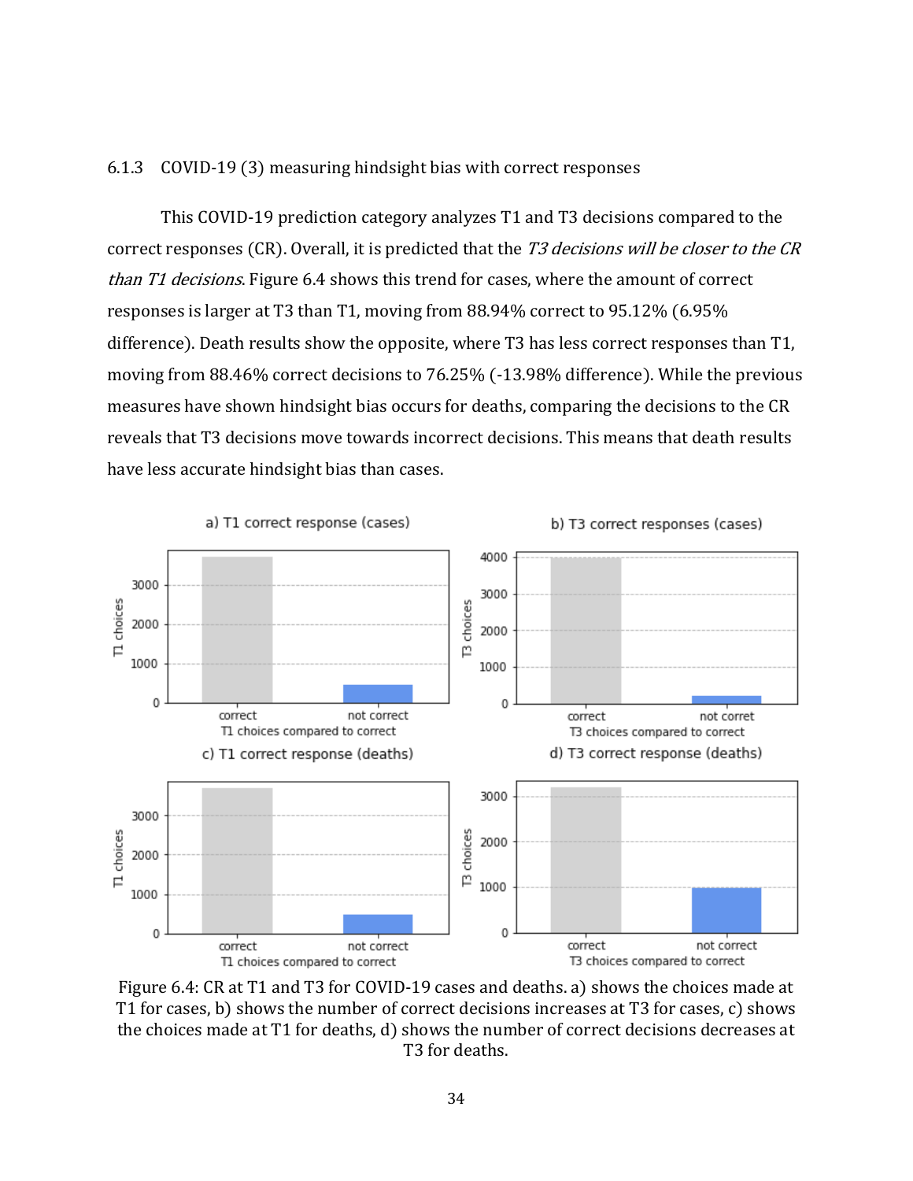### 6.1.3 COVID-19 (3) measuring hindsight bias with correct responses

This COVID-19 prediction category analyzes T1 and T3 decisions compared to the correct responses (CR). Overall, it is predicted that the *T3 decisions will be closer to the CR than T1 decisions*. Figure 6.4 shows this trend for cases, where the amount of correct responses is larger at T3 than T1, moving from 88.94% correct to 95.12% (6.95% difference). Death results show the opposite, where T3 has less correct responses than T1, moving from 88.46% correct decisions to 76.25% (-13.98% difference). While the previous measures have shown hindsight bias occurs for deaths, comparing the decisions to the CR reveals that T3 decisions move towards incorrect decisions. This means that death results have less accurate hindsight bias than cases.

Figure 6.4: CR at T1 and T3 for COVID-19 cases and deaths. a) shows the choices made at T1 for cases, b) shows the number of correct decisions increases at T3 for cases, c) shows the choices made at T1 for deaths, d) shows the number of correct decisions decreases at T3 for deaths.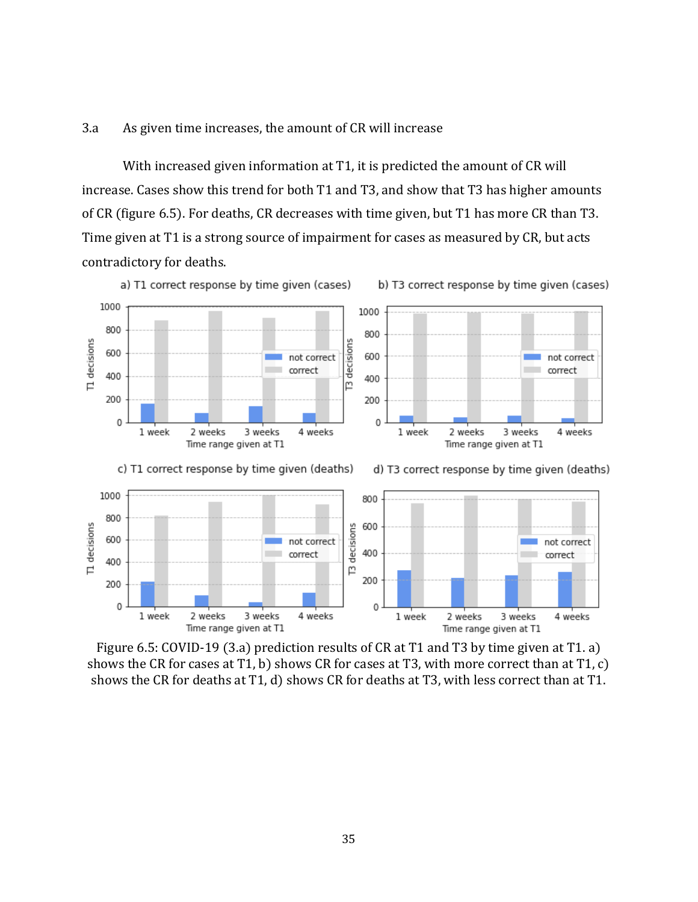3.a As given time increases, the amount of CR will increase

With increased given information at T1, it is predicted the amount of CR will increase. Cases show this trend for both T1 and T3, and show that T3 has higher amounts of CR (figure 6.5). For deaths, CR decreases with time given, but T1 has more CR than T3. Time given at T1 is a strong source of impairment for cases as measured by CR, but acts contradictory for deaths.

Figure 6.5: COVID-19 (3.a) prediction results of CR at T1 and T3 by time given at T1. a) shows the CR for cases at T1, b) shows CR for cases at T3, with more correct than at T1, c) shows the CR for deaths at T1, d) shows CR for deaths at T3, with less correct than at T1.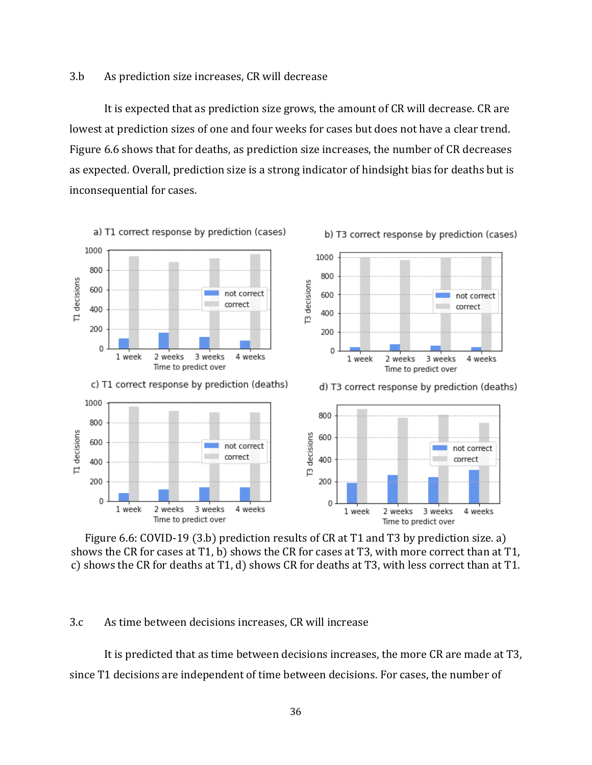### 3.b As prediction size increases, CR will decrease

It is expected that as prediction size grows, the amount of CR will decrease. CR are lowest at prediction sizes of one and four weeks for cases but does not have a clear trend. Figure 6.6 shows that for deaths, as prediction size increases, the number of CR decreases as expected. Overall, prediction size is a strong indicator of hindsight bias for deaths but is inconsequential for cases.

Figure 6.6: COVID-19 (3.b) prediction results of CR at T1 and T3 by prediction size. a) shows the CR for cases at T1, b) shows the CR for cases at T3, with more correct than at T1, c) shows the CR for deaths at T1, d) shows CR for deaths at T3, with less correct than at T1.

### 3.c As time between decisions increases, CR will increase

It is predicted that as time between decisions increases, the more CR are made at T3, since T1 decisions are independent of time between decisions. For cases, the number of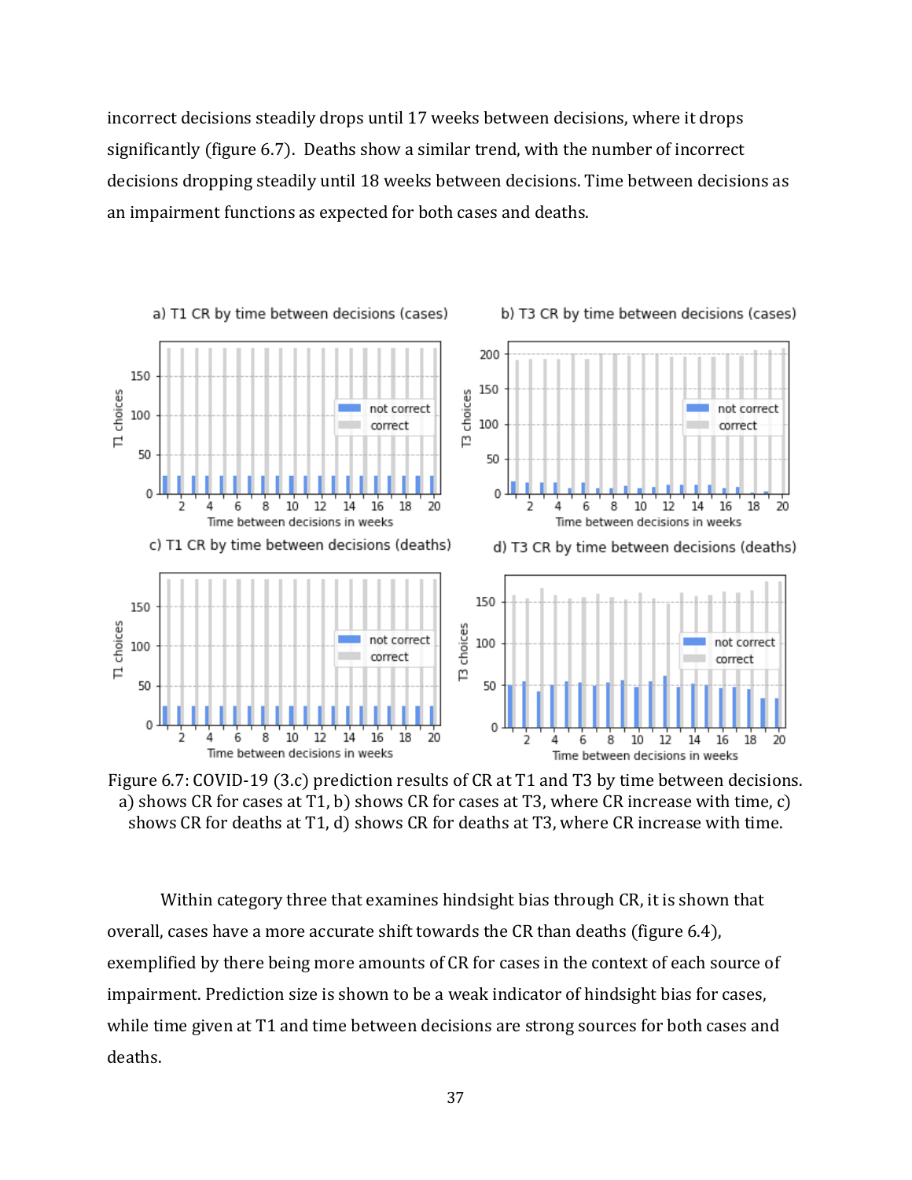incorrect decisions steadily drops until 17 weeks between decisions, where it drops significantly (figure 6.7). Deaths show a similar trend, with the number of incorrect decisions dropping steadily until 18 weeks between decisions. Time between decisions as an impairment functions as expected for both cases and deaths.

Figure 6.7: COVID-19 (3.c) prediction results of CR at T1 and T3 by time between decisions. a) shows CR for cases at T1, b) shows CR for cases at T3, where CR increase with time, c) shows CR for deaths at T1, d) shows CR for deaths at T3, where CR increase with time.

Within category three that examines hindsight bias through CR, it is shown that overall, cases have a more accurate shift towards the CR than deaths (figure 6.4), exemplified by there being more amounts of CR for cases in the context of each source of impairment. Prediction size is shown to be a weak indicator of hindsight bias for cases, while time given at T1 and time between decisions are strong sources for both cases and deaths.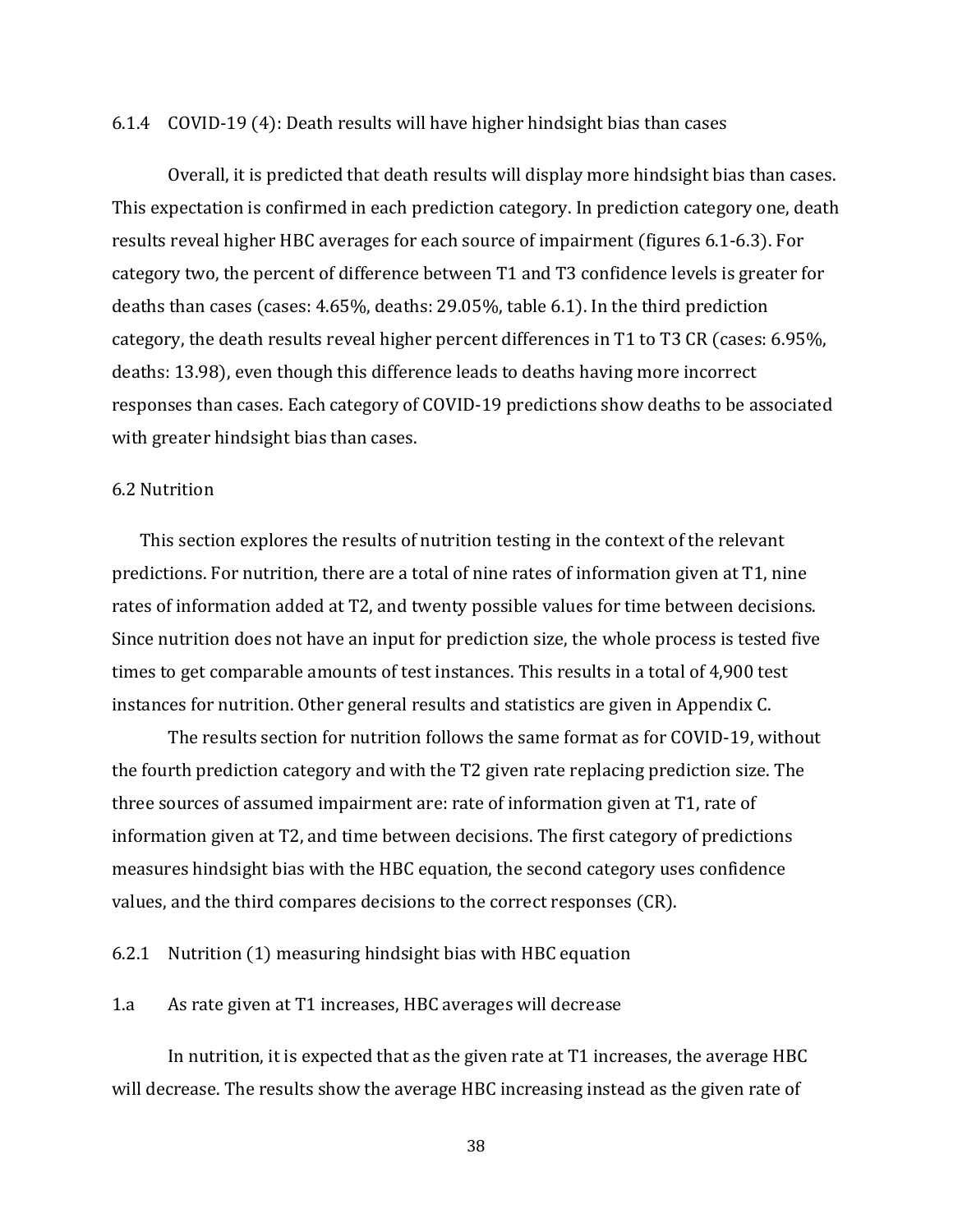### 6.1.4 COVID-19 (4): Death results will have higher hindsight bias than cases

Overall, it is predicted that death results will display more hindsight bias than cases. This expectation is confirmed in each prediction category. In prediction category one, death results reveal higher HBC averages for each source of impairment (figures 6.1-6.3). For category two, the percent of difference between T1 and T3 confidence levels is greater for deaths than cases (cases: 4.65%, deaths: 29.05%, table 6.1). In the third prediction category, the death results reveal higher percent differences in T1 to T3 CR (cases: 6.95%, deaths: 13.98), even though this difference leads to deaths having more incorrect responses than cases. Each category of COVID-19 predictions show deaths to be associated with greater hindsight bias than cases.

## 6.2 Nutrition

This section explores the results of nutrition testing in the context of the relevant predictions. For nutrition, there are a total of nine rates of information given at T1, nine rates of information added at T2, and twenty possible values for time between decisions. Since nutrition does not have an input for prediction size, the whole process is tested five times to get comparable amounts of test instances. This results in a total of 4,900 test instances for nutrition. Other general results and statistics are given in Appendix C.

The results section for nutrition follows the same format as for COVID-19, without the fourth prediction category and with the T2 given rate replacing prediction size. The three sources of assumed impairment are: rate of information given at T1, rate of information given at T2, and time between decisions. The first category of predictions measures hindsight bias with the HBC equation, the second category uses confidence values, and the third compares decisions to the correct responses (CR).

### 6.2.1 Nutrition (1) measuring hindsight bias with HBC equation

#### 1.a As rate given at T1 increases, HBC averages will decrease

In nutrition, it is expected that as the given rate at T1 increases, the average HBC will decrease. The results show the average HBC increasing instead as the given rate of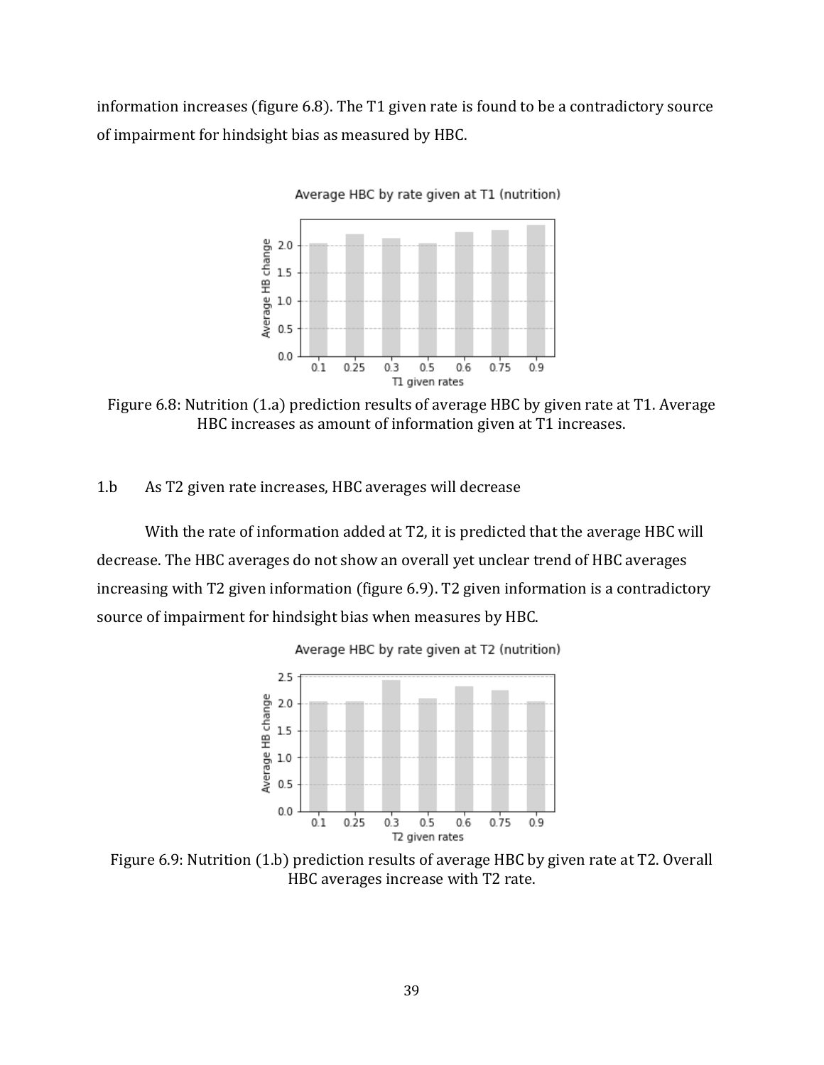information increases (figure 6.8). The T1 given rate is found to be a contradictory source of impairment for hindsight bias as measured by HBC.

Figure 6.8: Nutrition (1.a) prediction results of average HBC by given rate at T1. Average HBC increases as amount of information given at T1 increases.

1.b As T2 given rate increases, HBC averages will decrease

With the rate of information added at T2, it is predicted that the average HBC will decrease. The HBC averages do not show an overall yet unclear trend of HBC averages increasing with T2 given information (figure 6.9). T2 given information is a contradictory source of impairment for hindsight bias when measures by HBC.

Figure 6.9: Nutrition (1.b) prediction results of average HBC by given rate at T2. Overall HBC averages increase with T2 rate.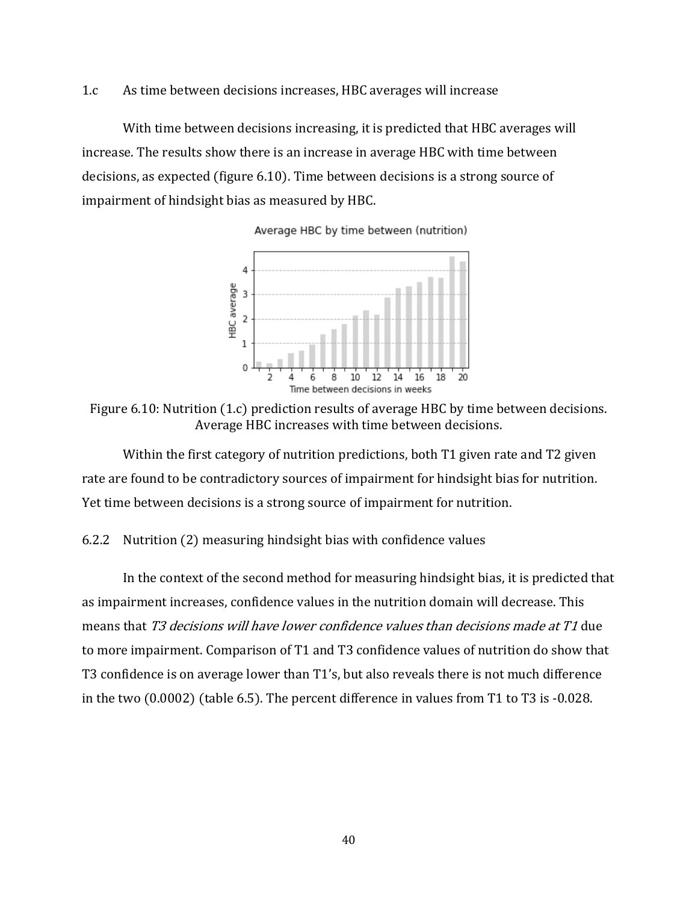1.c As time between decisions increases, HBC averages will increase

With time between decisions increasing, it is predicted that HBC averages will increase. The results show there is an increase in average HBC with time between decisions, as expected (figure 6.10). Time between decisions is a strong source of impairment of hindsight bias as measured by HBC.

Figure 6.10: Nutrition (1.c) prediction results of average HBC by time between decisions. Average HBC increases with time between decisions.

Within the first category of nutrition predictions, both T1 given rate and T2 given rate are found to be contradictory sources of impairment for hindsight bias for nutrition. Yet time between decisions is a strong source of impairment for nutrition.

### 6.2.2 Nutrition (2) measuring hindsight bias with confidence values

In the context of the second method for measuring hindsight bias, it is predicted that as impairment increases, confidence values in the nutrition domain will decrease. This means that *T3 decisions will have lower confidence values than decisions made at T1* due to more impairment. Comparison of T1 and T3 confidence values of nutrition do show that T3 confidence is on average lower than T1's, but also reveals there is not much difference in the two (0.0002) (table 6.5). The percent difference in values from T1 to T3 is -0.028.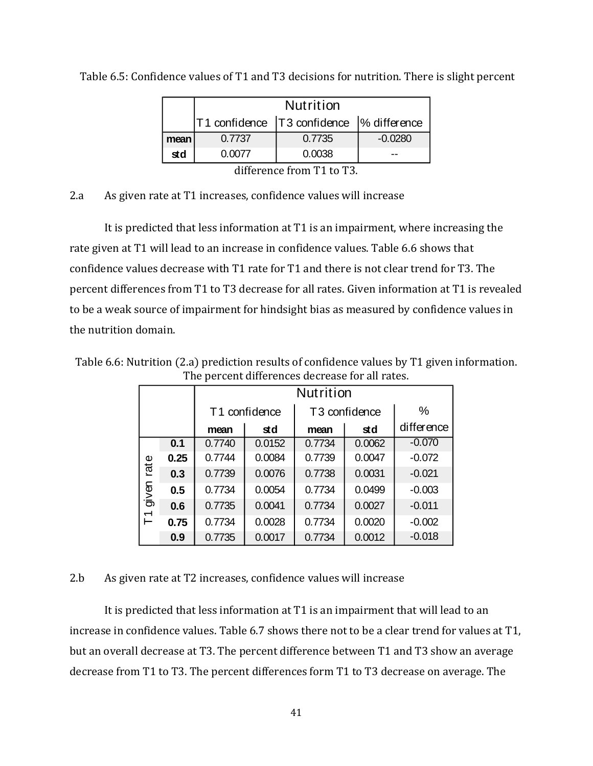Table 6.5: Confidence values of T1 and T3 decisions for nutrition. There is slight percent difference from T1 to T3.

| | Nutrition | | |
|---|---|---|---|
| | T1 confidence | T3 confidence | % difference |
| **mean** | 0.7737 | 0.7735 | -0.0280 |
| **std** | 0.0077 | 0.0038 | -- |

2.a As given rate at T1 increases, confidence values will increase

It is predicted that less information at T1 is an impairment, where increasing the rate given at T1 will lead to an increase in confidence values. Table 6.6 shows that confidence values decrease with T1 rate for T1 and there is not clear trend for T3. The percent differences from T1 to T3 decrease for all rates. Given information at T1 is revealed to be a weak source of impairment for hindsight bias as measured by confidence values in the nutrition domain.

Table 6.6: Nutrition (2.a) prediction results of confidence values by T1 given information. The percent differences decrease for all rates.

| | | Nutrition | | | | |
|---|---|---|---|---|---|---|
| | | T1 confidence | | T3 confidence | | % difference |
| | | mean | std | mean | std | |
| T1 given rate | **0.1** | 0.7740 | 0.0152 | 0.7734 | 0.0062 | -0.070 |
| | **0.25** | 0.7744 | 0.0084 | 0.7739 | 0.0047 | -0.072 |
| | **0.3** | 0.7739 | 0.0076 | 0.7738 | 0.0031 | -0.021 |
| | **0.5** | 0.7734 | 0.0054 | 0.7734 | 0.0499 | -0.003 |
| | **0.6** | 0.7735 | 0.0041 | 0.7734 | 0.0027 | -0.011 |
| | **0.75** | 0.7734 | 0.0028 | 0.7734 | 0.0020 | -0.002 |
| | **0.9** | 0.7735 | 0.0017 | 0.7734 | 0.0012 | -0.018 |

2.b As given rate at T2 increases, confidence values will increase

It is predicted that less information at T1 is an impairment that will lead to an increase in confidence values. Table 6.7 shows there not to be a clear trend for values at T1, but an overall decrease at T3. The percent difference between T1 and T3 show an average decrease from T1 to T3. The percent differences form T1 to T3 decrease on average. The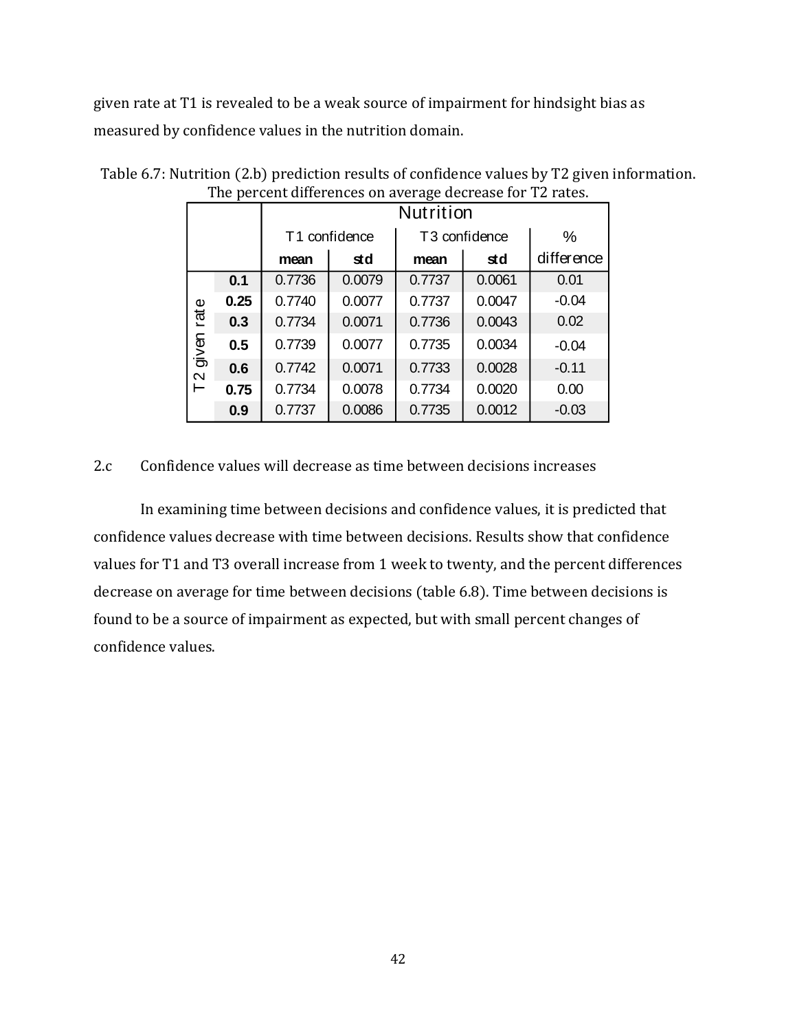given rate at T1 is revealed to be a weak source of impairment for hindsight bias as measured by confidence values in the nutrition domain.

Table 6.7: Nutrition (2.b) prediction results of confidence values by T2 given information. The percent differences on average decrease for T2 rates.

| | | Nutrition | | | | |
|---|---|---|---|---|---|---|
| | | T1 confidence | | T3 confidence | | % |
| | | **mean** | **std** | **mean** | **std** | difference |
| T2 given rate | **0.1** | 0.7736 | 0.0079 | 0.7737 | 0.0061 | 0.01 |
| | **0.25** | 0.7740 | 0.0077 | 0.7737 | 0.0047 | -0.04 |
| | **0.3** | 0.7734 | 0.0071 | 0.7736 | 0.0043 | 0.02 |
| | **0.5** | 0.7739 | 0.0077 | 0.7735 | 0.0034 | -0.04 |
| | **0.6** | 0.7742 | 0.0071 | 0.7733 | 0.0028 | -0.11 |
| | **0.75** | 0.7734 | 0.0078 | 0.7734 | 0.0020 | 0.00 |
| | **0.9** | 0.7737 | 0.0086 | 0.7735 | 0.0012 | -0.03 |

2.c Confidence values will decrease as time between decisions increases

In examining time between decisions and confidence values, it is predicted that confidence values decrease with time between decisions. Results show that confidence values for T1 and T3 overall increase from 1 week to twenty, and the percent differences decrease on average for time between decisions (table 6.8). Time between decisions is found to be a source of impairment as expected, but with small percent changes of confidence values.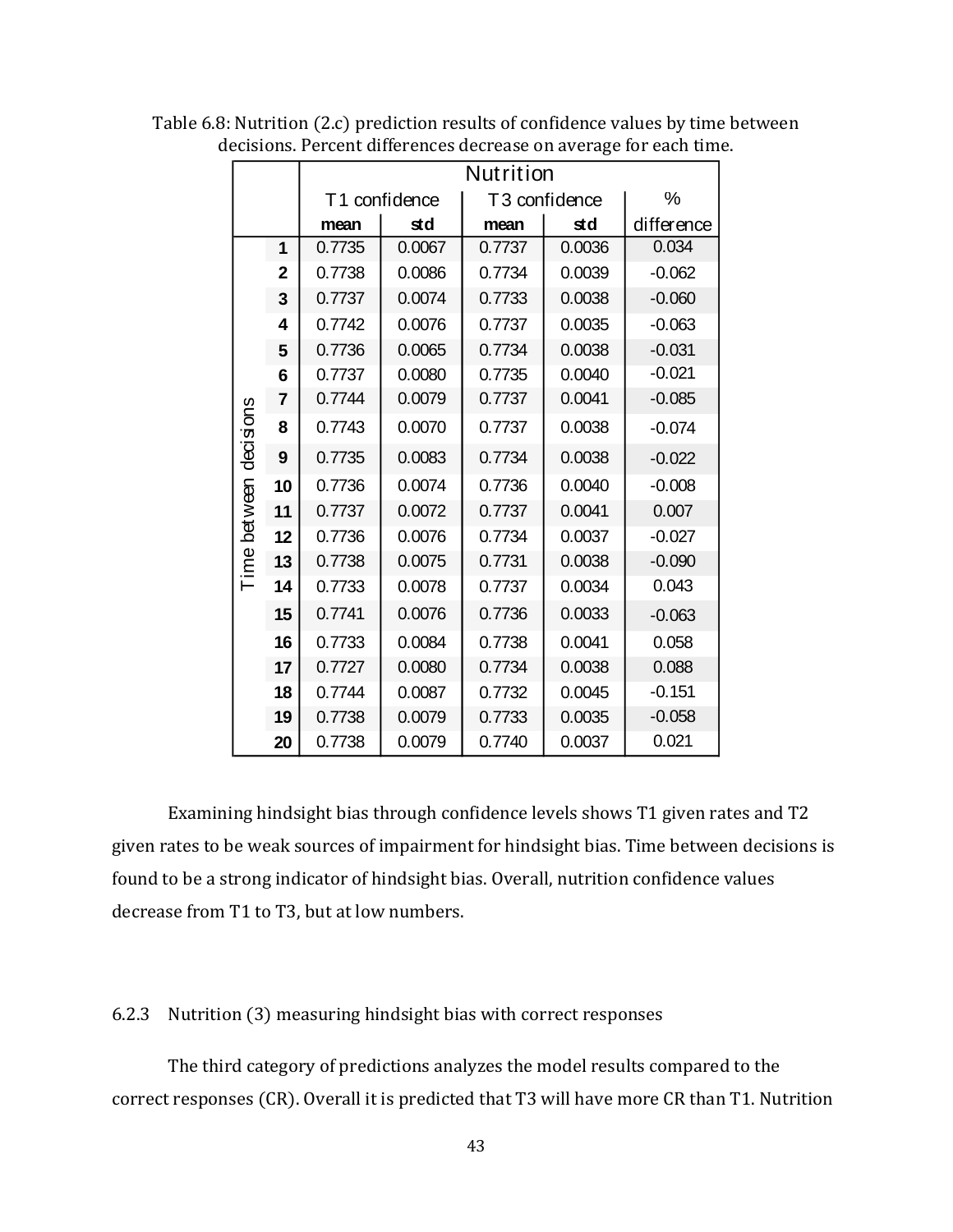Table 6.8: Nutrition (2.c) prediction results of confidence values by time between decisions. Percent differences decrease on average for each time.

| | | Nutrition | | | | |
|---|---|---|---|---|---|---|
| | | T1 confidence | | T3 confidence | | % |
| | | mean | std | mean | std | difference |
| Time between decisions | 1 | 0.7735 | 0.0067 | 0.7737 | 0.0036 | 0.034 |
| | 2 | 0.7738 | 0.0086 | 0.7734 | 0.0039 | -0.062 |
| | 3 | 0.7737 | 0.0074 | 0.7733 | 0.0038 | -0.060 |
| | 4 | 0.7742 | 0.0076 | 0.7737 | 0.0035 | -0.063 |
| | 5 | 0.7736 | 0.0065 | 0.7734 | 0.0038 | -0.031 |
| | 6 | 0.7737 | 0.0080 | 0.7735 | 0.0040 | -0.021 |
| | 7 | 0.7744 | 0.0079 | 0.7737 | 0.0041 | -0.085 |
| | 8 | 0.7743 | 0.0070 | 0.7737 | 0.0038 | -0.074 |
| | 9 | 0.7735 | 0.0083 | 0.7734 | 0.0038 | -0.022 |
| | 10 | 0.7736 | 0.0074 | 0.7736 | 0.0040 | -0.008 |
| | 11 | 0.7737 | 0.0072 | 0.7737 | 0.0041 | 0.007 |
| | 12 | 0.7736 | 0.0076 | 0.7734 | 0.0037 | -0.027 |
| | 13 | 0.7738 | 0.0075 | 0.7731 | 0.0038 | -0.090 |
| | 14 | 0.7733 | 0.0078 | 0.7737 | 0.0034 | 0.043 |
| | 15 | 0.7741 | 0.0076 | 0.7736 | 0.0033 | -0.063 |
| | 16 | 0.7733 | 0.0084 | 0.7738 | 0.0041 | 0.058 |
| | 17 | 0.7727 | 0.0080 | 0.7734 | 0.0038 | 0.088 |
| | 18 | 0.7744 | 0.0087 | 0.7732 | 0.0045 | -0.151 |
| | 19 | 0.7738 | 0.0079 | 0.7733 | 0.0035 | -0.058 |
| | 20 | 0.7738 | 0.0079 | 0.7740 | 0.0037 | 0.021 |

Examining hindsight bias through confidence levels shows T1 given rates and T2 given rates to be weak sources of impairment for hindsight bias. Time between decisions is found to be a strong indicator of hindsight bias. Overall, nutrition confidence values decrease from T1 to T3, but at low numbers.

### 6.2.3 Nutrition (3) measuring hindsight bias with correct responses

The third category of predictions analyzes the model results compared to the correct responses (CR). Overall it is predicted that T3 will have more CR than T1. Nutrition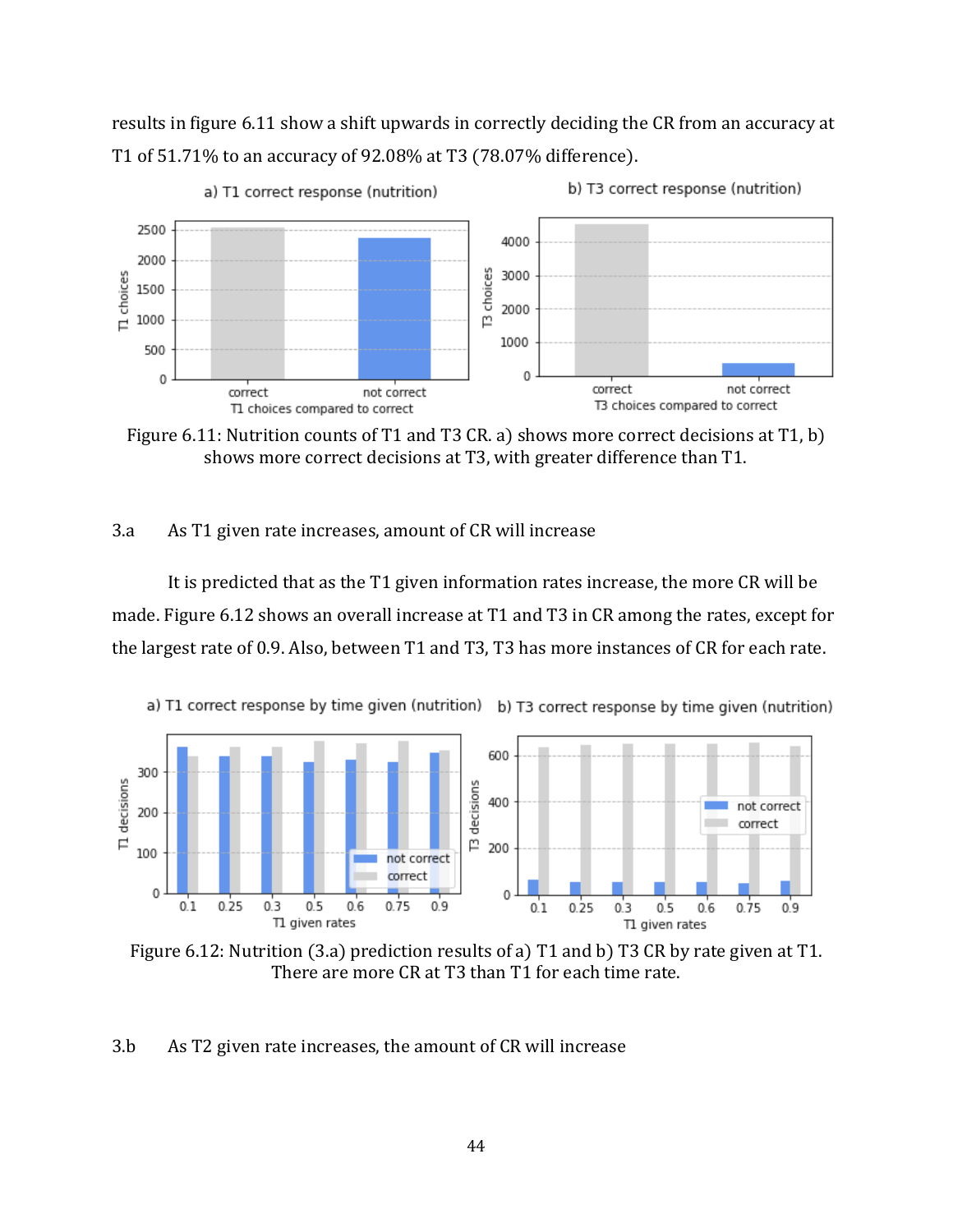results in figure 6.11 show a shift upwards in correctly deciding the CR from an accuracy at T1 of 51.71% to an accuracy of 92.08% at T3 (78.07% difference).

Figure 6.11: Nutrition counts of T1 and T3 CR. a) shows more correct decisions at T1, b) shows more correct decisions at T3, with greater difference than T1.

3.a As T1 given rate increases, amount of CR will increase

It is predicted that as the T1 given information rates increase, the more CR will be made. Figure 6.12 shows an overall increase at T1 and T3 in CR among the rates, except for the largest rate of 0.9. Also, between T1 and T3, T3 has more instances of CR for each rate.

Figure 6.12: Nutrition (3.a) prediction results of a) T1 and b) T3 CR by rate given at T1. There are more CR at T3 than T1 for each time rate.

3.b As T2 given rate increases, the amount of CR will increase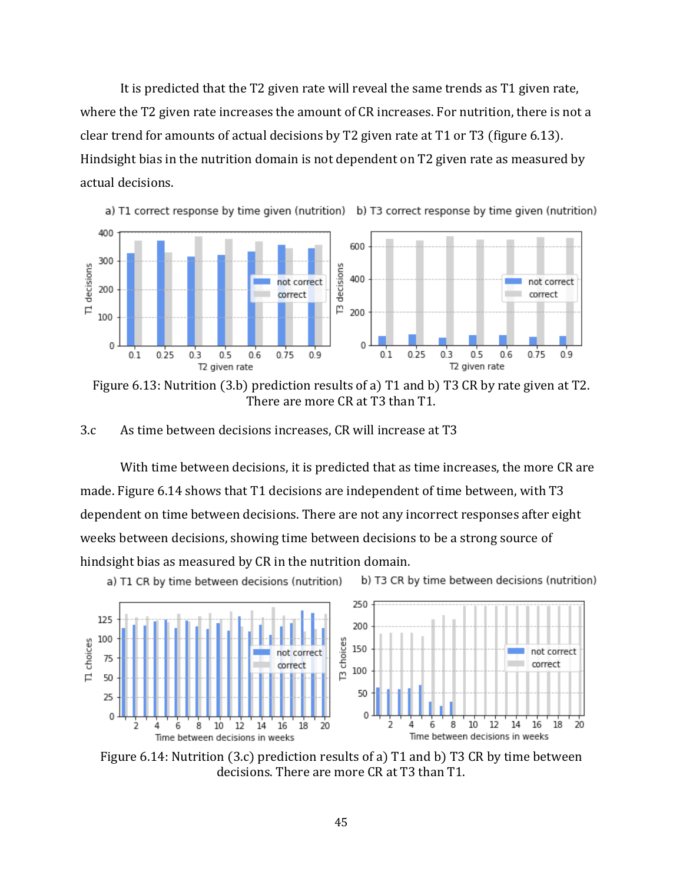It is predicted that the T2 given rate will reveal the same trends as T1 given rate, where the T2 given rate increases the amount of CR increases. For nutrition, there is not a clear trend for amounts of actual decisions by T2 given rate at T1 or T3 (figure 6.13). Hindsight bias in the nutrition domain is not dependent on T2 given rate as measured by actual decisions.

Figure 6.13: Nutrition (3.b) prediction results of a) T1 and b) T3 CR by rate given at T2. There are more CR at T3 than T1.

3.c As time between decisions increases, CR will increase at T3

With time between decisions, it is predicted that as time increases, the more CR are made. Figure 6.14 shows that T1 decisions are independent of time between, with T3 dependent on time between decisions. There are not any incorrect responses after eight weeks between decisions, showing time between decisions to be a strong source of hindsight bias as measured by CR in the nutrition domain.

Figure 6.14: Nutrition (3.c) prediction results of a) T1 and b) T3 CR by time between decisions. There are more CR at T3 than T1.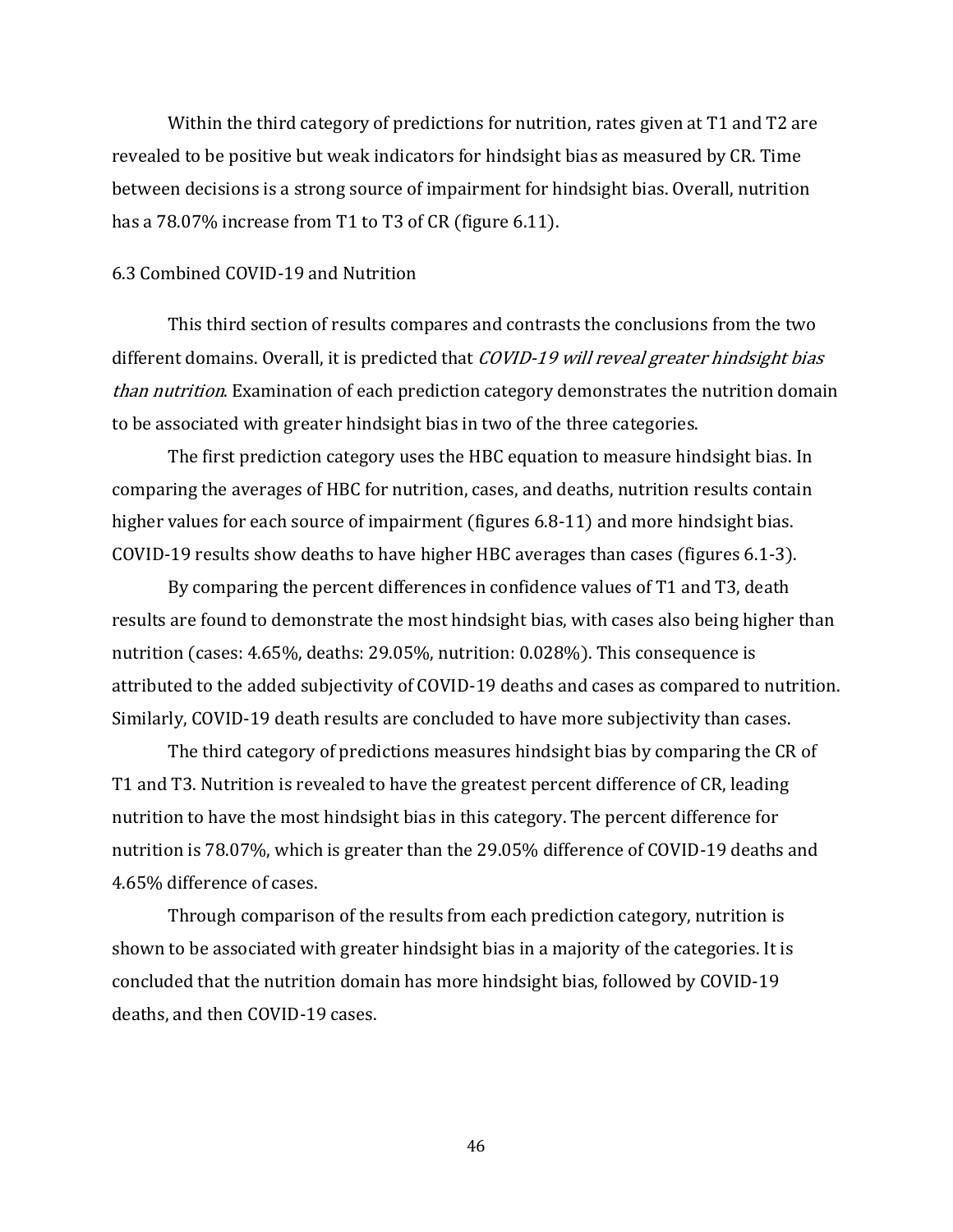Within the third category of predictions for nutrition, rates given at T1 and T2 are revealed to be positive but weak indicators for hindsight bias as measured by CR. Time between decisions is a strong source of impairment for hindsight bias. Overall, nutrition has a 78.07% increase from T1 to T3 of CR (figure 6.11).

### 6.3 Combined COVID-19 and Nutrition

This third section of results compares and contrasts the conclusions from the two different domains. Overall, it is predicted that *COVID-19 will reveal greater hindsight bias than nutrition*. Examination of each prediction category demonstrates the nutrition domain to be associated with greater hindsight bias in two of the three categories.

The first prediction category uses the HBC equation to measure hindsight bias. In comparing the averages of HBC for nutrition, cases, and deaths, nutrition results contain higher values for each source of impairment (figures 6.8-11) and more hindsight bias. COVID-19 results show deaths to have higher HBC averages than cases (figures 6.1-3).

By comparing the percent differences in confidence values of T1 and T3, death results are found to demonstrate the most hindsight bias, with cases also being higher than nutrition (cases: 4.65%, deaths: 29.05%, nutrition: 0.028%). This consequence is attributed to the added subjectivity of COVID-19 deaths and cases as compared to nutrition. Similarly, COVID-19 death results are concluded to have more subjectivity than cases.

The third category of predictions measures hindsight bias by comparing the CR of T1 and T3. Nutrition is revealed to have the greatest percent difference of CR, leading nutrition to have the most hindsight bias in this category. The percent difference for nutrition is 78.07%, which is greater than the 29.05% difference of COVID-19 deaths and 4.65% difference of cases.

Through comparison of the results from each prediction category, nutrition is shown to be associated with greater hindsight bias in a majority of the categories. It is concluded that the nutrition domain has more hindsight bias, followed by COVID-19 deaths, and then COVID-19 cases.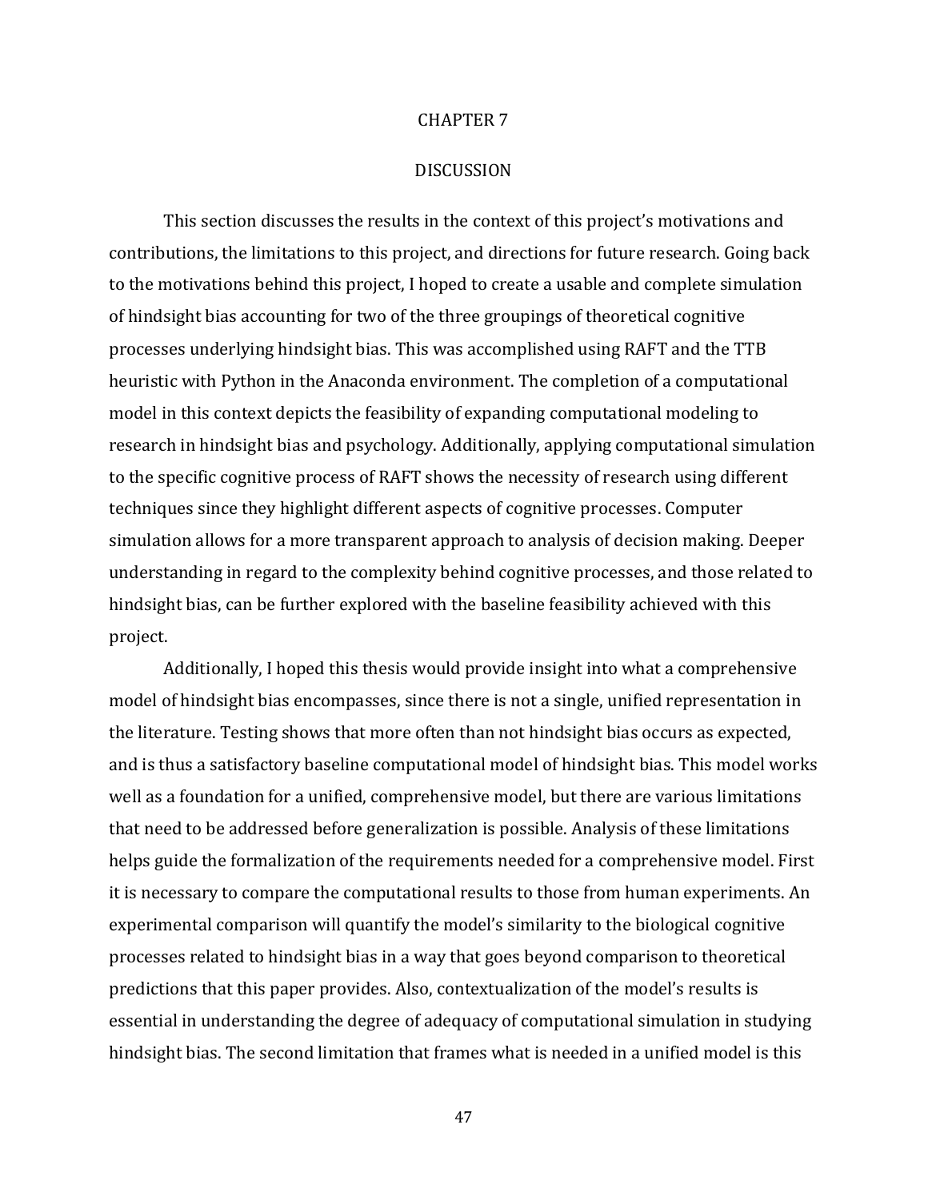# CHAPTER 7

# DISCUSSION

This section discusses the results in the context of this project's motivations and contributions, the limitations to this project, and directions for future research. Going back to the motivations behind this project, I hoped to create a usable and complete simulation of hindsight bias accounting for two of the three groupings of theoretical cognitive processes underlying hindsight bias. This was accomplished using RAFT and the TTB heuristic with Python in the Anaconda environment. The completion of a computational model in this context depicts the feasibility of expanding computational modeling to research in hindsight bias and psychology. Additionally, applying computational simulation to the specific cognitive process of RAFT shows the necessity of research using different techniques since they highlight different aspects of cognitive processes. Computer simulation allows for a more transparent approach to analysis of decision making. Deeper understanding in regard to the complexity behind cognitive processes, and those related to hindsight bias, can be further explored with the baseline feasibility achieved with this project.

Additionally, I hoped this thesis would provide insight into what a comprehensive model of hindsight bias encompasses, since there is not a single, unified representation in the literature. Testing shows that more often than not hindsight bias occurs as expected, and is thus a satisfactory baseline computational model of hindsight bias. This model works well as a foundation for a unified, comprehensive model, but there are various limitations that need to be addressed before generalization is possible. Analysis of these limitations helps guide the formalization of the requirements needed for a comprehensive model. First it is necessary to compare the computational results to those from human experiments. An experimental comparison will quantify the model's similarity to the biological cognitive processes related to hindsight bias in a way that goes beyond comparison to theoretical predictions that this paper provides. Also, contextualization of the model's results is essential in understanding the degree of adequacy of computational simulation in studying hindsight bias. The second limitation that frames what is needed in a unified model is this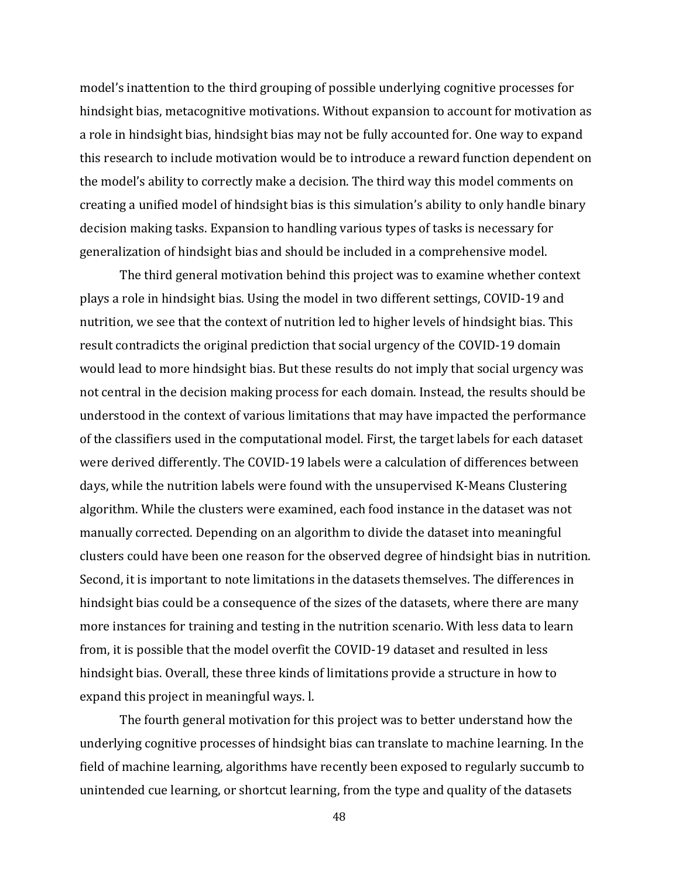model's inattention to the third grouping of possible underlying cognitive processes for hindsight bias, metacognitive motivations. Without expansion to account for motivation as a role in hindsight bias, hindsight bias may not be fully accounted for. One way to expand this research to include motivation would be to introduce a reward function dependent on the model's ability to correctly make a decision. The third way this model comments on creating a unified model of hindsight bias is this simulation's ability to only handle binary decision making tasks. Expansion to handling various types of tasks is necessary for generalization of hindsight bias and should be included in a comprehensive model.

The third general motivation behind this project was to examine whether context plays a role in hindsight bias. Using the model in two different settings, COVID-19 and nutrition, we see that the context of nutrition led to higher levels of hindsight bias. This result contradicts the original prediction that social urgency of the COVID-19 domain would lead to more hindsight bias. But these results do not imply that social urgency was not central in the decision making process for each domain. Instead, the results should be understood in the context of various limitations that may have impacted the performance of the classifiers used in the computational model. First, the target labels for each dataset were derived differently. The COVID-19 labels were a calculation of differences between days, while the nutrition labels were found with the unsupervised K-Means Clustering algorithm. While the clusters were examined, each food instance in the dataset was not manually corrected. Depending on an algorithm to divide the dataset into meaningful clusters could have been one reason for the observed degree of hindsight bias in nutrition. Second, it is important to note limitations in the datasets themselves. The differences in hindsight bias could be a consequence of the sizes of the datasets, where there are many more instances for training and testing in the nutrition scenario. With less data to learn from, it is possible that the model overfit the COVID-19 dataset and resulted in less hindsight bias. Overall, these three kinds of limitations provide a structure in how to expand this project in meaningful ways. l.

The fourth general motivation for this project was to better understand how the underlying cognitive processes of hindsight bias can translate to machine learning. In the field of machine learning, algorithms have recently been exposed to regularly succumb to unintended cue learning, or shortcut learning, from the type and quality of the datasets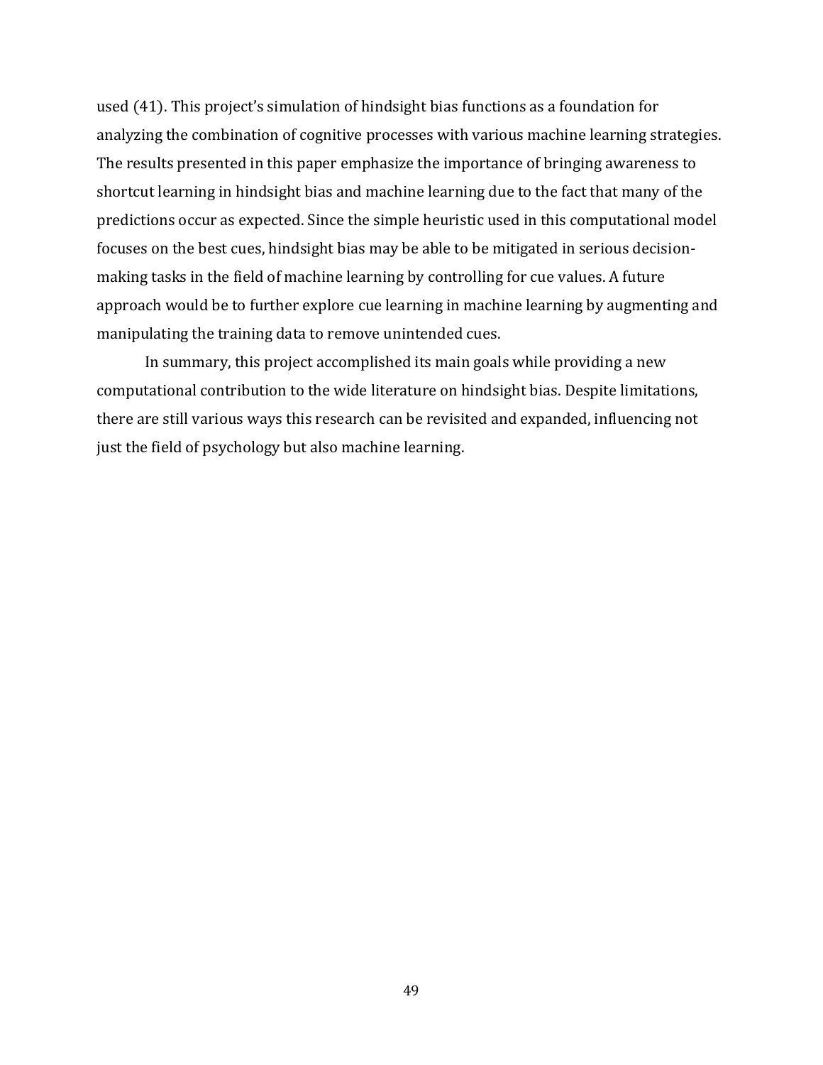used (41). This project's simulation of hindsight bias functions as a foundation for analyzing the combination of cognitive processes with various machine learning strategies. The results presented in this paper emphasize the importance of bringing awareness to shortcut learning in hindsight bias and machine learning due to the fact that many of the predictions occur as expected. Since the simple heuristic used in this computational model focuses on the best cues, hindsight bias may be able to be mitigated in serious decision-making tasks in the field of machine learning by controlling for cue values. A future approach would be to further explore cue learning in machine learning by augmenting and manipulating the training data to remove unintended cues.

In summary, this project accomplished its main goals while providing a new computational contribution to the wide literature on hindsight bias. Despite limitations, there are still various ways this research can be revisited and expanded, influencing not just the field of psychology but also machine learning.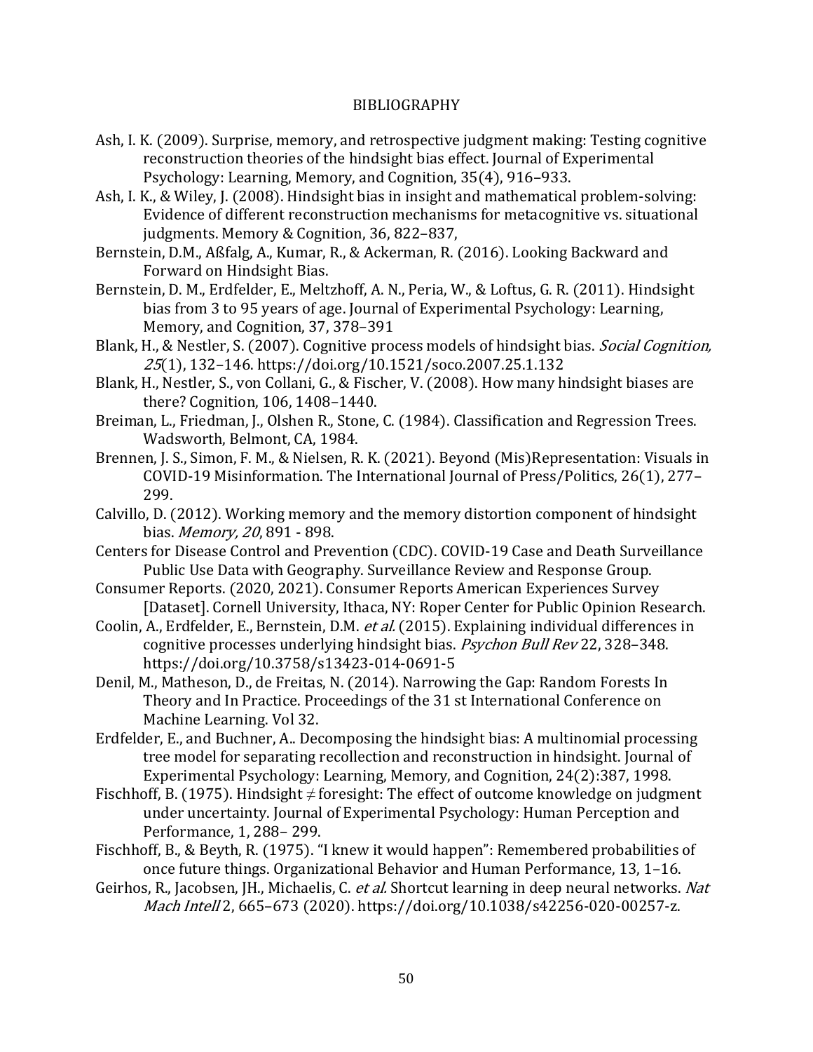# BIBLIOGRAPHY

Ash, I. K. (2009). Surprise, memory, and retrospective judgment making: Testing cognitive reconstruction theories of the hindsight bias effect. Journal of Experimental Psychology: Learning, Memory, and Cognition, 35(4), 916–933.

Ash, I. K., & Wiley, J. (2008). Hindsight bias in insight and mathematical problem-solving: Evidence of different reconstruction mechanisms for metacognitive vs. situational judgments. Memory & Cognition, 36, 822–837,

Bernstein, D.M., Aßfalg, A., Kumar, R., & Ackerman, R. (2016). Looking Backward and Forward on Hindsight Bias.

Bernstein, D. M., Erdfelder, E., Meltzhoff, A. N., Peria, W., & Loftus, G. R. (2011). Hindsight bias from 3 to 95 years of age. Journal of Experimental Psychology: Learning, Memory, and Cognition, 37, 378–391

Blank, H., & Nestler, S. (2007). Cognitive process models of hindsight bias. *Social Cognition, 25*(1), 132–146. https://doi.org/10.1521/soco.2007.25.1.132

Blank, H., Nestler, S., von Collani, G., & Fischer, V. (2008). How many hindsight biases are there? Cognition, 106, 1408–1440.

Breiman, L., Friedman, J., Olshen R., Stone, C. (1984). Classification and Regression Trees. Wadsworth, Belmont, CA, 1984.

Brennen, J. S., Simon, F. M., & Nielsen, R. K. (2021). Beyond (Mis)Representation: Visuals in COVID-19 Misinformation. The International Journal of Press/Politics, 26(1), 277–299.

Calvillo, D. (2012). Working memory and the memory distortion component of hindsight bias. *Memory, 20*, 891 - 898.

Centers for Disease Control and Prevention (CDC). COVID-19 Case and Death Surveillance Public Use Data with Geography. Surveillance Review and Response Group.

Consumer Reports. (2020, 2021). Consumer Reports American Experiences Survey [Dataset]. Cornell University, Ithaca, NY: Roper Center for Public Opinion Research.

Coolin, A., Erdfelder, E., Bernstein, D.M. *et al.* (2015). Explaining individual differences in cognitive processes underlying hindsight bias. *Psychon Bull Rev* 22, 328–348. https://doi.org/10.3758/s13423-014-0691-5

Denil, M., Matheson, D., de Freitas, N. (2014). Narrowing the Gap: Random Forests In Theory and In Practice. Proceedings of the 31 st International Conference on Machine Learning. Vol 32.

Erdfelder, E., and Buchner, A.. Decomposing the hindsight bias: A multinomial processing tree model for separating recollection and reconstruction in hindsight. Journal of Experimental Psychology: Learning, Memory, and Cognition, 24(2):387, 1998.

Fischhoff, B. (1975). Hindsight ≠ foresight: The effect of outcome knowledge on judgment under uncertainty. Journal of Experimental Psychology: Human Perception and Performance, 1, 288– 299.

Fischhoff, B., & Beyth, R. (1975). "I knew it would happen": Remembered probabilities of once future things. Organizational Behavior and Human Performance, 13, 1–16.

Geirhos, R., Jacobsen, JH., Michaelis, C. *et al.* Shortcut learning in deep neural networks. *Nat Mach Intell* 2, 665–673 (2020). https://doi.org/10.1038/s42256-020-00257-z.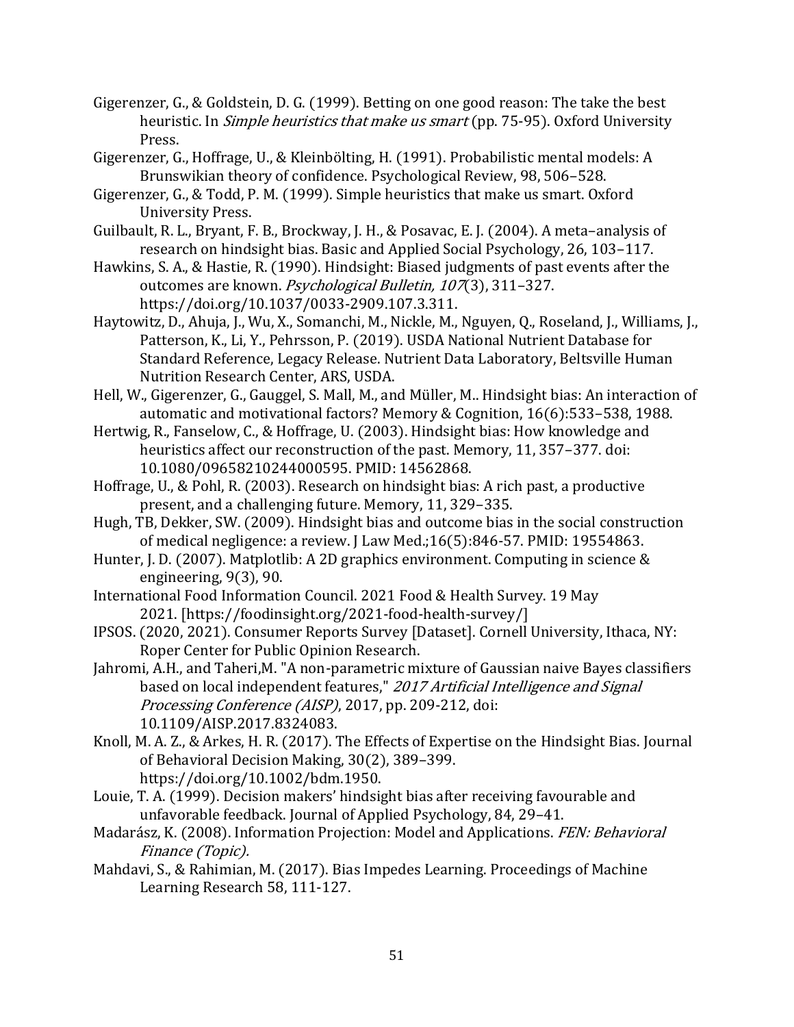Gigerenzer, G., & Goldstein, D. G. (1999). Betting on one good reason: The take the best heuristic. In *Simple heuristics that make us smart* (pp. 75-95). Oxford University Press.

Gigerenzer, G., Hoffrage, U., & Kleinbölting, H. (1991). Probabilistic mental models: A Brunswikian theory of confidence. Psychological Review, 98, 506–528.

Gigerenzer, G., & Todd, P. M. (1999). Simple heuristics that make us smart. Oxford University Press.

Guilbault, R. L., Bryant, F. B., Brockway, J. H., & Posavac, E. J. (2004). A meta–analysis of research on hindsight bias. Basic and Applied Social Psychology, 26, 103–117.

Hawkins, S. A., & Hastie, R. (1990). Hindsight: Biased judgments of past events after the outcomes are known. *Psychological Bulletin, 107*(3), 311–327. https://doi.org/10.1037/0033-2909.107.3.311.

Haytowitz, D., Ahuja, J., Wu, X., Somanchi, M., Nickle, M., Nguyen, Q., Roseland, J., Williams, J., Patterson, K., Li, Y., Pehrsson, P. (2019). USDA National Nutrient Database for Standard Reference, Legacy Release. Nutrient Data Laboratory, Beltsville Human Nutrition Research Center, ARS, USDA.

Hell, W., Gigerenzer, G., Gauggel, S. Mall, M., and Müller, M.. Hindsight bias: An interaction of automatic and motivational factors? Memory & Cognition, 16(6):533–538, 1988.

Hertwig, R., Fanselow, C., & Hoffrage, U. (2003). Hindsight bias: How knowledge and heuristics affect our reconstruction of the past. Memory, 11, 357–377. doi: 10.1080/09658210244000595. PMID: 14562868.

Hoffrage, U., & Pohl, R. (2003). Research on hindsight bias: A rich past, a productive present, and a challenging future. Memory, 11, 329–335.

Hugh, TB, Dekker, SW. (2009). Hindsight bias and outcome bias in the social construction of medical negligence: a review. J Law Med.;16(5):846-57. PMID: 19554863.

Hunter, J. D. (2007). Matplotlib: A 2D graphics environment. Computing in science & engineering, 9(3), 90.

International Food Information Council. 2021 Food & Health Survey. 19 May 2021. [https://foodinsight.org/2021-food-health-survey/]

IPSOS. (2020, 2021). Consumer Reports Survey [Dataset]. Cornell University, Ithaca, NY: Roper Center for Public Opinion Research.

Jahromi, A.H., and Taheri,M. "A non-parametric mixture of Gaussian naive Bayes classifiers based on local independent features," *2017 Artificial Intelligence and Signal Processing Conference (AISP)*, 2017, pp. 209-212, doi: 10.1109/AISP.2017.8324083.

Knoll, M. A. Z., & Arkes, H. R. (2017). The Effects of Expertise on the Hindsight Bias. Journal of Behavioral Decision Making, 30(2), 389–399. https://doi.org/10.1002/bdm.1950.

Louie, T. A. (1999). Decision makers' hindsight bias after receiving favourable and unfavorable feedback. Journal of Applied Psychology, 84, 29–41.

Madarász, K. (2008). Information Projection: Model and Applications. *FEN: Behavioral Finance (Topic).*

Mahdavi, S., & Rahimian, M. (2017). Bias Impedes Learning. Proceedings of Machine Learning Research 58, 111-127.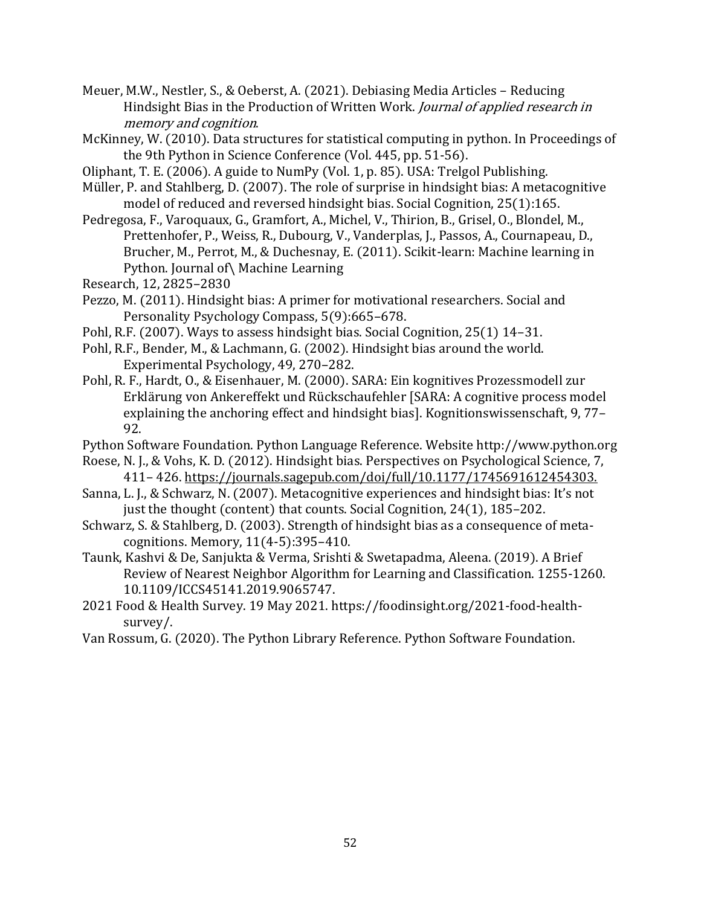Meuer, M.W., Nestler, S., & Oeberst, A. (2021). Debiasing Media Articles – Reducing Hindsight Bias in the Production of Written Work. *Journal of applied research in memory and cognition*.

McKinney, W. (2010). Data structures for statistical computing in python. In Proceedings of the 9th Python in Science Conference (Vol. 445, pp. 51-56).

Oliphant, T. E. (2006). A guide to NumPy (Vol. 1, p. 85). USA: Trelgol Publishing.

Müller, P. and Stahlberg, D. (2007). The role of surprise in hindsight bias: A metacognitive model of reduced and reversed hindsight bias. Social Cognition, 25(1):165.

Pedregosa, F., Varoquaux, G., Gramfort, A., Michel, V., Thirion, B., Grisel, O., Blondel, M., Prettenhofer, P., Weiss, R., Dubourg, V., Vanderplas, J., Passos, A., Cournapeau, D., Brucher, M., Perrot, M., & Duchesnay, E. (2011). Scikit-learn: Machine learning in Python. Journal of\ Machine Learning

Research, 12, 2825–2830

Pezzo, M. (2011). Hindsight bias: A primer for motivational researchers. Social and Personality Psychology Compass, 5(9):665–678.

Pohl, R.F. (2007). Ways to assess hindsight bias. Social Cognition, 25(1) 14–31.

Pohl, R.F., Bender, M., & Lachmann, G. (2002). Hindsight bias around the world. Experimental Psychology, 49, 270–282.

Pohl, R. F., Hardt, O., & Eisenhauer, M. (2000). SARA: Ein kognitives Prozessmodell zur Erklärung von Ankereffekt und Rückschaufehler [SARA: A cognitive process model explaining the anchoring effect and hindsight bias]. Kognitionswissenschaft, 9, 77–92.

Python Software Foundation. Python Language Reference. Website http://www.python.org

Roese, N. J., & Vohs, K. D. (2012). Hindsight bias. Perspectives on Psychological Science, 7, 411– 426. https://journals.sagepub.com/doi/full/10.1177/1745691612454303.

Sanna, L. J., & Schwarz, N. (2007). Metacognitive experiences and hindsight bias: It's not just the thought (content) that counts. Social Cognition, 24(1), 185–202.

Schwarz, S. & Stahlberg, D. (2003). Strength of hindsight bias as a consequence of meta-cognitions. Memory, 11(4-5):395–410.

Taunk, Kashvi & De, Sanjukta & Verma, Srishti & Swetapadma, Aleena. (2019). A Brief Review of Nearest Neighbor Algorithm for Learning and Classification. 1255-1260. 10.1109/ICCS45141.2019.9065747.

2021 Food & Health Survey. 19 May 2021. https://foodinsight.org/2021-food-health-survey/.

Van Rossum, G. (2020). The Python Library Reference. Python Software Foundation.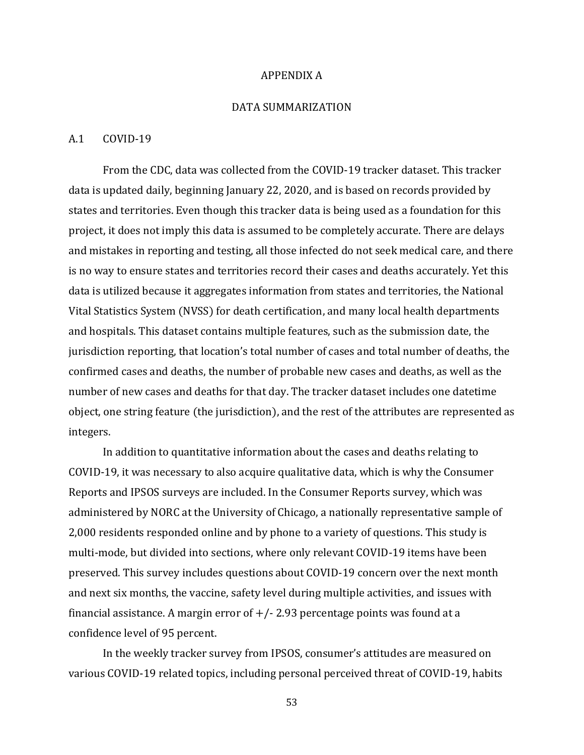# APPENDIX A

## DATA SUMMARIZATION

### A.1 COVID-19

From the CDC, data was collected from the COVID-19 tracker dataset. This tracker data is updated daily, beginning January 22, 2020, and is based on records provided by states and territories. Even though this tracker data is being used as a foundation for this project, it does not imply this data is assumed to be completely accurate. There are delays and mistakes in reporting and testing, all those infected do not seek medical care, and there is no way to ensure states and territories record their cases and deaths accurately. Yet this data is utilized because it aggregates information from states and territories, the National Vital Statistics System (NVSS) for death certification, and many local health departments and hospitals. This dataset contains multiple features, such as the submission date, the jurisdiction reporting, that location's total number of cases and total number of deaths, the confirmed cases and deaths, the number of probable new cases and deaths, as well as the number of new cases and deaths for that day. The tracker dataset includes one datetime object, one string feature (the jurisdiction), and the rest of the attributes are represented as integers.

In addition to quantitative information about the cases and deaths relating to COVID-19, it was necessary to also acquire qualitative data, which is why the Consumer Reports and IPSOS surveys are included. In the Consumer Reports survey, which was administered by NORC at the University of Chicago, a nationally representative sample of 2,000 residents responded online and by phone to a variety of questions. This study is multi-mode, but divided into sections, where only relevant COVID-19 items have been preserved. This survey includes questions about COVID-19 concern over the next month and next six months, the vaccine, safety level during multiple activities, and issues with financial assistance. A margin error of +/- 2.93 percentage points was found at a confidence level of 95 percent.

In the weekly tracker survey from IPSOS, consumer's attitudes are measured on various COVID-19 related topics, including personal perceived threat of COVID-19, habits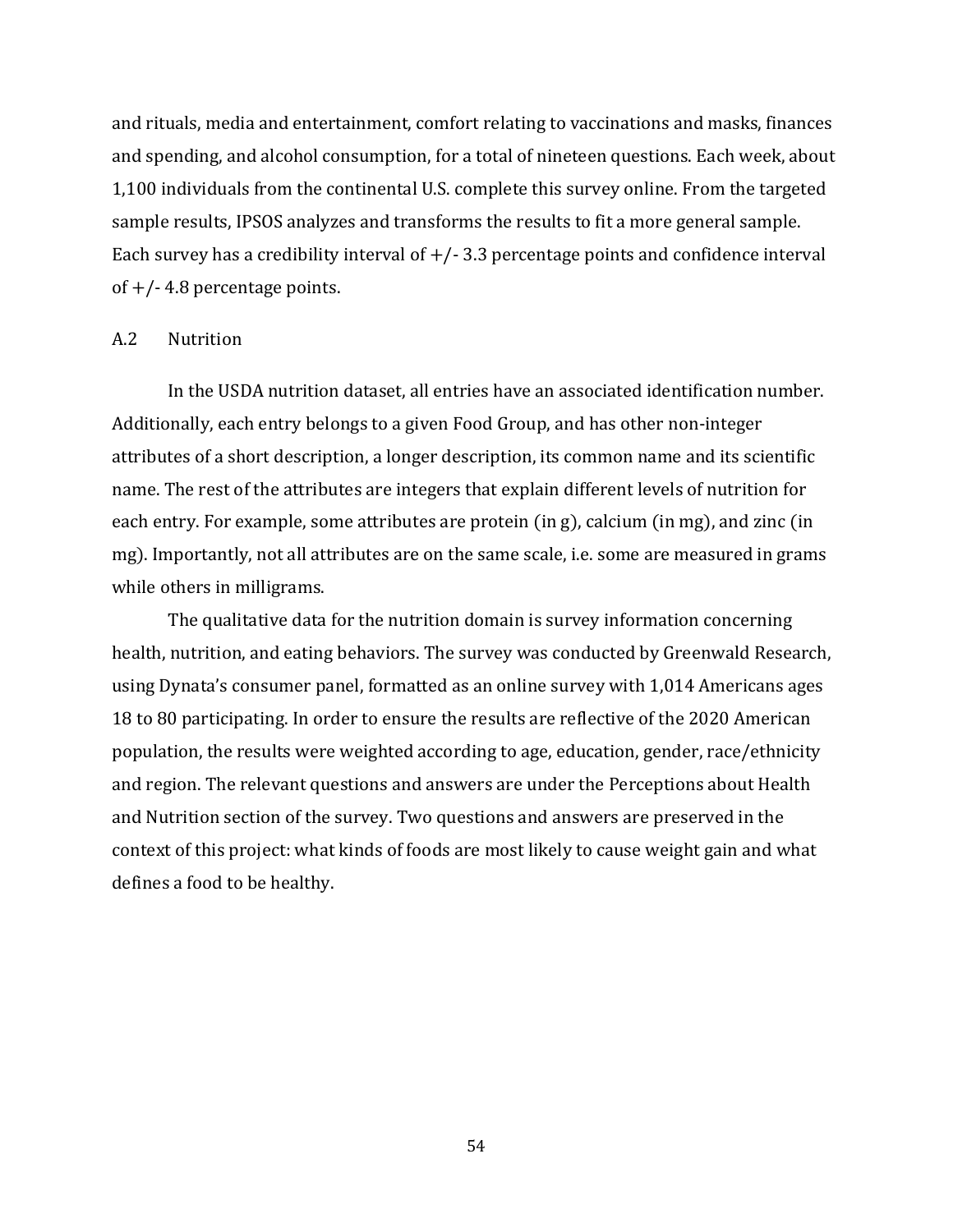and rituals, media and entertainment, comfort relating to vaccinations and masks, finances and spending, and alcohol consumption, for a total of nineteen questions. Each week, about 1,100 individuals from the continental U.S. complete this survey online. From the targeted sample results, IPSOS analyzes and transforms the results to fit a more general sample. Each survey has a credibility interval of +/- 3.3 percentage points and confidence interval of +/- 4.8 percentage points.

### A.2 Nutrition

In the USDA nutrition dataset, all entries have an associated identification number. Additionally, each entry belongs to a given Food Group, and has other non-integer attributes of a short description, a longer description, its common name and its scientific name. The rest of the attributes are integers that explain different levels of nutrition for each entry. For example, some attributes are protein (in g), calcium (in mg), and zinc (in mg). Importantly, not all attributes are on the same scale, i.e. some are measured in grams while others in milligrams.

The qualitative data for the nutrition domain is survey information concerning health, nutrition, and eating behaviors. The survey was conducted by Greenwald Research, using Dynata's consumer panel, formatted as an online survey with 1,014 Americans ages 18 to 80 participating. In order to ensure the results are reflective of the 2020 American population, the results were weighted according to age, education, gender, race/ethnicity and region. The relevant questions and answers are under the Perceptions about Health and Nutrition section of the survey. Two questions and answers are preserved in the context of this project: what kinds of foods are most likely to cause weight gain and what defines a food to be healthy.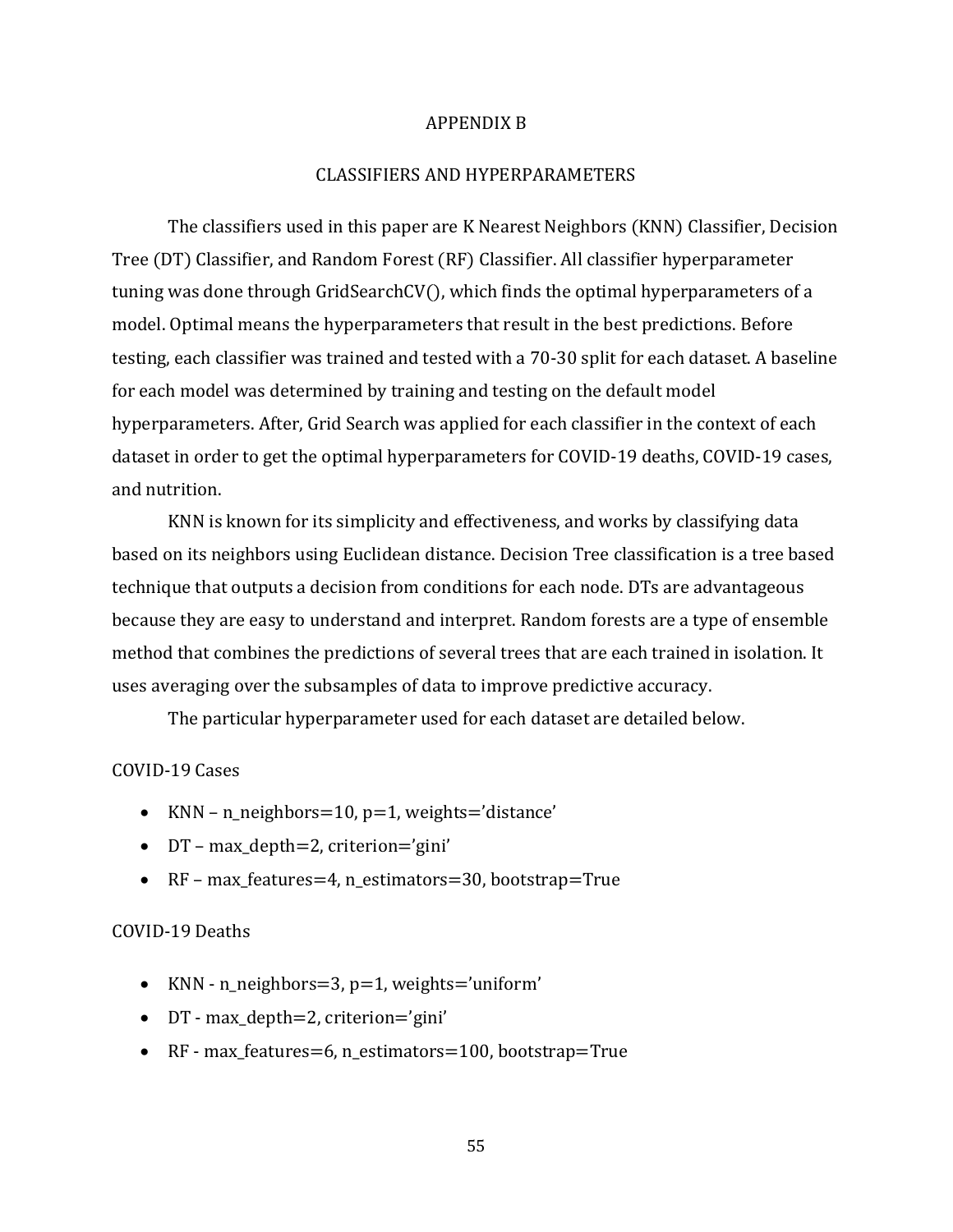# APPENDIX B

## CLASSIFIERS AND HYPERPARAMETERS

The classifiers used in this paper are K Nearest Neighbors (KNN) Classifier, Decision Tree (DT) Classifier, and Random Forest (RF) Classifier. All classifier hyperparameter tuning was done through GridSearchCV(), which finds the optimal hyperparameters of a model. Optimal means the hyperparameters that result in the best predictions. Before testing, each classifier was trained and tested with a 70-30 split for each dataset. A baseline for each model was determined by training and testing on the default model hyperparameters. After, Grid Search was applied for each classifier in the context of each dataset in order to get the optimal hyperparameters for COVID-19 deaths, COVID-19 cases, and nutrition.

KNN is known for its simplicity and effectiveness, and works by classifying data based on its neighbors using Euclidean distance. Decision Tree classification is a tree based technique that outputs a decision from conditions for each node. DTs are advantageous because they are easy to understand and interpret. Random forests are a type of ensemble method that combines the predictions of several trees that are each trained in isolation. It uses averaging over the subsamples of data to improve predictive accuracy.

The particular hyperparameter used for each dataset are detailed below.

COVID-19 Cases

- KNN – n_neighbors=10, p=1, weights='distance'
- DT – max_depth=2, criterion='gini'
- RF – max_features=4, n_estimators=30, bootstrap=True

COVID-19 Deaths

- KNN - n_neighbors=3, p=1, weights='uniform'
- DT - max_depth=2, criterion='gini'
- RF - max_features=6, n_estimators=100, bootstrap=True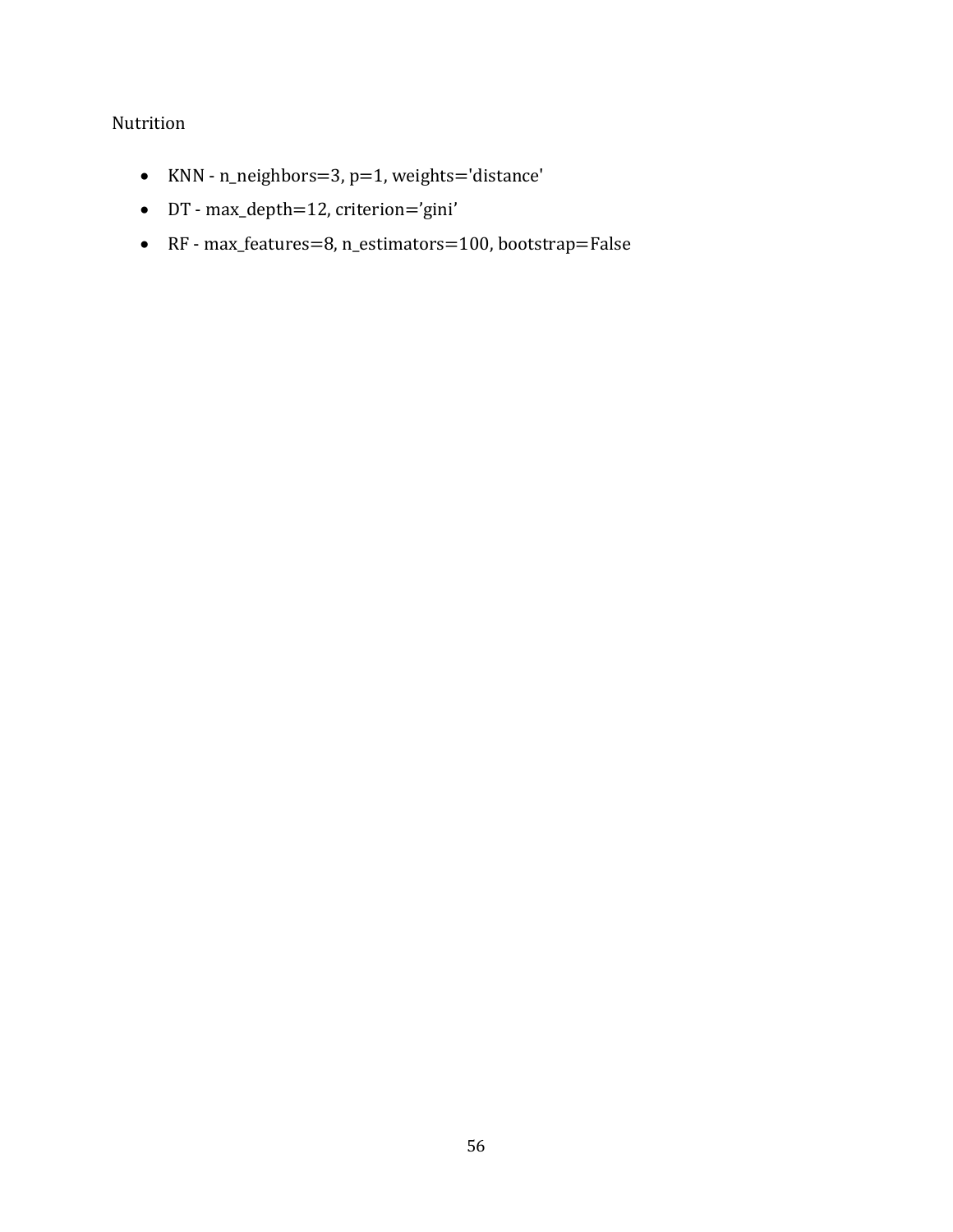Nutrition

- KNN - n_neighbors=3, p=1, weights='distance'
- DT - max_depth=12, criterion='gini'
- RF - max_features=8, n_estimators=100, bootstrap=False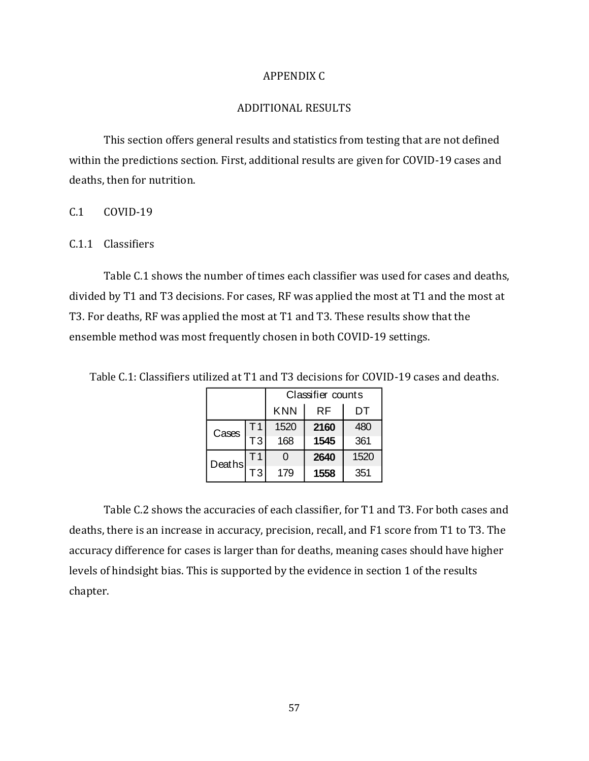# APPENDIX C

## ADDITIONAL RESULTS

This section offers general results and statistics from testing that are not defined within the predictions section. First, additional results are given for COVID-19 cases and deaths, then for nutrition.

### C.1 COVID-19

#### C.1.1 Classifiers

Table C.1 shows the number of times each classifier was used for cases and deaths, divided by T1 and T3 decisions. For cases, RF was applied the most at T1 and the most at T3. For deaths, RF was applied the most at T1 and T3. These results show that the ensemble method was most frequently chosen in both COVID-19 settings.

Table C.1: Classifiers utilized at T1 and T3 decisions for COVID-19 cases and deaths.

| | | Classifier counts | | |
|---|---|---|---|---|
| | | KNN | RF | DT |
| Cases | T1 | 1520 | **2160** | 480 |
| | T3 | 168 | **1545** | 361 |
| Deaths | T1 | 0 | **2640** | 1520 |
| | T3 | 179 | **1558** | 351 |

Table C.2 shows the accuracies of each classifier, for T1 and T3. For both cases and deaths, there is an increase in accuracy, precision, recall, and F1 score from T1 to T3. The accuracy difference for cases is larger than for deaths, meaning cases should have higher levels of hindsight bias. This is supported by the evidence in section 1 of the results chapter.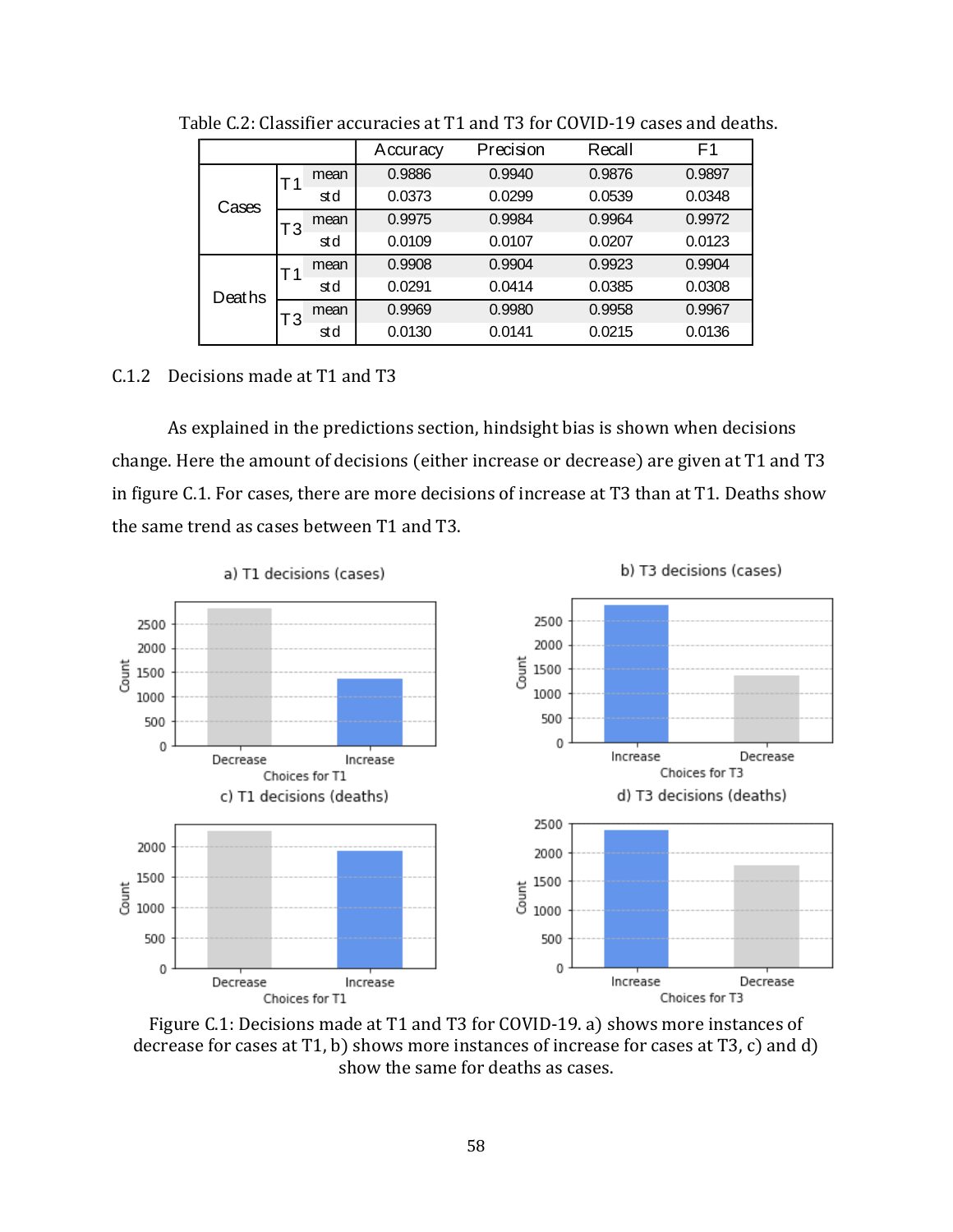Table C.2: Classifier accuracies at T1 and T3 for COVID-19 cases and deaths.

| | | | Accuracy | Precision | Recall | F1 |
|---|---|---|---|---|---|---|
| Cases | T1 | mean | 0.9886 | 0.9940 | 0.9876 | 0.9897 |
| | | std | 0.0373 | 0.0299 | 0.0539 | 0.0348 |
| | T3 | mean | 0.9975 | 0.9984 | 0.9964 | 0.9972 |
| | | std | 0.0109 | 0.0107 | 0.0207 | 0.0123 |
| Deaths | T1 | mean | 0.9908 | 0.9904 | 0.9923 | 0.9904 |
| | | std | 0.0291 | 0.0414 | 0.0385 | 0.0308 |
| | T3 | mean | 0.9969 | 0.9980 | 0.9958 | 0.9967 |
| | | std | 0.0130 | 0.0141 | 0.0215 | 0.0136 |

### C.1.2 Decisions made at T1 and T3

As explained in the predictions section, hindsight bias is shown when decisions change. Here the amount of decisions (either increase or decrease) are given at T1 and T3 in figure C.1. For cases, there are more decisions of increase at T3 than at T1. Deaths show the same trend as cases between T1 and T3.

Figure C.1: Decisions made at T1 and T3 for COVID-19. a) shows more instances of decrease for cases at T1, b) shows more instances of increase for cases at T3, c) and d) show the same for deaths as cases.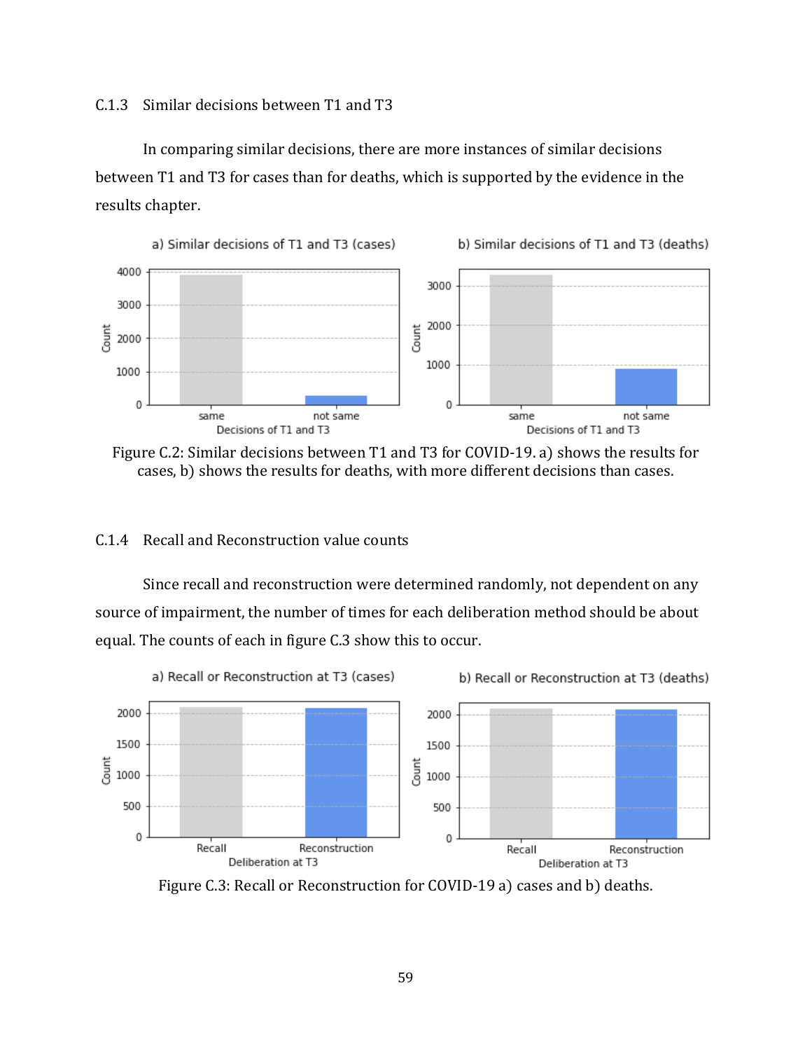### C.1.3 Similar decisions between T1 and T3

In comparing similar decisions, there are more instances of similar decisions between T1 and T3 for cases than for deaths, which is supported by the evidence in the results chapter.

Figure C.2: Similar decisions between T1 and T3 for COVID-19. a) shows the results for cases, b) shows the results for deaths, with more different decisions than cases.

### C.1.4 Recall and Reconstruction value counts

Since recall and reconstruction were determined randomly, not dependent on any source of impairment, the number of times for each deliberation method should be about equal. The counts of each in figure C.3 show this to occur.

Figure C.3: Recall or Reconstruction for COVID-19 a) cases and b) deaths.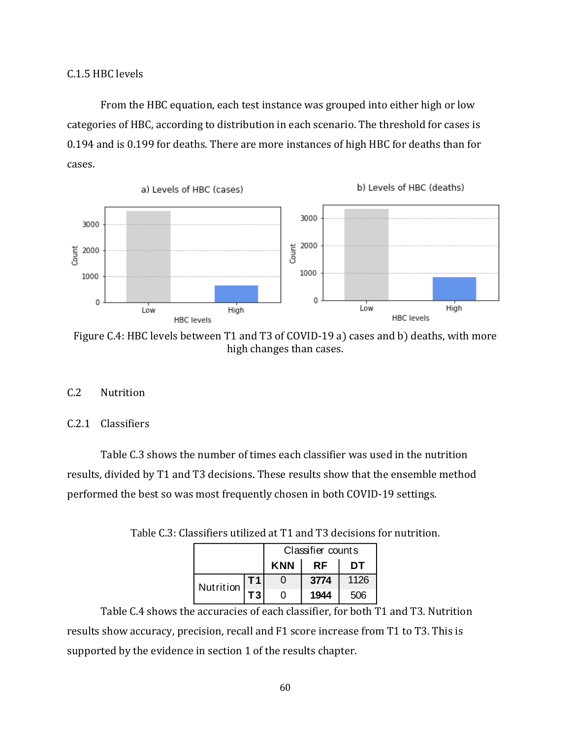C.1.5 HBC levels

From the HBC equation, each test instance was grouped into either high or low categories of HBC, according to distribution in each scenario. The threshold for cases is 0.194 and is 0.199 for deaths. There are more instances of high HBC for deaths than for cases.

Figure C.4: HBC levels between T1 and T3 of COVID-19 a) cases and b) deaths, with more high changes than cases.

## C.2 Nutrition

### C.2.1 Classifiers

Table C.3 shows the number of times each classifier was used in the nutrition results, divided by T1 and T3 decisions. These results show that the ensemble method performed the best so was most frequently chosen in both COVID-19 settings.

Table C.3: Classifiers utilized at T1 and T3 decisions for nutrition.

| | | Classifier counts | | |
|---|---|---|---|---|
| | | KNN | RF | DT |
| Nutrition | T1 | 0 | **3774** | 1126 |
| | T3 | 0 | **1944** | 506 |

Table C.4 shows the accuracies of each classifier, for both T1 and T3. Nutrition results show accuracy, precision, recall and F1 score increase from T1 to T3. This is supported by the evidence in section 1 of the results chapter.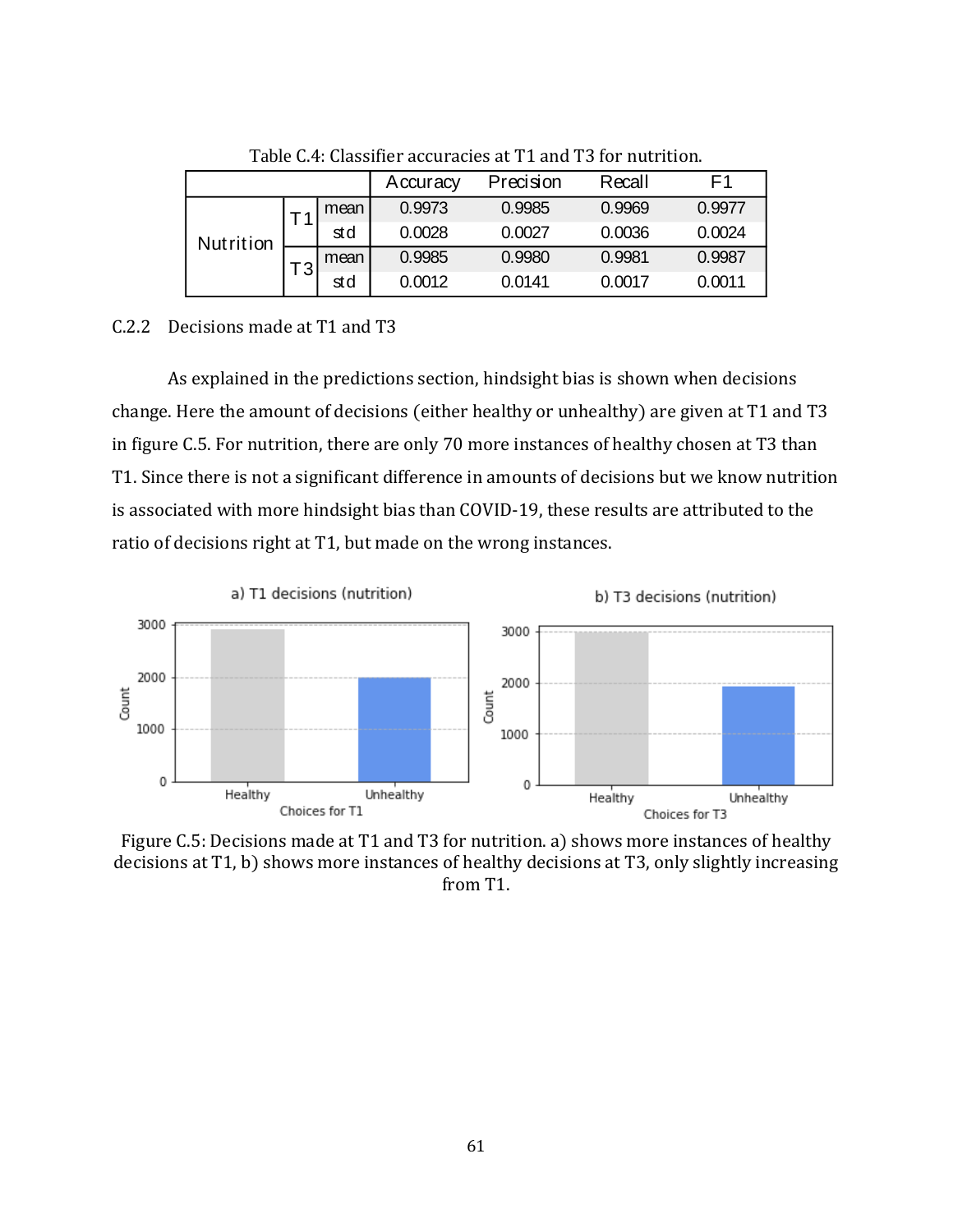Table C.4: Classifier accuracies at T1 and T3 for nutrition.

| | | | Accuracy | Precision | Recall | F1 |
|---|---|---|---|---|---|---|
| Nutrition | T1 | mean | 0.9973 | 0.9985 | 0.9969 | 0.9977 |
| | | std | 0.0028 | 0.0027 | 0.0036 | 0.0024 |
| | T3 | mean | 0.9985 | 0.9980 | 0.9981 | 0.9987 |
| | | std | 0.0012 | 0.0141 | 0.0017 | 0.0011 |

### C.2.2 Decisions made at T1 and T3

As explained in the predictions section, hindsight bias is shown when decisions change. Here the amount of decisions (either healthy or unhealthy) are given at T1 and T3 in figure C.5. For nutrition, there are only 70 more instances of healthy chosen at T3 than T1. Since there is not a significant difference in amounts of decisions but we know nutrition is associated with more hindsight bias than COVID-19, these results are attributed to the ratio of decisions right at T1, but made on the wrong instances.

Figure C.5: Decisions made at T1 and T3 for nutrition. a) shows more instances of healthy decisions at T1, b) shows more instances of healthy decisions at T3, only slightly increasing from T1.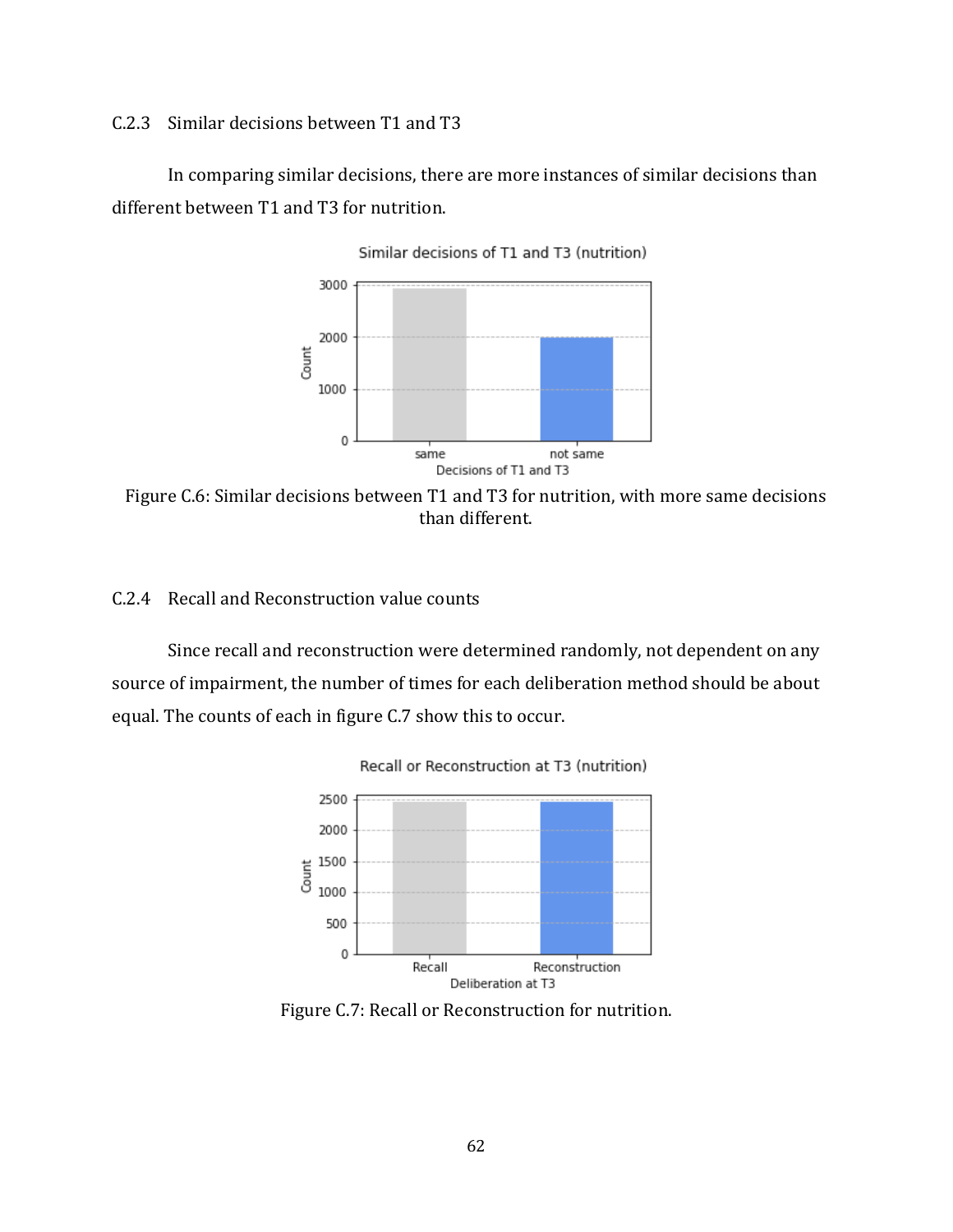### C.2.3 Similar decisions between T1 and T3

In comparing similar decisions, there are more instances of similar decisions than different between T1 and T3 for nutrition.

Figure C.6: Similar decisions between T1 and T3 for nutrition, with more same decisions than different.

### C.2.4 Recall and Reconstruction value counts

Since recall and reconstruction were determined randomly, not dependent on any source of impairment, the number of times for each deliberation method should be about equal. The counts of each in figure C.7 show this to occur.

Figure C.7: Recall or Reconstruction for nutrition.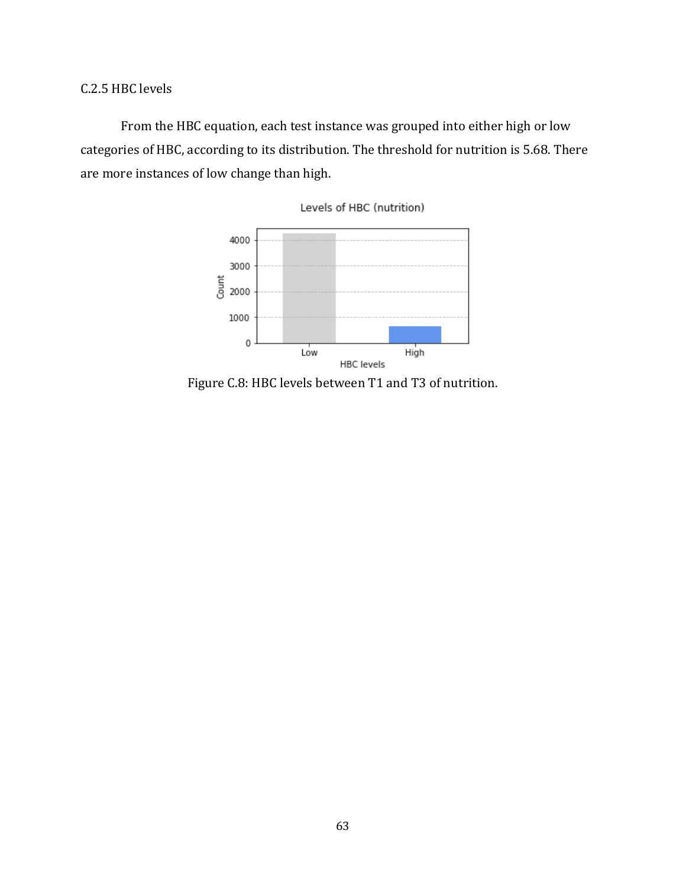C.2.5 HBC levels

From the HBC equation, each test instance was grouped into either high or low categories of HBC, according to its distribution. The threshold for nutrition is 5.68. There are more instances of low change than high.

Levels of HBC (nutrition)

Count

4000

3000

2000

1000

0

Low

High

HBC levels

Figure C.8: HBC levels between T1 and T3 of nutrition.